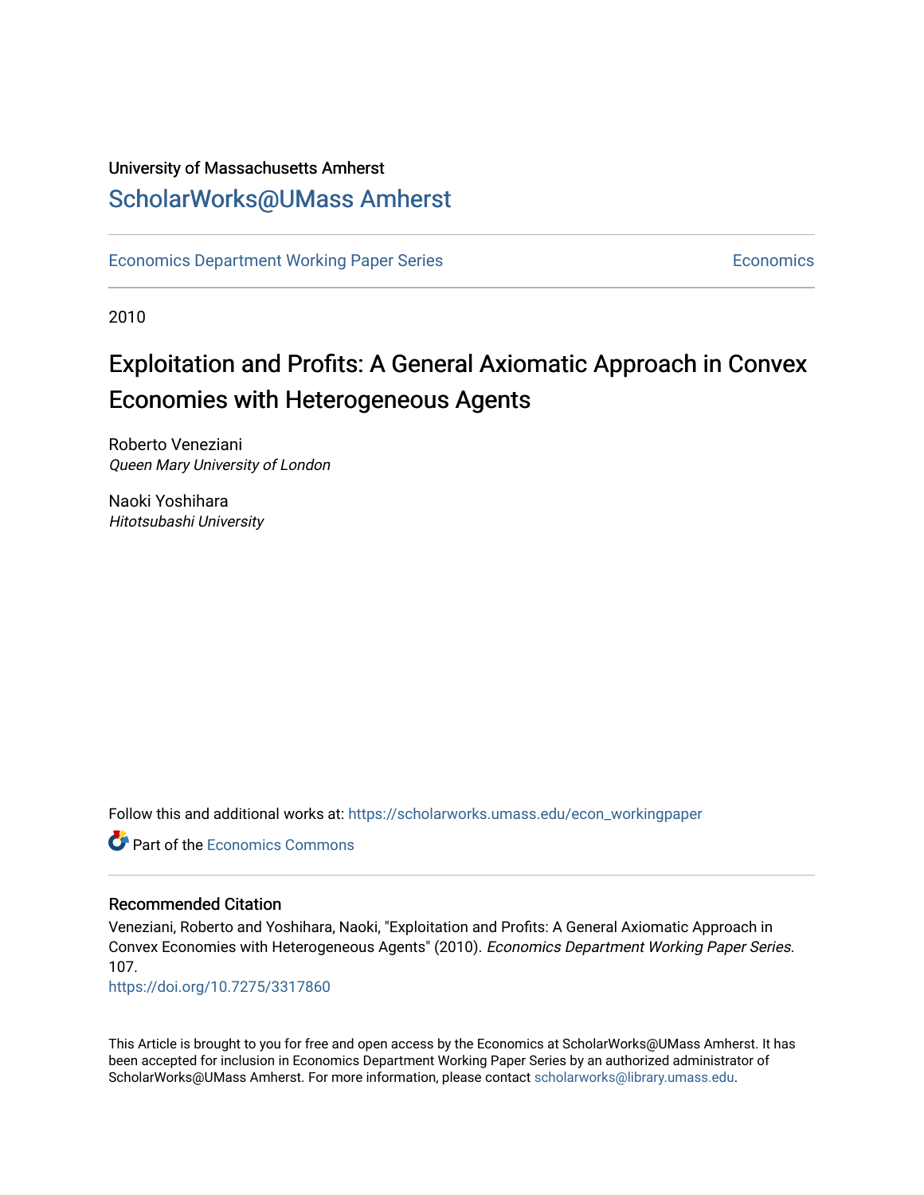University of Massachusetts Amherst

ScholarWorks@UMass Amherst

Economics Department Working Paper Series | Economics

2010

# Exploitation and Profits: A General Axiomatic Approach in Convex Economies with Heterogeneous Agents

Roberto Veneziani
*Queen Mary University of London*

Naoki Yoshihara
*Hitotsubashi University*

Follow this and additional works at: https://scholarworks.umass.edu/econ_workingpaper

Part of the Economics Commons

## Recommended Citation

Veneziani, Roberto and Yoshihara, Naoki, "Exploitation and Profits: A General Axiomatic Approach in Convex Economies with Heterogeneous Agents" (2010). *Economics Department Working Paper Series*. 107.
https://doi.org/10.7275/3317860

This Article is brought to you for free and open access by the Economics at ScholarWorks@UMass Amherst. It has been accepted for inclusion in Economics Department Working Paper Series by an authorized administrator of ScholarWorks@UMass Amherst. For more information, please contact scholarworks@library.umass.edu.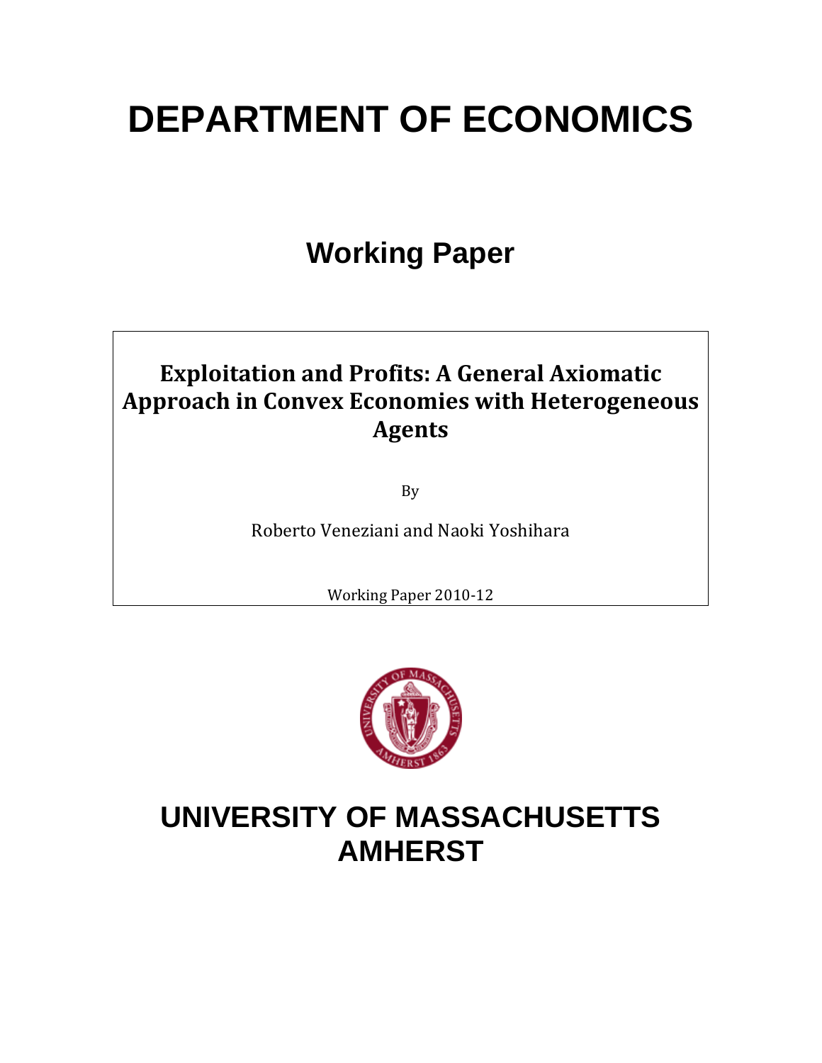# DEPARTMENT OF ECONOMICS

## Working Paper

**Exploitation and Profits: A General Axiomatic Approach in Convex Economies with Heterogeneous Agents**

By

Roberto Veneziani and Naoki Yoshihara

Working Paper 2010-12

# UNIVERSITY OF MASSACHUSETTS AMHERST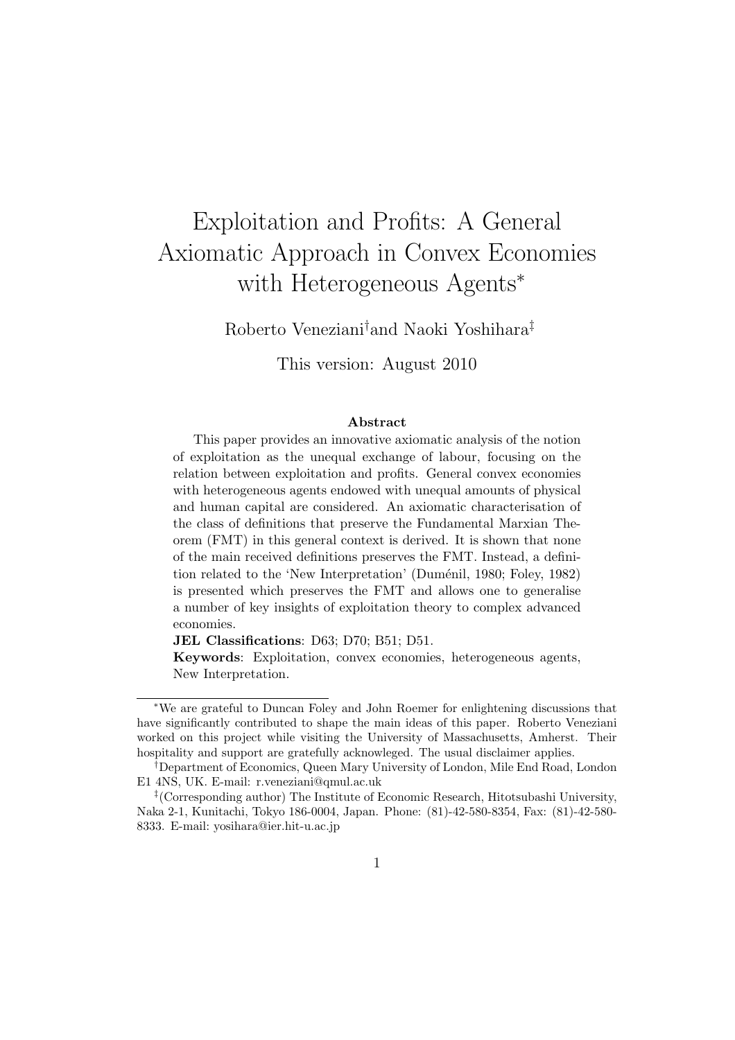# Exploitation and Profits: A General Axiomatic Approach in Convex Economies with Heterogeneous Agents*

Roberto Veneziani† and Naoki Yoshihara‡

This version: August 2010

**Abstract**

This paper provides an innovative axiomatic analysis of the notion of exploitation as the unequal exchange of labour, focusing on the relation between exploitation and profits. General convex economies with heterogeneous agents endowed with unequal amounts of physical and human capital are considered. An axiomatic characterisation of the class of definitions that preserve the Fundamental Marxian Theorem (FMT) in this general context is derived. It is shown that none of the main received definitions preserves the FMT. Instead, a definition related to the 'New Interpretation' (Duménil, 1980; Foley, 1982) is presented which preserves the FMT and allows one to generalise a number of key insights of exploitation theory to complex advanced economies.

**JEL Classifications**: D63; D70; B51; D51.

**Keywords**: Exploitation, convex economies, heterogeneous agents, New Interpretation.

---

*We are grateful to Duncan Foley and John Roemer for enlightening discussions that have significantly contributed to shape the main ideas of this paper. Roberto Veneziani worked on this project while visiting the University of Massachusetts, Amherst. Their hospitality and support are gratefully acknowleged. The usual disclaimer applies.

†Department of Economics, Queen Mary University of London, Mile End Road, London E1 4NS, UK. E-mail: r.veneziani@qmul.ac.uk

‡(Corresponding author) The Institute of Economic Research, Hitotsubashi University, Naka 2-1, Kunitachi, Tokyo 186-0004, Japan. Phone: (81)-42-580-8354, Fax: (81)-42-580-8333. E-mail: yosihara@ier.hit-u.ac.jp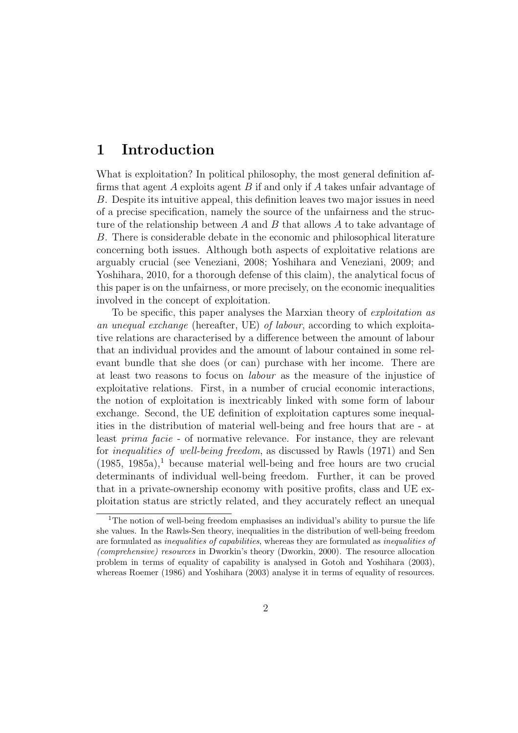# 1 Introduction

What is exploitation? In political philosophy, the most general definition affirms that agent $A$ exploits agent $B$ if and only if $A$ takes unfair advantage of $B$. Despite its intuitive appeal, this definition leaves two major issues in need of a precise specification, namely the source of the unfairness and the structure of the relationship between $A$ and $B$ that allows $A$ to take advantage of $B$. There is considerable debate in the economic and philosophical literature concerning both issues. Although both aspects of exploitative relations are arguably crucial (see Veneziani, 2008; Yoshihara and Veneziani, 2009; and Yoshihara, 2010, for a thorough defense of this claim), the analytical focus of this paper is on the unfairness, or more precisely, on the economic inequalities involved in the concept of exploitation.

To be specific, this paper analyses the Marxian theory of *exploitation as an unequal exchange* (hereafter, UE) *of labour*, according to which exploitative relations are characterised by a difference between the amount of labour that an individual provides and the amount of labour contained in some relevant bundle that she does (or can) purchase with her income. There are at least two reasons to focus on *labour* as the measure of the injustice of exploitative relations. First, in a number of crucial economic interactions, the notion of exploitation is inextricably linked with some form of labour exchange. Second, the UE definition of exploitation captures some inequalities in the distribution of material well-being and free hours that are - at least *prima facie* - of normative relevance. For instance, they are relevant for *inequalities of well-being freedom*, as discussed by Rawls (1971) and Sen (1985, 1985a),[1] because material well-being and free hours are two crucial determinants of individual well-being freedom. Further, it can be proved that in a private-ownership economy with positive profits, class and UE exploitation status are strictly related, and they accurately reflect an unequal

[1] The notion of well-being freedom emphasises an individual's ability to pursue the life she values. In the Rawls-Sen theory, inequalities in the distribution of well-being freedom are formulated as *inequalities of capabilities*, whereas they are formulated as *inequalities of (comprehensive) resources* in Dworkin's theory (Dworkin, 2000). The resource allocation problem in terms of equality of capability is analysed in Gotoh and Yoshihara (2003), whereas Roemer (1986) and Yoshihara (2003) analyse it in terms of equality of resources.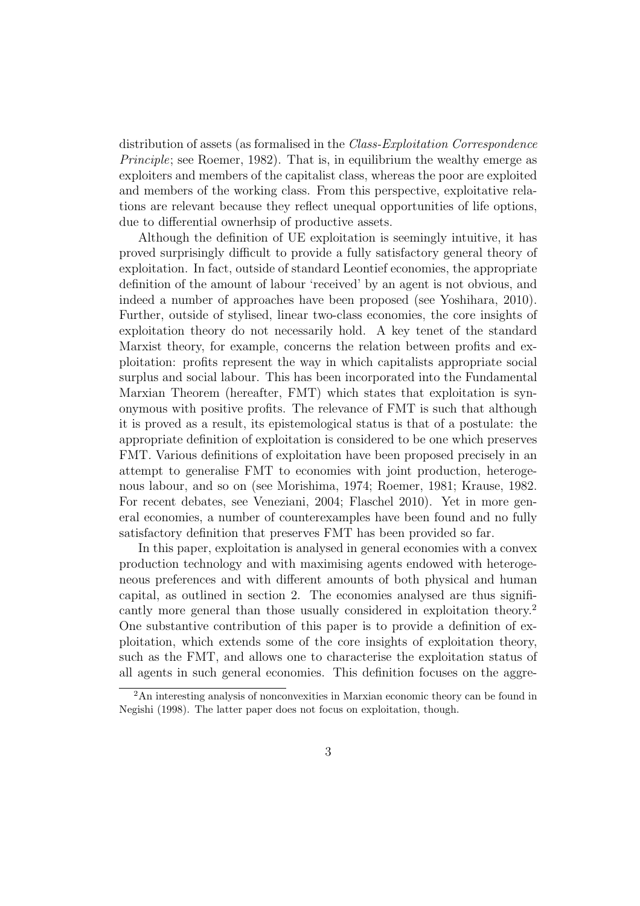distribution of assets (as formalised in the *Class-Exploitation Correspondence Principle*; see Roemer, 1982). That is, in equilibrium the wealthy emerge as exploiters and members of the capitalist class, whereas the poor are exploited and members of the working class. From this perspective, exploitative relations are relevant because they reflect unequal opportunities of life options, due to differential ownerhsip of productive assets.

Although the definition of UE exploitation is seemingly intuitive, it has proved surprisingly difficult to provide a fully satisfactory general theory of exploitation. In fact, outside of standard Leontief economies, the appropriate definition of the amount of labour 'received' by an agent is not obvious, and indeed a number of approaches have been proposed (see Yoshihara, 2010). Further, outside of stylised, linear two-class economies, the core insights of exploitation theory do not necessarily hold. A key tenet of the standard Marxist theory, for example, concerns the relation between profits and exploitation: profits represent the way in which capitalists appropriate social surplus and social labour. This has been incorporated into the Fundamental Marxian Theorem (hereafter, FMT) which states that exploitation is synonymous with positive profits. The relevance of FMT is such that although it is proved as a result, its epistemological status is that of a postulate: the appropriate definition of exploitation is considered to be one which preserves FMT. Various definitions of exploitation have been proposed precisely in an attempt to generalise FMT to economies with joint production, heterogenous labour, and so on (see Morishima, 1974; Roemer, 1981; Krause, 1982. For recent debates, see Veneziani, 2004; Flaschel 2010). Yet in more general economies, a number of counterexamples have been found and no fully satisfactory definition that preserves FMT has been provided so far.

In this paper, exploitation is analysed in general economies with a convex production technology and with maximising agents endowed with heterogeneous preferences and with different amounts of both physical and human capital, as outlined in section 2. The economies analysed are thus significantly more general than those usually considered in exploitation theory.[2] One substantive contribution of this paper is to provide a definition of exploitation, which extends some of the core insights of exploitation theory, such as the FMT, and allows one to characterise the exploitation status of all agents in such general economies. This definition focuses on the aggre-

[2]An interesting analysis of nonconvexities in Marxian economic theory can be found in Negishi (1998). The latter paper does not focus on exploitation, though.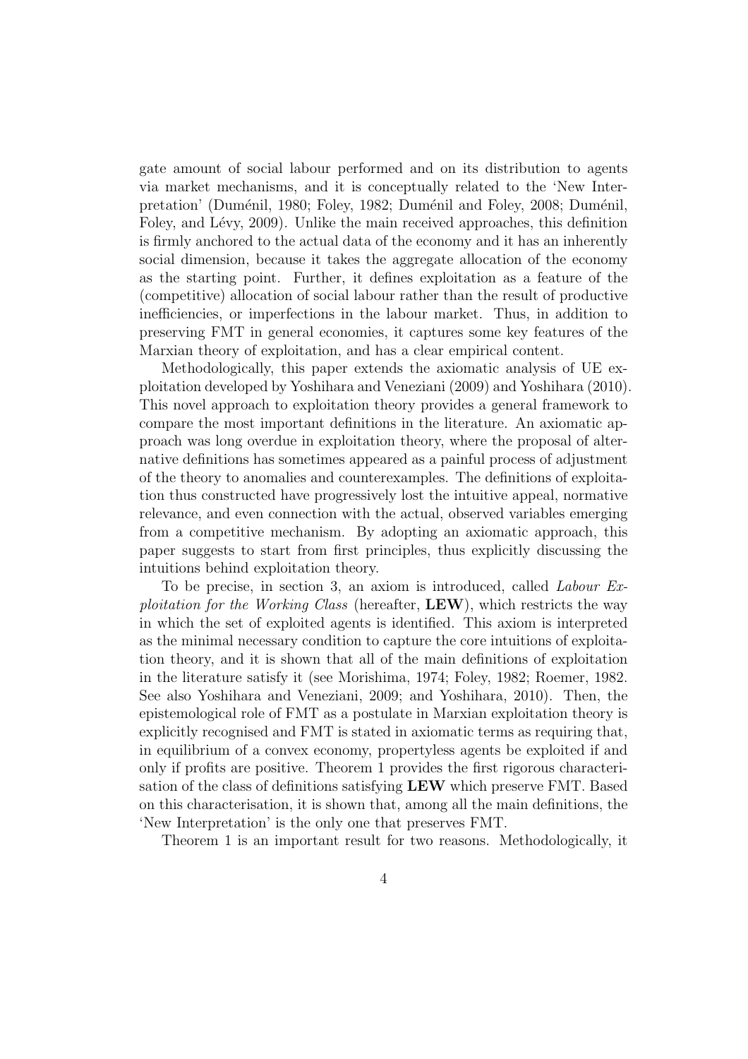gate amount of social labour performed and on its distribution to agents via market mechanisms, and it is conceptually related to the 'New Interpretation' (Duménil, 1980; Foley, 1982; Duménil and Foley, 2008; Duménil, Foley, and Lévy, 2009). Unlike the main received approaches, this definition is firmly anchored to the actual data of the economy and it has an inherently social dimension, because it takes the aggregate allocation of the economy as the starting point. Further, it defines exploitation as a feature of the (competitive) allocation of social labour rather than the result of productive inefficiencies, or imperfections in the labour market. Thus, in addition to preserving FMT in general economies, it captures some key features of the Marxian theory of exploitation, and has a clear empirical content.

Methodologically, this paper extends the axiomatic analysis of UE exploitation developed by Yoshihara and Veneziani (2009) and Yoshihara (2010). This novel approach to exploitation theory provides a general framework to compare the most important definitions in the literature. An axiomatic approach was long overdue in exploitation theory, where the proposal of alternative definitions has sometimes appeared as a painful process of adjustment of the theory to anomalies and counterexamples. The definitions of exploitation thus constructed have progressively lost the intuitive appeal, normative relevance, and even connection with the actual, observed variables emerging from a competitive mechanism. By adopting an axiomatic approach, this paper suggests to start from first principles, thus explicitly discussing the intuitions behind exploitation theory.

To be precise, in section 3, an axiom is introduced, called *Labour Exploitation for the Working Class* (hereafter, **LEW**), which restricts the way in which the set of exploited agents is identified. This axiom is interpreted as the minimal necessary condition to capture the core intuitions of exploitation theory, and it is shown that all of the main definitions of exploitation in the literature satisfy it (see Morishima, 1974; Foley, 1982; Roemer, 1982. See also Yoshihara and Veneziani, 2009; and Yoshihara, 2010). Then, the epistemological role of FMT as a postulate in Marxian exploitation theory is explicitly recognised and FMT is stated in axiomatic terms as requiring that, in equilibrium of a convex economy, propertyless agents be exploited if and only if profits are positive. Theorem 1 provides the first rigorous characterisation of the class of definitions satisfying **LEW** which preserve FMT. Based on this characterisation, it is shown that, among all the main definitions, the 'New Interpretation' is the only one that preserves FMT.

Theorem 1 is an important result for two reasons. Methodologically, it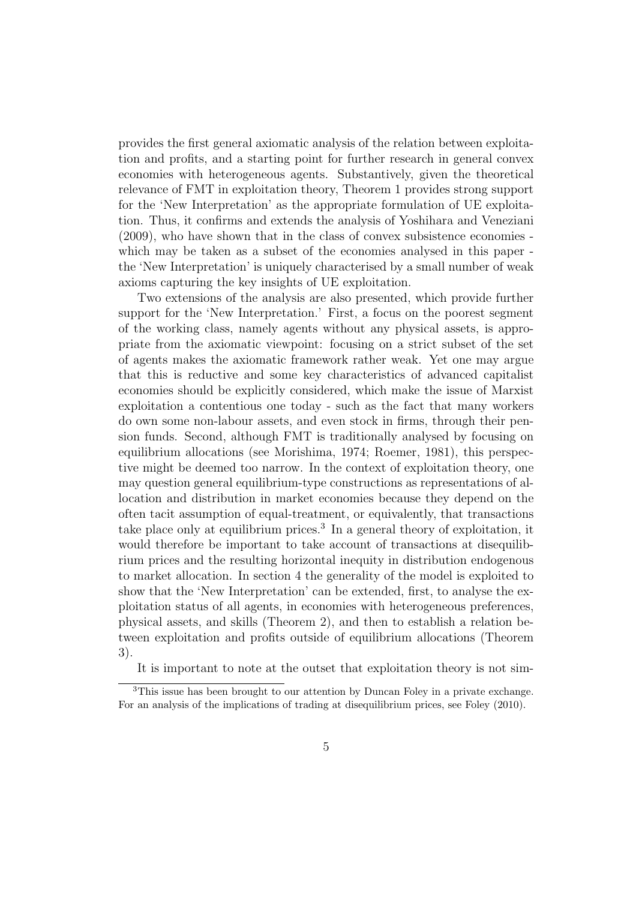provides the first general axiomatic analysis of the relation between exploitation and profits, and a starting point for further research in general convex economies with heterogeneous agents. Substantively, given the theoretical relevance of FMT in exploitation theory, Theorem 1 provides strong support for the 'New Interpretation' as the appropriate formulation of UE exploitation. Thus, it confirms and extends the analysis of Yoshihara and Veneziani (2009), who have shown that in the class of convex subsistence economies - which may be taken as a subset of the economies analysed in this paper - the 'New Interpretation' is uniquely characterised by a small number of weak axioms capturing the key insights of UE exploitation.

Two extensions of the analysis are also presented, which provide further support for the 'New Interpretation.' First, a focus on the poorest segment of the working class, namely agents without any physical assets, is appropriate from the axiomatic viewpoint: focusing on a strict subset of the set of agents makes the axiomatic framework rather weak. Yet one may argue that this is reductive and some key characteristics of advanced capitalist economies should be explicitly considered, which make the issue of Marxist exploitation a contentious one today - such as the fact that many workers do own some non-labour assets, and even stock in firms, through their pension funds. Second, although FMT is traditionally analysed by focusing on equilibrium allocations (see Morishima, 1974; Roemer, 1981), this perspective might be deemed too narrow. In the context of exploitation theory, one may question general equilibrium-type constructions as representations of allocation and distribution in market economies because they depend on the often tacit assumption of equal-treatment, or equivalently, that transactions take place only at equilibrium prices.[3] In a general theory of exploitation, it would therefore be important to take account of transactions at disequilibrium prices and the resulting horizontal inequity in distribution endogenous to market allocation. In section 4 the generality of the model is exploited to show that the 'New Interpretation' can be extended, first, to analyse the exploitation status of all agents, in economies with heterogeneous preferences, physical assets, and skills (Theorem 2), and then to establish a relation between exploitation and profits outside of equilibrium allocations (Theorem 3).

It is important to note at the outset that exploitation theory is not sim-

[3]This issue has been brought to our attention by Duncan Foley in a private exchange. For an analysis of the implications of trading at disequilibrium prices, see Foley (2010).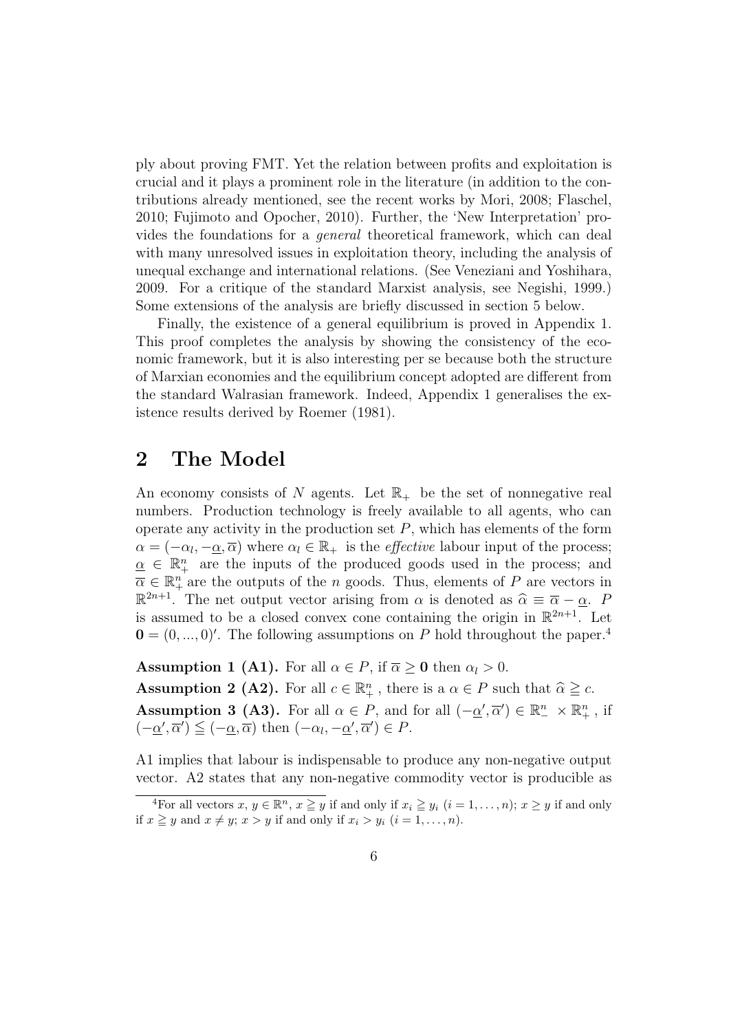ply about proving FMT. Yet the relation between profits and exploitation is crucial and it plays a prominent role in the literature (in addition to the contributions already mentioned, see the recent works by Mori, 2008; Flaschel, 2010; Fujimoto and Opocher, 2010). Further, the 'New Interpretation' provides the foundations for a *general* theoretical framework, which can deal with many unresolved issues in exploitation theory, including the analysis of unequal exchange and international relations. (See Veneziani and Yoshihara, 2009. For a critique of the standard Marxist analysis, see Negishi, 1999.) Some extensions of the analysis are briefly discussed in section 5 below.

Finally, the existence of a general equilibrium is proved in Appendix 1. This proof completes the analysis by showing the consistency of the economic framework, but it is also interesting per se because both the structure of Marxian economies and the equilibrium concept adopted are different from the standard Walrasian framework. Indeed, Appendix 1 generalises the existence results derived by Roemer (1981).

## 2 The Model

An economy consists of $N$ agents. Let $\mathbb{R}_+$ be the set of nonnegative real numbers. Production technology is freely available to all agents, who can operate any activity in the production set $P$, which has elements of the form $\alpha = (-\alpha_l, -\underline{\alpha}, \overline{\alpha})$ where $\alpha_l \in \mathbb{R}_+$ is the *effective* labour input of the process; $\underline{\alpha} \in \mathbb{R}^n_+$ are the inputs of the produced goods used in the process; and $\overline{\alpha} \in \mathbb{R}^n_+$ are the outputs of the $n$ goods. Thus, elements of $P$ are vectors in $\mathbb{R}^{2n+1}$. The net output vector arising from $\alpha$ is denoted as $\widehat{\alpha} \equiv \overline{\alpha} - \underline{\alpha}$. $P$ is assumed to be a closed convex cone containing the origin in $\mathbb{R}^{2n+1}$. Let $\mathbf{0} = (0, ..., 0)'$. The following assumptions on $P$ hold throughout the paper.[4]

**Assumption 1 (A1).** For all $\alpha \in P$, if $\overline{\alpha} \geq \mathbf{0}$ then $\alpha_l > 0$.

**Assumption 2 (A2).** For all $c \in \mathbb{R}^n_+$, there is a $\alpha \in P$ such that $\widehat{\alpha} \geqq c$.

**Assumption 3 (A3).** For all $\alpha \in P$, and for all $(-\underline{\alpha}', \overline{\alpha}') \in \mathbb{R}^n_- \times \mathbb{R}^n_+$, if $(-\underline{\alpha}', \overline{\alpha}') \leqq (-\underline{\alpha}, \overline{\alpha})$ then $(-\alpha_l, -\underline{\alpha}', \overline{\alpha}') \in P$.

A1 implies that labour is indispensable to produce any non-negative output vector. A2 states that any non-negative commodity vector is producible as

[4]For all vectors $x, y \in \mathbb{R}^n$, $x \geqq y$ if and only if $x_i \geqq y_i$ $(i = 1, \ldots, n)$; $x \geq y$ if and only if $x \geqq y$ and $x \neq y$; $x > y$ if and only if $x_i > y_i$ $(i = 1, \ldots, n)$.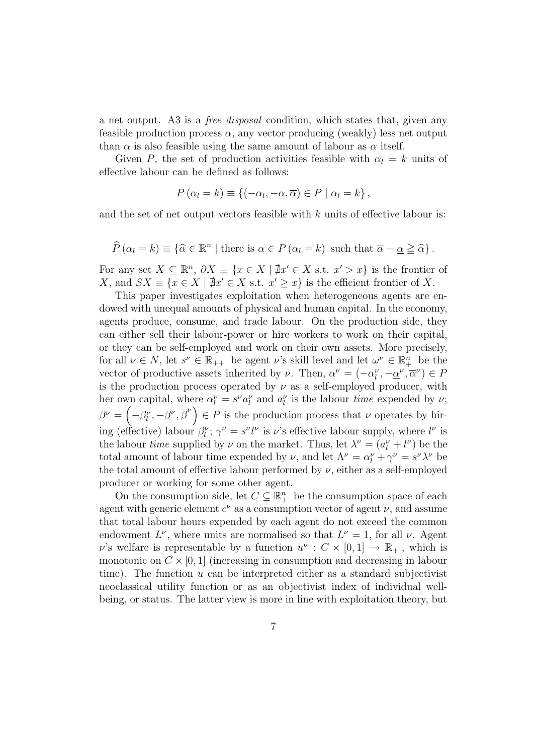a net output. A3 is a *free disposal* condition, which states that, given any feasible production process $\alpha$, any vector producing (weakly) less net output than $\alpha$ is also feasible using the same amount of labour as $\alpha$ itself.

Given $P$, the set of production activities feasible with $\alpha_l = k$ units of effective labour can be defined as follows:

$$P\left(\alpha_l = k\right) \equiv \left\{\left(-\alpha_l, -\underline{\alpha}, \overline{\alpha}\right) \in P \mid \alpha_l = k\right\},$$

and the set of net output vectors feasible with $k$ units of effective labour is:

$$\widehat{P}\left(\alpha_l = k\right) \equiv \left\{\widehat{\alpha} \in \mathbb{R}^n \mid \text{there is } \alpha \in P\left(\alpha_l = k\right) \text{ such that } \overline{\alpha} - \underline{\alpha} \geqq \widehat{\alpha}\right\}.$$

For any set $X \subseteq \mathbb{R}^n$, $\partial X \equiv \{x \in X \mid \nexists x' \in X \text{ s.t. } x' > x\}$ is the frontier of $X$, and $SX \equiv \{x \in X \mid \nexists x' \in X \text{ s.t. } x' \geq x\}$ is the efficient frontier of $X$.

This paper investigates exploitation when heterogeneous agents are endowed with unequal amounts of physical and human capital. In the economy, agents produce, consume, and trade labour. On the production side, they can either sell their labour-power or hire workers to work on their capital, or they can be self-employed and work on their own assets. More precisely, for all $\nu \in N$, let $s^\nu \in \mathbb{R}_{++}$ be agent $\nu$'s skill level and let $\omega^\nu \in \mathbb{R}^n_+$ be the vector of productive assets inherited by $\nu$. Then, $\alpha^\nu = (-\alpha^\nu_l, -\underline{\alpha}^\nu, \overline{\alpha}^\nu) \in P$ is the production process operated by $\nu$ as a self-employed producer, with her own capital, where $\alpha^\nu_l = s^\nu a^\nu_l$ and $a^\nu_l$ is the labour *time* expended by $\nu$; $\beta^\nu = \left(-\beta^\nu_l, -\underline{\beta}^\nu, \overline{\beta}^\nu\right) \in P$ is the production process that $\nu$ operates by hiring (effective) labour $\beta^\nu_l$; $\gamma^\nu = s^\nu l^\nu$ is $\nu$'s effective labour supply, where $l^\nu$ is the labour *time* supplied by $\nu$ on the market. Thus, let $\lambda^\nu = (a^\nu_l + l^\nu)$ be the total amount of labour time expended by $\nu$, and let $\Lambda^\nu = \alpha^\nu_l + \gamma^\nu = s^\nu \lambda^\nu$ be the total amount of effective labour performed by $\nu$, either as a self-employed producer or working for some other agent.

On the consumption side, let $C \subseteq \mathbb{R}^n_+$ be the consumption space of each agent with generic element $c^\nu$ as a consumption vector of agent $\nu$, and assume that total labour hours expended by each agent do not exceed the common endowment $L^\nu$, where units are normalised so that $L^\nu = 1$, for all $\nu$. Agent $\nu$'s welfare is representable by a function $u^\nu : C \times [0, 1] \to \mathbb{R}_+$, which is monotonic on $C \times [0, 1]$ (increasing in consumption and decreasing in labour time). The function $u$ can be interpreted either as a standard subjectivist neoclassical utility function or as an objectivist index of individual well-being, or status. The latter view is more in line with exploitation theory, but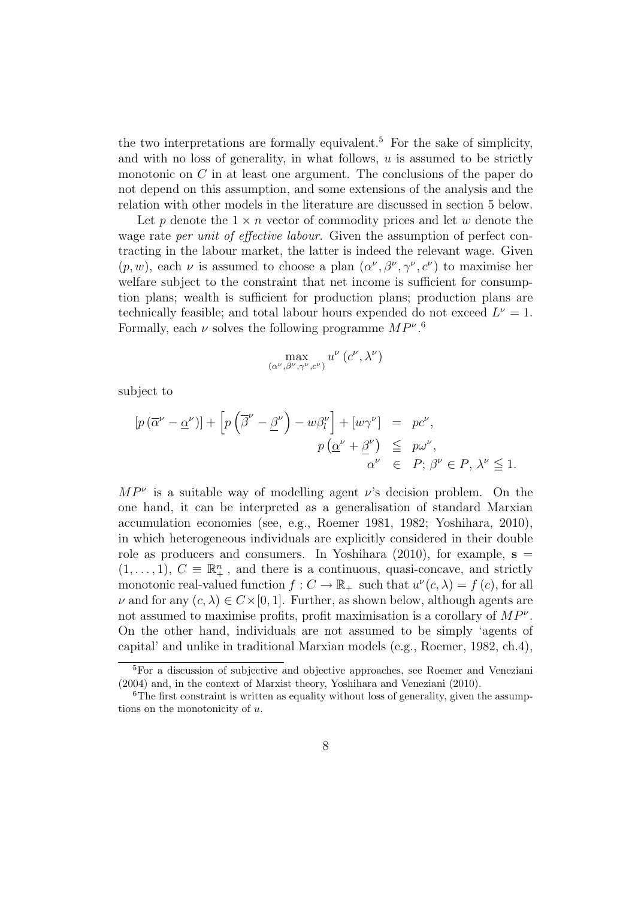the two interpretations are formally equivalent.[5] For the sake of simplicity, and with no loss of generality, in what follows, $u$ is assumed to be strictly monotonic on $C$ in at least one argument. The conclusions of the paper do not depend on this assumption, and some extensions of the analysis and the relation with other models in the literature are discussed in section 5 below.

Let $p$ denote the $1 \times n$ vector of commodity prices and let $w$ denote the wage rate *per unit of effective labour*. Given the assumption of perfect contracting in the labour market, the latter is indeed the relevant wage. Given $(p, w)$, each $\nu$ is assumed to choose a plan $(\alpha^\nu, \beta^\nu, \gamma^\nu, c^\nu)$ to maximise her welfare subject to the constraint that net income is sufficient for consumption plans; wealth is sufficient for production plans; production plans are technically feasible; and total labour hours expended do not exceed $L^\nu = 1$. Formally, each $\nu$ solves the following programme $MP^\nu$.[6]

$$\max_{(\alpha^\nu, \beta^\nu, \gamma^\nu, c^\nu)} u^\nu \left(c^\nu, \lambda^\nu\right)$$

subject to

$$\begin{aligned}
\left[p\left(\overline{\alpha}^\nu - \underline{\alpha}^\nu\right)\right] + \left[p\left(\overline{\beta}^\nu - \underline{\beta}^\nu\right) - w\beta_l^\nu\right] + \left[w\gamma^\nu\right] &= pc^\nu, \\
p\left(\underline{\alpha}^\nu + \underline{\beta}^\nu\right) &\leqq p\omega^\nu, \\
\alpha^\nu &\in P;\ \beta^\nu \in P,\ \lambda^\nu \leqq 1.
\end{aligned}$$

$MP^\nu$ is a suitable way of modelling agent $\nu$'s decision problem. On the one hand, it can be interpreted as a generalisation of standard Marxian accumulation economies (see, e.g., Roemer 1981, 1982; Yoshihara, 2010), in which heterogeneous individuals are explicitly considered in their double role as producers and consumers. In Yoshihara (2010), for example, $\mathbf{s} = (1, \ldots, 1)$, $C \equiv \mathbb{R}_+^n$ , and there is a continuous, quasi-concave, and strictly monotonic real-valued function $f : C \to \mathbb{R}_+$ such that $u^\nu(c, \lambda) = f(c)$, for all $\nu$ and for any $(c, \lambda) \in C \times [0, 1]$. Further, as shown below, although agents are not assumed to maximise profits, profit maximisation is a corollary of $MP^\nu$. On the other hand, individuals are not assumed to be simply 'agents of capital' and unlike in traditional Marxian models (e.g., Roemer, 1982, ch.4),

[5] For a discussion of subjective and objective approaches, see Roemer and Veneziani (2004) and, in the context of Marxist theory, Yoshihara and Veneziani (2010).

[6] The first constraint is written as equality without loss of generality, given the assumptions on the monotonicity of $u$.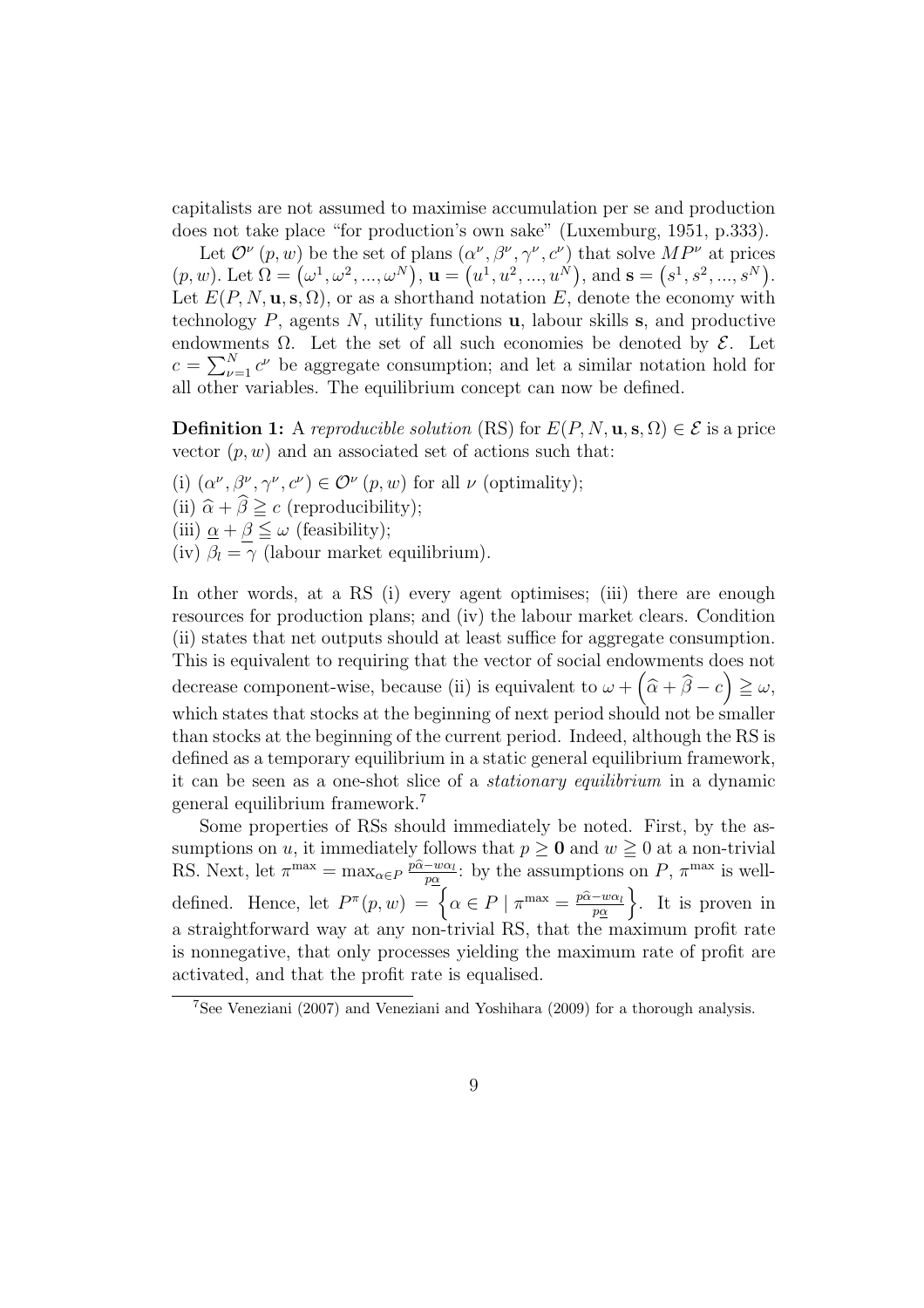capitalists are not assumed to maximise accumulation per se and production does not take place "for production's own sake" (Luxemburg, 1951, p.333).

Let $\mathcal{O}^{\nu}(p,w)$ be the set of plans $(\alpha^{\nu},\beta^{\nu},\gamma^{\nu},c^{\nu})$ that solve $MP^{\nu}$ at prices $(p,w)$. Let $\Omega=(\omega^1,\omega^2,...,\omega^N)$, $\mathbf{u}=(u^1,u^2,...,u^N)$, and $\mathbf{s}=(s^1,s^2,...,s^N)$. Let $E(P,N,\mathbf{u},\mathbf{s},\Omega)$, or as a shorthand notation $E$, denote the economy with technology $P$, agents $N$, utility functions $\mathbf{u}$, labour skills $\mathbf{s}$, and productive endowments $\Omega$. Let the set of all such economies be denoted by $\mathcal{E}$. Let $c=\sum_{\nu=1}^{N}c^{\nu}$ be aggregate consumption; and let a similar notation hold for all other variables. The equilibrium concept can now be defined.

**Definition 1:** A *reproducible solution* (RS) for $E(P,N,\mathbf{u},\mathbf{s},\Omega)\in\mathcal{E}$ is a price vector $(p,w)$ and an associated set of actions such that:

(i) $(\alpha^{\nu},\beta^{\nu},\gamma^{\nu},c^{\nu})\in\mathcal{O}^{\nu}(p,w)$ for all $\nu$ (optimality);
(ii) $\widehat{\alpha}+\widehat{\beta}\geqq c$ (reproducibility);
(iii) $\underline{\alpha}+\underline{\beta}\leqq\omega$ (feasibility);
(iv) $\beta_l=\gamma$ (labour market equilibrium).

In other words, at a RS (i) every agent optimises; (iii) there are enough resources for production plans; and (iv) the labour market clears. Condition (ii) states that net outputs should at least suffice for aggregate consumption. This is equivalent to requiring that the vector of social endowments does not decrease component-wise, because (ii) is equivalent to $\omega+\left(\widehat{\alpha}+\widehat{\beta}-c\right)\geqq\omega$, which states that stocks at the beginning of next period should not be smaller than stocks at the beginning of the current period. Indeed, although the RS is defined as a temporary equilibrium in a static general equilibrium framework, it can be seen as a one-shot slice of a *stationary equilibrium* in a dynamic general equilibrium framework.[7]

Some properties of RSs should immediately be noted. First, by the assumptions on $u$, it immediately follows that $p\geq\mathbf{0}$ and $w\geqq 0$ at a non-trivial RS. Next, let $\pi^{\max}=\max_{\alpha\in P}\frac{p\widehat{\alpha}-w\alpha_l}{p\underline{\alpha}}$: by the assumptions on $P$, $\pi^{\max}$ is well-defined. Hence, let $P^{\pi}(p,w)=\left\{\alpha\in P\mid\pi^{\max}=\frac{p\widehat{\alpha}-w\alpha_l}{p\underline{\alpha}}\right\}$. It is proven in a straightforward way at any non-trivial RS, that the maximum profit rate is nonnegative, that only processes yielding the maximum rate of profit are activated, and that the profit rate is equalised.

[7] See Veneziani (2007) and Veneziani and Yoshihara (2009) for a thorough analysis.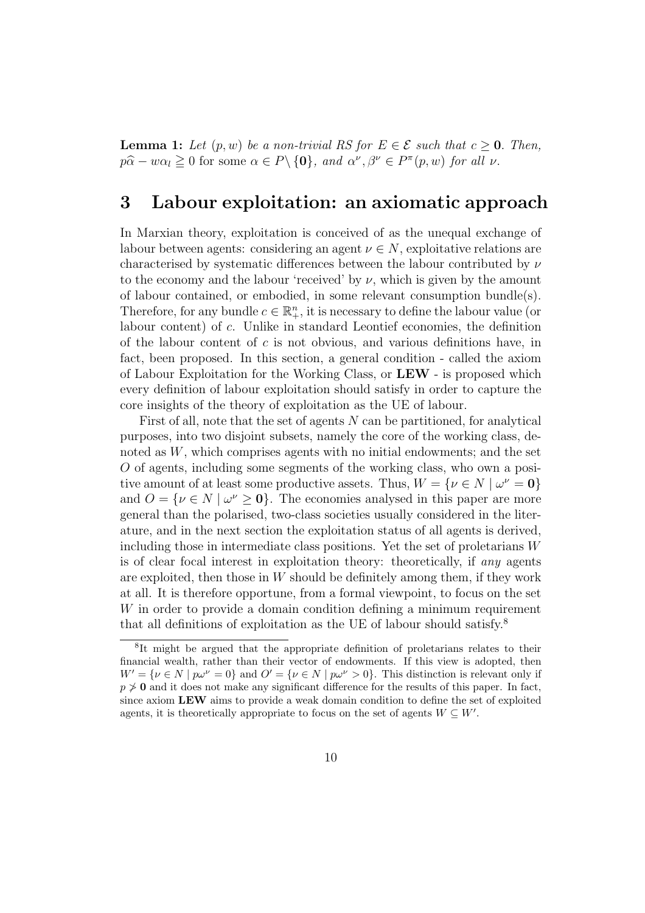**Lemma 1:** *Let $(p, w)$ be a non-trivial RS for $E \in \mathcal{E}$ such that $c \geq \mathbf{0}$. Then,* $p\widehat{\alpha} - w\alpha_l \geqq 0$ for some $\alpha \in P \setminus \{\mathbf{0}\}$*, and* $\alpha^\nu, \beta^\nu \in P^\pi(p, w)$ *for all* $\nu$*.*

# 3 Labour exploitation: an axiomatic approach

In Marxian theory, exploitation is conceived of as the unequal exchange of labour between agents: considering an agent $\nu \in N$, exploitative relations are characterised by systematic differences between the labour contributed by $\nu$ to the economy and the labour 'received' by $\nu$, which is given by the amount of labour contained, or embodied, in some relevant consumption bundle(s). Therefore, for any bundle $c \in \mathbb{R}^n_+$, it is necessary to define the labour value (or labour content) of $c$. Unlike in standard Leontief economies, the definition of the labour content of $c$ is not obvious, and various definitions have, in fact, been proposed. In this section, a general condition - called the axiom of Labour Exploitation for the Working Class, or **LEW** - is proposed which every definition of labour exploitation should satisfy in order to capture the core insights of the theory of exploitation as the UE of labour.

First of all, note that the set of agents $N$ can be partitioned, for analytical purposes, into two disjoint subsets, namely the core of the working class, denoted as $W$, which comprises agents with no initial endowments; and the set $O$ of agents, including some segments of the working class, who own a positive amount of at least some productive assets. Thus, $W = \{\nu \in N \mid \omega^\nu = \mathbf{0}\}$ and $O = \{\nu \in N \mid \omega^\nu \geq \mathbf{0}\}$. The economies analysed in this paper are more general than the polarised, two-class societies usually considered in the literature, and in the next section the exploitation status of all agents is derived, including those in intermediate class positions. Yet the set of proletarians $W$ is of clear focal interest in exploitation theory: theoretically, if *any* agents are exploited, then those in $W$ should be definitely among them, if they work at all. It is therefore opportune, from a formal viewpoint, to focus on the set $W$ in order to provide a domain condition defining a minimum requirement that all definitions of exploitation as the UE of labour should satisfy.[8]

[8]It might be argued that the appropriate definition of proletarians relates to their financial wealth, rather than their vector of endowments. If this view is adopted, then $W' = \{\nu \in N \mid p\omega^\nu = 0\}$ and $O' = \{\nu \in N \mid p\omega^\nu > 0\}$. This distinction is relevant only if $p \not> \mathbf{0}$ and it does not make any significant difference for the results of this paper. In fact, since axiom **LEW** aims to provide a weak domain condition to define the set of exploited agents, it is theoretically appropriate to focus on the set of agents $W \subseteq W'$.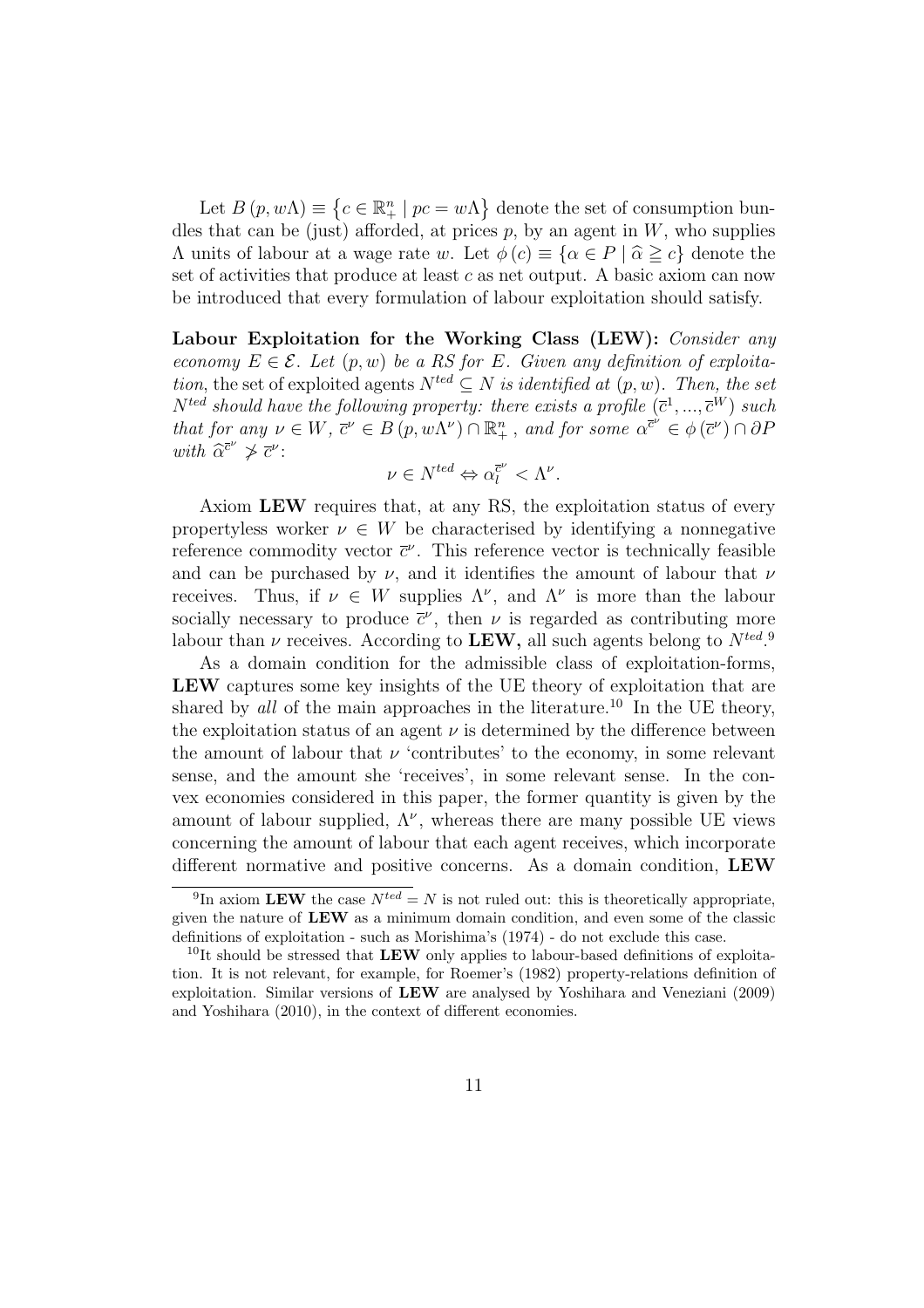Let $B(p, w\Lambda) \equiv \{c \in \mathbb{R}^n_+ \mid pc = w\Lambda\}$ denote the set of consumption bundles that can be (just) afforded, at prices $p$, by an agent in $W$, who supplies $\Lambda$ units of labour at a wage rate $w$. Let $\phi(c) \equiv \{\alpha \in P \mid \widehat{\alpha} \geqq c\}$ denote the set of activities that produce at least $c$ as net output. A basic axiom can now be introduced that every formulation of labour exploitation should satisfy.

**Labour Exploitation for the Working Class (LEW):** *Consider any economy $E \in \mathcal{E}$. Let $(p, w)$ be a RS for $E$. Given any definition of exploitation,* the set of exploited agents $N^{ted} \subseteq N$ *is identified at $(p, w)$. Then, the set $N^{ted}$ should have the following property: there exists a profile $(\overline{c}^1, ..., \overline{c}^W)$ such that for any $\nu \in W$, $\overline{c}^\nu \in B(p, w\Lambda^\nu) \cap \mathbb{R}^n_+$, and for some $\alpha^{\overline{c}^\nu} \in \phi(\overline{c}^\nu) \cap \partial P$ with $\widehat{\alpha}^{\overline{c}^\nu} \not> \overline{c}^\nu$:*

$$\nu \in N^{ted} \Leftrightarrow \alpha_l^{\overline{c}^\nu} < \Lambda^\nu.$$

Axiom **LEW** requires that, at any RS, the exploitation status of every propertyless worker $\nu \in W$ be characterised by identifying a nonnegative reference commodity vector $\overline{c}^\nu$. This reference vector is technically feasible and can be purchased by $\nu$, and it identifies the amount of labour that $\nu$ receives. Thus, if $\nu \in W$ supplies $\Lambda^\nu$, and $\Lambda^\nu$ is more than the labour socially necessary to produce $\overline{c}^\nu$, then $\nu$ is regarded as contributing more labour than $\nu$ receives. According to **LEW,** all such agents belong to $N^{ted}$.[9]

As a domain condition for the admissible class of exploitation-forms, **LEW** captures some key insights of the UE theory of exploitation that are shared by *all* of the main approaches in the literature.[10] In the UE theory, the exploitation status of an agent $\nu$ is determined by the difference between the amount of labour that $\nu$ 'contributes' to the economy, in some relevant sense, and the amount she 'receives', in some relevant sense. In the convex economies considered in this paper, the former quantity is given by the amount of labour supplied, $\Lambda^\nu$, whereas there are many possible UE views concerning the amount of labour that each agent receives, which incorporate different normative and positive concerns. As a domain condition, **LEW**

---

[9] In axiom **LEW** the case $N^{ted} = N$ is not ruled out: this is theoretically appropriate, given the nature of **LEW** as a minimum domain condition, and even some of the classic definitions of exploitation - such as Morishima's (1974) - do not exclude this case.

[10] It should be stressed that **LEW** only applies to labour-based definitions of exploitation. It is not relevant, for example, for Roemer's (1982) property-relations definition of exploitation. Similar versions of **LEW** are analysed by Yoshihara and Veneziani (2009) and Yoshihara (2010), in the context of different economies.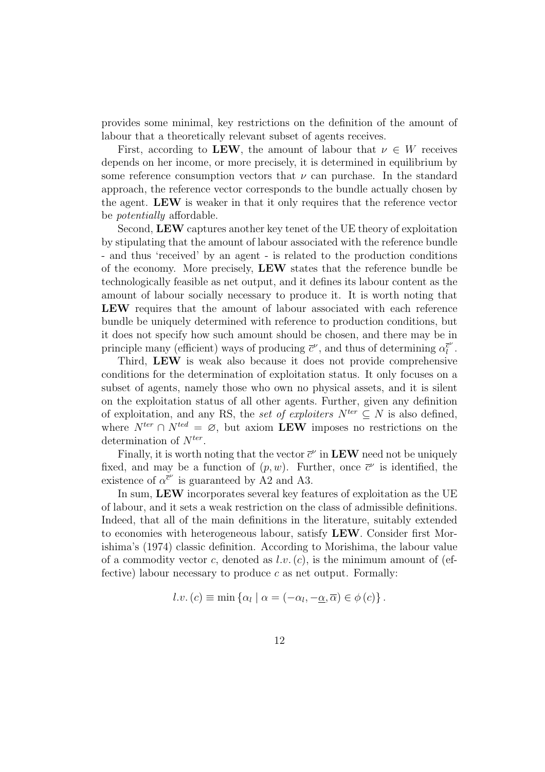provides some minimal, key restrictions on the definition of the amount of labour that a theoretically relevant subset of agents receives.

First, according to **LEW**, the amount of labour that $\nu \in W$ receives depends on her income, or more precisely, it is determined in equilibrium by some reference consumption vectors that $\nu$ can purchase. In the standard approach, the reference vector corresponds to the bundle actually chosen by the agent. **LEW** is weaker in that it only requires that the reference vector be *potentially* affordable.

Second, **LEW** captures another key tenet of the UE theory of exploitation by stipulating that the amount of labour associated with the reference bundle - and thus 'received' by an agent - is related to the production conditions of the economy. More precisely, **LEW** states that the reference bundle be technologically feasible as net output, and it defines its labour content as the amount of labour socially necessary to produce it. It is worth noting that **LEW** requires that the amount of labour associated with each reference bundle be uniquely determined with reference to production conditions, but it does not specify how such amount should be chosen, and there may be in principle many (efficient) ways of producing $\overline{c}^{\nu}$, and thus of determining $\alpha_l^{\overline{c}^{\nu}}$.

Third, **LEW** is weak also because it does not provide comprehensive conditions for the determination of exploitation status. It only focuses on a subset of agents, namely those who own no physical assets, and it is silent on the exploitation status of all other agents. Further, given any definition of exploitation, and any RS, the *set of exploiters* $N^{ter} \subseteq N$ is also defined, where $N^{ter} \cap N^{ted} = \varnothing$, but axiom **LEW** imposes no restrictions on the determination of $N^{ter}$.

Finally, it is worth noting that the vector $\overline{c}^{\nu}$ in **LEW** need not be uniquely fixed, and may be a function of $(p, w)$. Further, once $\overline{c}^{\nu}$ is identified, the existence of $\alpha^{\overline{c}^{\nu}}$ is guaranteed by A2 and A3.

In sum, **LEW** incorporates several key features of exploitation as the UE of labour, and it sets a weak restriction on the class of admissible definitions. Indeed, that all of the main definitions in the literature, suitably extended to economies with heterogeneous labour, satisfy **LEW**. Consider first Morishima's (1974) classic definition. According to Morishima, the labour value of a commodity vector $c$, denoted as $l.v.(c)$, is the minimum amount of (effective) labour necessary to produce $c$ as net output. Formally:

$$l.v.(c) \equiv \min \left\{ \alpha_l \mid \alpha = (-\alpha_l, -\underline{\alpha}, \overline{\alpha}) \in \phi(c) \right\}.$$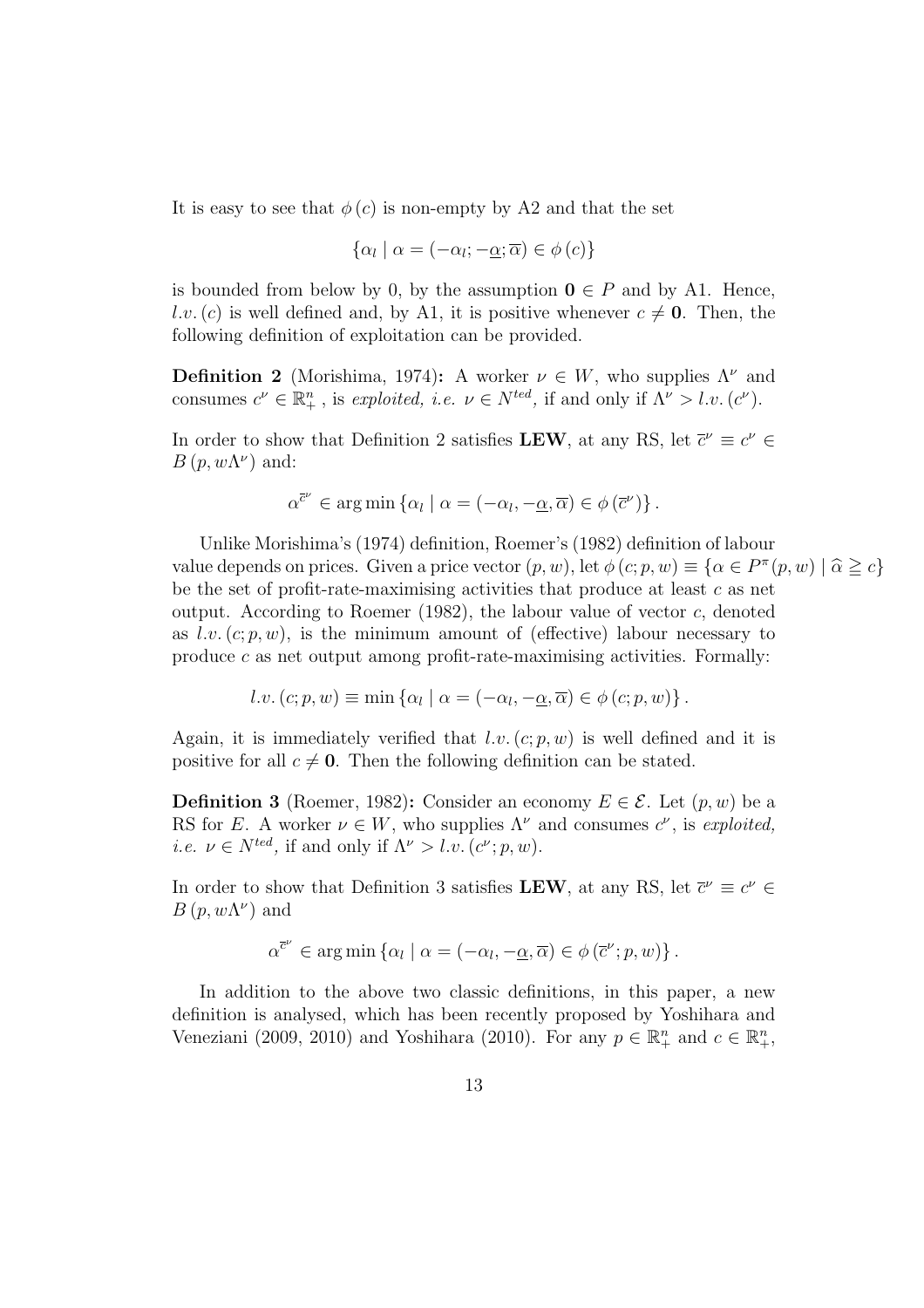It is easy to see that $\phi(c)$ is non-empty by A2 and that the set

$$\{\alpha_l \mid \alpha = (-\alpha_l; -\underline{\alpha}; \overline{\alpha}) \in \phi(c)\}$$

is bounded from below by 0, by the assumption $\mathbf{0} \in P$ and by A1. Hence, $l.v.(c)$ is well defined and, by A1, it is positive whenever $c \neq \mathbf{0}$. Then, the following definition of exploitation can be provided.

**Definition 2** (Morishima, 1974)**:** A worker $\nu \in W$, who supplies $\Lambda^\nu$ and consumes $c^\nu \in \mathbb{R}^n_+$, is *exploited, i.e.* $\nu \in N^{ted}$*,* if and only if $\Lambda^\nu > l.v.(c^\nu)$.

In order to show that Definition 2 satisfies **LEW**, at any RS, let $\overline{c}^\nu \equiv c^\nu \in B(p, w\Lambda^\nu)$ and:

$$\alpha^{\overline{c}^\nu} \in \arg\min\{\alpha_l \mid \alpha = (-\alpha_l, -\underline{\alpha}, \overline{\alpha}) \in \phi(\overline{c}^\nu)\}.$$

Unlike Morishima's (1974) definition, Roemer's (1982) definition of labour value depends on prices. Given a price vector $(p, w)$, let $\phi(c; p, w) \equiv \{\alpha \in P^\pi(p, w) \mid \widehat{\alpha} \geqq c\}$ be the set of profit-rate-maximising activities that produce at least $c$ as net output. According to Roemer (1982), the labour value of vector $c$, denoted as $l.v.(c; p, w)$, is the minimum amount of (effective) labour necessary to produce $c$ as net output among profit-rate-maximising activities. Formally:

$$l.v.(c; p, w) \equiv \min\{\alpha_l \mid \alpha = (-\alpha_l, -\underline{\alpha}, \overline{\alpha}) \in \phi(c; p, w)\}.$$

Again, it is immediately verified that $l.v.(c; p, w)$ is well defined and it is positive for all $c \neq \mathbf{0}$. Then the following definition can be stated.

**Definition 3** (Roemer, 1982)**:** Consider an economy $E \in \mathcal{E}$. Let $(p, w)$ be a RS for $E$. A worker $\nu \in W$, who supplies $\Lambda^\nu$ and consumes $c^\nu$, is *exploited, i.e.* $\nu \in N^{ted}$*,* if and only if $\Lambda^\nu > l.v.(c^\nu; p, w)$.

In order to show that Definition 3 satisfies **LEW**, at any RS, let $\overline{c}^\nu \equiv c^\nu \in B(p, w\Lambda^\nu)$ and

$$\alpha^{\overline{c}^\nu} \in \arg\min\{\alpha_l \mid \alpha = (-\alpha_l, -\underline{\alpha}, \overline{\alpha}) \in \phi(\overline{c}^\nu; p, w)\}.$$

In addition to the above two classic definitions, in this paper, a new definition is analysed, which has been recently proposed by Yoshihara and Veneziani (2009, 2010) and Yoshihara (2010). For any $p \in \mathbb{R}^n_+$ and $c \in \mathbb{R}^n_+$,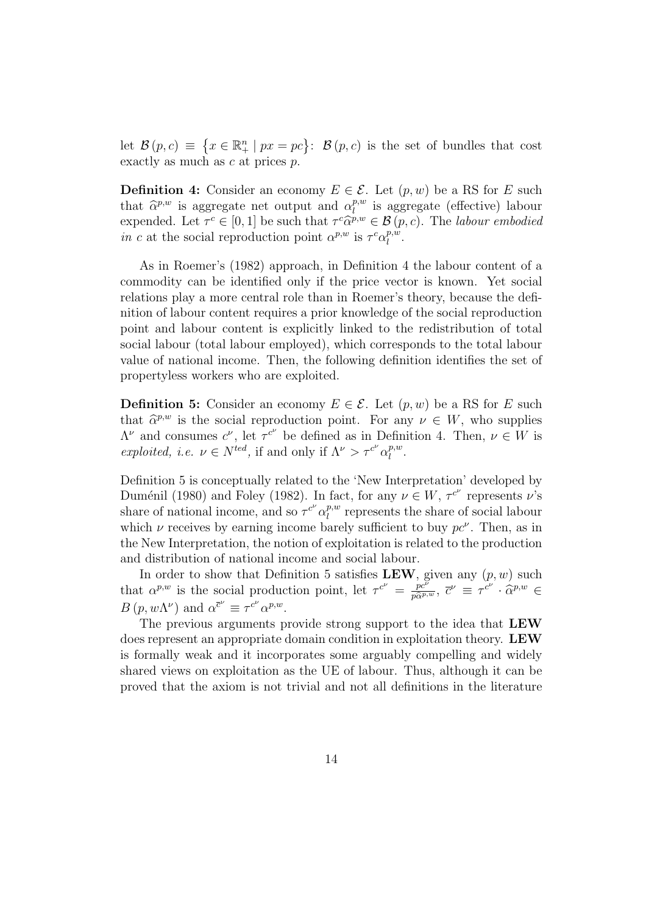let $\mathcal{B}(p,c) \equiv \left\{x \in \mathbb{R}^n_+ \mid px = pc\right\}$: $\mathcal{B}(p,c)$ is the set of bundles that cost exactly as much as $c$ at prices $p$.

**Definition 4:** Consider an economy $E \in \mathcal{E}$. Let $(p,w)$ be a RS for $E$ such that $\widehat{\alpha}^{p,w}$ is aggregate net output and $\alpha_l^{p,w}$ is aggregate (effective) labour expended. Let $\tau^c \in [0,1]$ be such that $\tau^c \widehat{\alpha}^{p,w} \in \mathcal{B}(p,c)$. The *labour embodied in* $c$ *at the social reproduction point* $\alpha^{p,w}$ *is* $\tau^c \alpha_l^{p,w}$.

As in Roemer's (1982) approach, in Definition 4 the labour content of a commodity can be identified only if the price vector is known. Yet social relations play a more central role than in Roemer's theory, because the definition of labour content requires a prior knowledge of the social reproduction point and labour content is explicitly linked to the redistribution of total social labour (total labour employed), which corresponds to the total labour value of national income. Then, the following definition identifies the set of propertyless workers who are exploited.

**Definition 5:** Consider an economy $E \in \mathcal{E}$. Let $(p,w)$ be a RS for $E$ such that $\widehat{\alpha}^{p,w}$ is the social reproduction point. For any $\nu \in W$, who supplies $\Lambda^\nu$ and consumes $c^\nu$, let $\tau^{c^\nu}$ be defined as in Definition 4. Then, $\nu \in W$ is *exploited, i.e.* $\nu \in N^{ted}$*, if and only if* $\Lambda^\nu > \tau^{c^\nu} \alpha_l^{p,w}$.

Definition 5 is conceptually related to the 'New Interpretation' developed by Duménil (1980) and Foley (1982). In fact, for any $\nu \in W$, $\tau^{c^\nu}$ represents $\nu$'s share of national income, and so $\tau^{c^\nu} \alpha_l^{p,w}$ represents the share of social labour which $\nu$ receives by earning income barely sufficient to buy $pc^\nu$. Then, as in the New Interpretation, the notion of exploitation is related to the production and distribution of national income and social labour.

In order to show that Definition 5 satisfies **LEW**, given any $(p,w)$ such that $\alpha^{p,w}$ is the social production point, let $\tau^{c^\nu} = \frac{pc^\nu}{p\widehat{\alpha}^{p,w}}$, $\overline{c}^\nu \equiv \tau^{c^\nu} \cdot \widehat{\alpha}^{p,w} \in B(p, w\Lambda^\nu)$ and $\alpha^{\overline{c}^\nu} \equiv \tau^{c^\nu} \alpha^{p,w}$.

The previous arguments provide strong support to the idea that **LEW** does represent an appropriate domain condition in exploitation theory. **LEW** is formally weak and it incorporates some arguably compelling and widely shared views on exploitation as the UE of labour. Thus, although it can be proved that the axiom is not trivial and not all definitions in the literature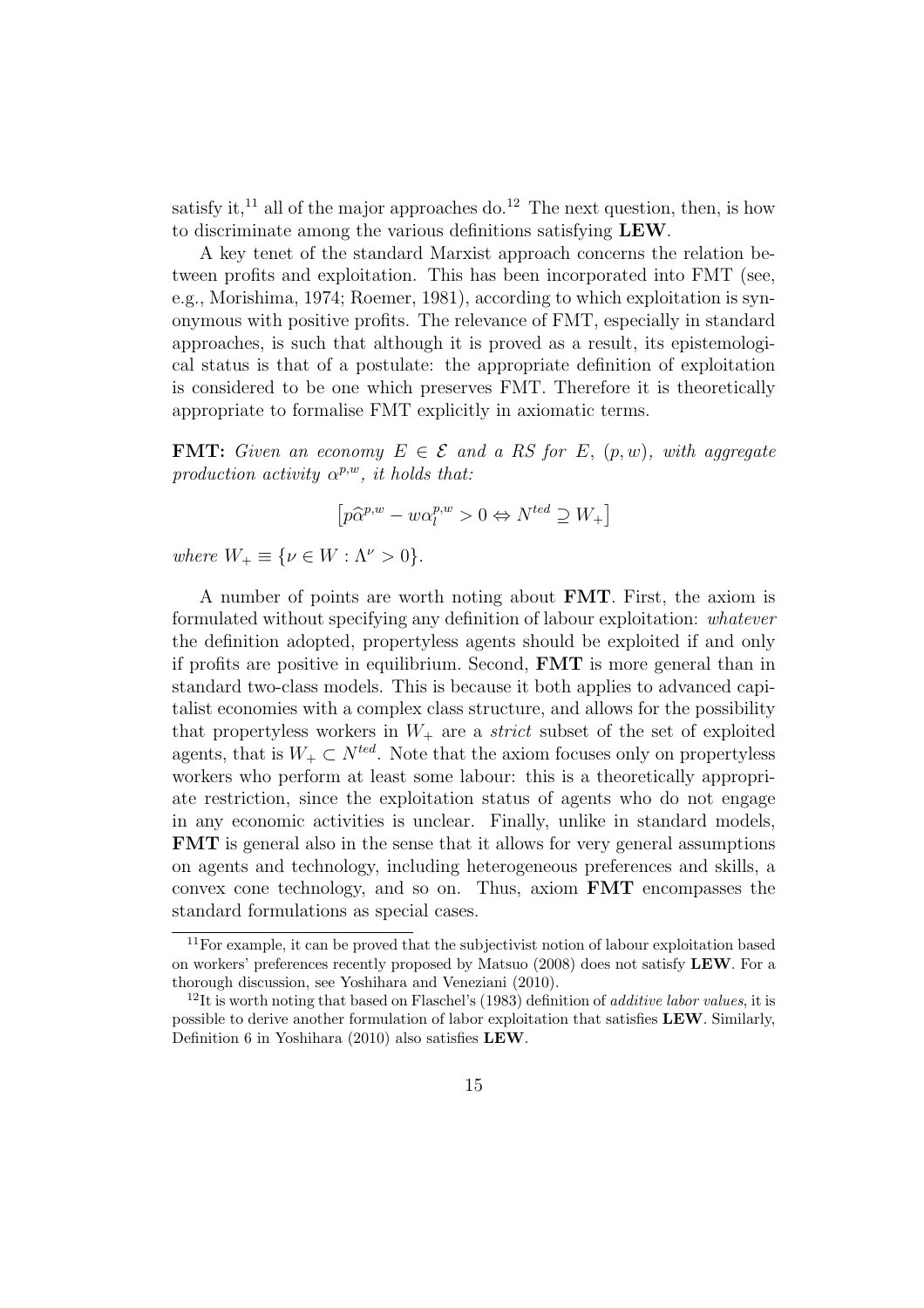satisfy it,[11] all of the major approaches do.[12] The next question, then, is how to discriminate among the various definitions satisfying **LEW**.

A key tenet of the standard Marxist approach concerns the relation between profits and exploitation. This has been incorporated into FMT (see, e.g., Morishima, 1974; Roemer, 1981), according to which exploitation is synonymous with positive profits. The relevance of FMT, especially in standard approaches, is such that although it is proved as a result, its epistemological status is that of a postulate: the appropriate definition of exploitation is considered to be one which preserves FMT. Therefore it is theoretically appropriate to formalise FMT explicitly in axiomatic terms.

**FMT:** *Given an economy $E \in \mathcal{E}$ and a RS for $E$, $(p, w)$, with aggregate production activity $\alpha^{p,w}$, it holds that:*

$$\left[p\widehat{\alpha}^{p,w} - w\alpha_l^{p,w} > 0 \Leftrightarrow N^{ted} \supseteq W_+\right]$$

*where* $W_+ \equiv \{\nu \in W : \Lambda^\nu > 0\}$.

A number of points are worth noting about **FMT**. First, the axiom is formulated without specifying any definition of labour exploitation: *whatever* the definition adopted, propertyless agents should be exploited if and only if profits are positive in equilibrium. Second, **FMT** is more general than in standard two-class models. This is because it both applies to advanced capitalist economies with a complex class structure, and allows for the possibility that propertyless workers in $W_+$ are a *strict* subset of the set of exploited agents, that is $W_+ \subset N^{ted}$. Note that the axiom focuses only on propertyless workers who perform at least some labour: this is a theoretically appropriate restriction, since the exploitation status of agents who do not engage in any economic activities is unclear. Finally, unlike in standard models, **FMT** is general also in the sense that it allows for very general assumptions on agents and technology, including heterogeneous preferences and skills, a convex cone technology, and so on. Thus, axiom **FMT** encompasses the standard formulations as special cases.

[11] For example, it can be proved that the subjectivist notion of labour exploitation based on workers' preferences recently proposed by Matsuo (2008) does not satisfy **LEW**. For a thorough discussion, see Yoshihara and Veneziani (2010).

[12] It is worth noting that based on Flaschel's (1983) definition of *additive labor values*, it is possible to derive another formulation of labor exploitation that satisfies **LEW**. Similarly, Definition 6 in Yoshihara (2010) also satisfies **LEW**.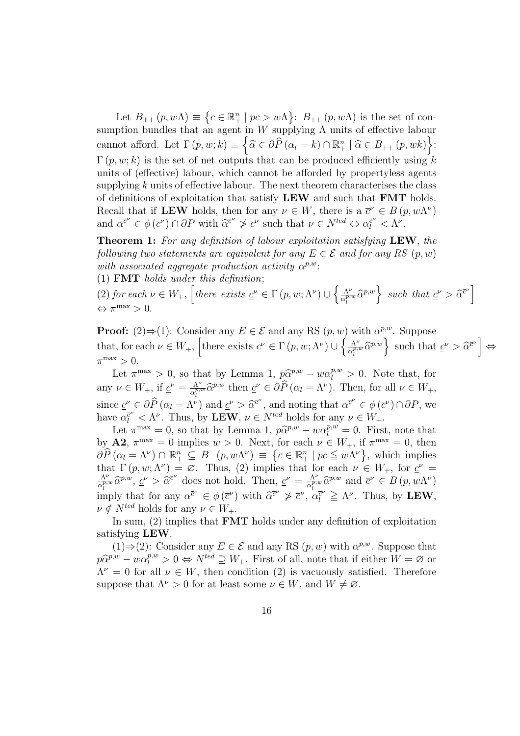Let $B_{++}(p, w\Lambda) \equiv \left\{c \in \mathbb{R}^n_+ \mid pc > w\Lambda\right\}$: $B_{++}(p, w\Lambda)$ is the set of consumption bundles that an agent in $W$ supplying $\Lambda$ units of effective labour cannot afford. Let $\Gamma(p, w; k) \equiv \left\{\widehat{\alpha} \in \partial\widehat{P}(\alpha_l = k) \cap \mathbb{R}^n_+ \mid \widehat{\alpha} \in B_{++}(p, wk)\right\}$: $\Gamma(p, w; k)$ is the set of net outputs that can be produced efficiently using $k$ units of (effective) labour, which cannot be afforded by propertyless agents supplying $k$ units of effective labour. The next theorem characterises the class of definitions of exploitation that satisfy **LEW** and such that **FMT** holds. Recall that if **LEW** holds, then for any $\nu \in W$, there is a $\overline{c}^\nu \in B(p, w\Lambda^\nu)$ and $\alpha^{\overline{c}^\nu} \in \phi(\overline{c}^\nu) \cap \partial P$ with $\widehat{\alpha}^{\overline{c}^\nu} \not> \overline{c}^\nu$ such that $\nu \in N^{ted} \Leftrightarrow \alpha_l^{\overline{c}^\nu} < \Lambda^\nu$.

**Theorem 1:** *For any definition of labour exploitation satisfying* **LEW**, *the following two statements are equivalent for any $E \in \mathcal{E}$ and for any RS $(p, w)$ with associated aggregate production activity $\alpha^{p,w}$:*
(1) **FMT** *holds under this definition*;
(2) *for each $\nu \in W_+$, $\left[\text{there exists } \underline{c}^\nu \in \Gamma(p, w; \Lambda^\nu) \cup \left\{\frac{\Lambda^\nu}{\alpha_l^{p,w}}\widehat{\alpha}^{p,w}\right\} \text{ such that } \underline{c}^\nu > \widehat{\alpha}^{\overline{c}^\nu}\right]$ $\Leftrightarrow \pi^{\max} > 0$.*

**Proof:** (2)⇒(1): Consider any $E \in \mathcal{E}$ and any RS $(p, w)$ with $\alpha^{p,w}$. Suppose that, for each $\nu \in W_+$, $\left[\text{there exists } \underline{c}^\nu \in \Gamma(p, w; \Lambda^\nu) \cup \left\{\frac{\Lambda^\nu}{\alpha_l^{p,w}}\widehat{\alpha}^{p,w}\right\} \text{ such that } \underline{c}^\nu > \widehat{\alpha}^{\overline{c}^\nu}\right] \Leftrightarrow \pi^{\max} > 0$.

Let $\pi^{\max} > 0$, so that by Lemma 1, $p\widehat{\alpha}^{p,w} - w\alpha_l^{p,w} > 0$. Note that, for any $\nu \in W_+$, if $\underline{c}^\nu = \frac{\Lambda^\nu}{\alpha_l^{p,w}}\widehat{\alpha}^{p,w}$ then $\underline{c}^\nu \in \partial\widehat{P}(\alpha_l = \Lambda^\nu)$. Then, for all $\nu \in W_+$, since $\underline{c}^\nu \in \partial\widehat{P}(\alpha_l = \Lambda^\nu)$ and $\underline{c}^\nu > \widehat{\alpha}^{\overline{c}^\nu}$, and noting that $\alpha^{\overline{c}^\nu} \in \phi(\overline{c}^\nu) \cap \partial P$, we have $\alpha_l^{\overline{c}^\nu} < \Lambda^\nu$. Thus, by **LEW**, $\nu \in N^{ted}$ holds for any $\nu \in W_+$.

Let $\pi^{\max} = 0$, so that by Lemma 1, $p\widehat{\alpha}^{p,w} - w\alpha_l^{p,w} = 0$. First, note that by **A2**, $\pi^{\max} = 0$ implies $w > 0$. Next, for each $\nu \in W_+$, if $\pi^{\max} = 0$, then $\partial\widehat{P}(\alpha_l = \Lambda^\nu) \cap \mathbb{R}^n_+ \subseteq B_-(p, w\Lambda^\nu) \equiv \left\{c \in \mathbb{R}^n_+ \mid pc \leqq w\Lambda^\nu\right\}$, which implies that $\Gamma(p, w; \Lambda^\nu) = \varnothing$. Thus, (2) implies that for each $\nu \in W_+$, for $\underline{c}^\nu = \frac{\Lambda^\nu}{\alpha_l^{p,w}}\widehat{\alpha}^{p,w}$, $\underline{c}^\nu > \widehat{\alpha}^{\overline{c}^\nu}$ does not hold. Then, $\underline{c}^\nu = \frac{\Lambda^\nu}{\alpha_l^{p,w}}\widehat{\alpha}^{p,w}$ and $\overline{c}^\nu \in B(p, w\Lambda^\nu)$ imply that for any $\alpha^{\overline{c}^\nu} \in \phi(\overline{c}^\nu)$ with $\widehat{\alpha}^{\overline{c}^\nu} \not> \overline{c}^\nu$, $\alpha_l^{\overline{c}^\nu} \geqq \Lambda^\nu$. Thus, by **LEW**, $\nu \notin N^{ted}$ holds for any $\nu \in W_+$.

In sum, (2) implies that **FMT** holds under any definition of exploitation satisfying **LEW**.

(1)⇒(2): Consider any $E \in \mathcal{E}$ and any RS $(p, w)$ with $\alpha^{p,w}$. Suppose that $p\widehat{\alpha}^{p,w} - w\alpha_l^{p,w} > 0 \Leftrightarrow N^{ted} \supseteq W_+$. First of all, note that if either $W = \varnothing$ or $\Lambda^\nu = 0$ for all $\nu \in W$, then condition (2) is vacuously satisfied. Therefore suppose that $\Lambda^\nu > 0$ for at least some $\nu \in W$, and $W \neq \varnothing$.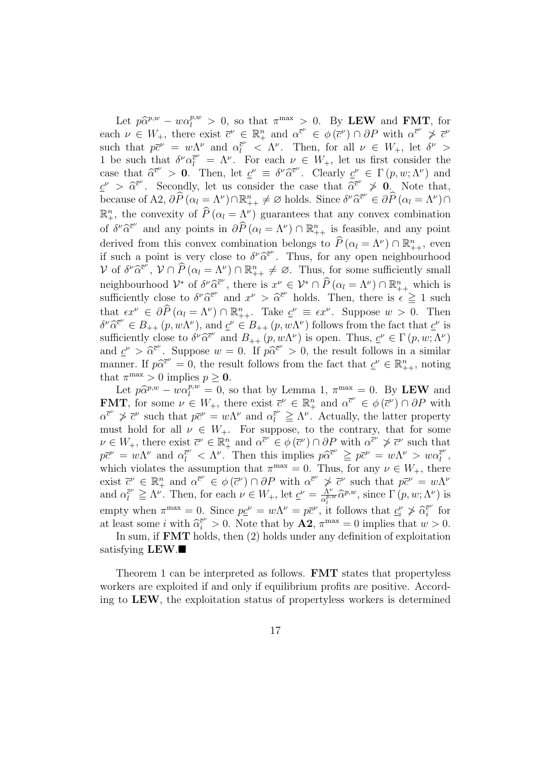Let $p\widehat{\alpha}^{p,w} - w\alpha_l^{p,w} > 0$, so that $\pi^{\max} > 0$. By **LEW** and **FMT**, for each $\nu \in W_+$, there exist $\overline{c}^\nu \in \mathbb{R}_+^n$ and $\alpha^{\overline{c}^\nu} \in \phi(\overline{c}^\nu) \cap \partial P$ with $\alpha^{\overline{c}^\nu} \not> \overline{c}^\nu$ such that $p\overline{c}^\nu = w\Lambda^\nu$ and $\alpha_l^{\overline{c}^\nu} < \Lambda^\nu$. Then, for all $\nu \in W_+$, let $\delta^\nu > 1$ be such that $\delta^\nu \alpha_l^{\overline{c}^\nu} = \Lambda^\nu$. For each $\nu \in W_+$, let us first consider the case that $\widehat{\alpha}^{\overline{c}^\nu} > \mathbf{0}$. Then, let $\underline{c}^\nu \equiv \delta^\nu \widehat{\alpha}^{\overline{c}^\nu}$. Clearly $\underline{c}^\nu \in \Gamma(p, w; \Lambda^\nu)$ and $\underline{c}^\nu > \widehat{\alpha}^{\overline{c}^\nu}$. Secondly, let us consider the case that $\widehat{\alpha}^{\overline{c}^\nu} \not> \mathbf{0}$. Note that, because of A2, $\partial \widehat{P}(\alpha_l = \Lambda^\nu) \cap \mathbb{R}_{++}^n \neq \varnothing$ holds. Since $\delta^\nu \widehat{\alpha}^{\overline{c}^\nu} \in \partial \widehat{P}(\alpha_l = \Lambda^\nu) \cap \mathbb{R}_+^n$, the convexity of $\widehat{P}(\alpha_l = \Lambda^\nu)$ guarantees that any convex combination of $\delta^\nu \widehat{\alpha}^{\overline{c}^\nu}$ and any points in $\partial \widehat{P}(\alpha_l = \Lambda^\nu) \cap \mathbb{R}_{++}^n$ is feasible, and any point derived from this convex combination belongs to $\widehat{P}(\alpha_l = \Lambda^\nu) \cap \mathbb{R}_{++}^n$, even if such a point is very close to $\delta^\nu \widehat{\alpha}^{\overline{c}^\nu}$. Thus, for any open neighbourhood $\mathcal{V}$ of $\delta^\nu \widehat{\alpha}^{\overline{c}^\nu}$, $\mathcal{V} \cap \widehat{P}(\alpha_l = \Lambda^\nu) \cap \mathbb{R}_{++}^n \neq \varnothing$. Thus, for some sufficiently small neighbourhood $\mathcal{V}^*$ of $\delta^\nu \widehat{\alpha}^{\overline{c}^\nu}$, there is $x^\nu \in \mathcal{V}^* \cap \widehat{P}(\alpha_l = \Lambda^\nu) \cap \mathbb{R}_{++}^n$ which is sufficiently close to $\delta^\nu \widehat{\alpha}^{\overline{c}^\nu}$ and $x^\nu > \widehat{\alpha}^{\overline{c}^\nu}$ holds. Then, there is $\epsilon \geqq 1$ such that $\epsilon x^\nu \in \partial \widehat{P}(\alpha_l = \Lambda^\nu) \cap \mathbb{R}_{++}^n$. Take $\underline{c}^\nu \equiv \epsilon x^\nu$. Suppose $w > 0$. Then $\delta^\nu \widehat{\alpha}^{\overline{c}^\nu} \in B_{++}(p, w\Lambda^\nu)$, and $\underline{c}^\nu \in B_{++}(p, w\Lambda^\nu)$ follows from the fact that $\underline{c}^\nu$ is sufficiently close to $\delta^\nu \widehat{\alpha}^{\overline{c}^\nu}$ and $B_{++}(p, w\Lambda^\nu)$ is open. Thus, $\underline{c}^\nu \in \Gamma(p, w; \Lambda^\nu)$ and $\underline{c}^\nu > \widehat{\alpha}^{\overline{c}^\nu}$. Suppose $w = 0$. If $p\widehat{\alpha}^{\overline{c}^\nu} > 0$, the result follows in a similar manner. If $p\widehat{\alpha}^{\overline{c}^\nu} = 0$, the result follows from the fact that $\underline{c}^\nu \in \mathbb{R}_{++}^n$, noting that $\pi^{\max} > 0$ implies $p \geq \mathbf{0}$.

Let $p\widehat{\alpha}^{p,w} - w\alpha_l^{p,w} = 0$, so that by Lemma 1, $\pi^{\max} = 0$. By **LEW** and **FMT**, for some $\nu \in W_+$, there exist $\overline{c}^\nu \in \mathbb{R}_+^n$ and $\alpha^{\overline{c}^\nu} \in \phi(\overline{c}^\nu) \cap \partial P$ with $\alpha^{\overline{c}^\nu} \not> \overline{c}^\nu$ such that $p\overline{c}^\nu = w\Lambda^\nu$ and $\alpha_l^{\overline{c}^\nu} \geqq \Lambda^\nu$. Actually, the latter property must hold for all $\nu \in W_+$. For suppose, to the contrary, that for some $\nu \in W_+$, there exist $\overline{c}^\nu \in \mathbb{R}_+^n$ and $\alpha^{\overline{c}^\nu} \in \phi(\overline{c}^\nu) \cap \partial P$ with $\alpha^{\overline{c}^\nu} \not> \overline{c}^\nu$ such that $p\overline{c}^\nu = w\Lambda^\nu$ and $\alpha_l^{\overline{c}^\nu} < \Lambda^\nu$. Then this implies $p\widehat{\alpha}^{\overline{c}^\nu} \geqq p\overline{c}^\nu = w\Lambda^\nu > w\alpha_l^{\overline{c}^\nu}$, which violates the assumption that $\pi^{\max} = 0$. Thus, for any $\nu \in W_+$, there exist $\overline{c}^\nu \in \mathbb{R}_+^n$ and $\alpha^{\overline{c}^\nu} \in \phi(\overline{c}^\nu) \cap \partial P$ with $\alpha^{\overline{c}^\nu} \not> \overline{c}^\nu$ such that $p\overline{c}^\nu = w\Lambda^\nu$ and $\alpha_l^{\overline{c}^\nu} \geqq \Lambda^\nu$. Then, for each $\nu \in W_+$, let $\underline{c}^\nu = \frac{\Lambda^\nu}{\alpha_l^{p,w}} \widehat{\alpha}^{p,w}$, since $\Gamma(p, w; \Lambda^\nu)$ is empty when $\pi^{\max} = 0$. Since $p\underline{c}^\nu = w\Lambda^\nu = p\overline{c}^\nu$, it follows that $\underline{c}_i^\nu \not> \widehat{\alpha}_i^{\overline{c}^\nu}$ for at least some $i$ with $\widehat{\alpha}_i^{\overline{c}^\nu} > 0$. Note that by **A2**, $\pi^{\max} = 0$ implies that $w > 0$.

In sum, if **FMT** holds, then (2) holds under any definition of exploitation satisfying **LEW**.■

Theorem 1 can be interpreted as follows. **FMT** states that propertyless workers are exploited if and only if equilibrium profits are positive. According to **LEW**, the exploitation status of propertyless workers is determined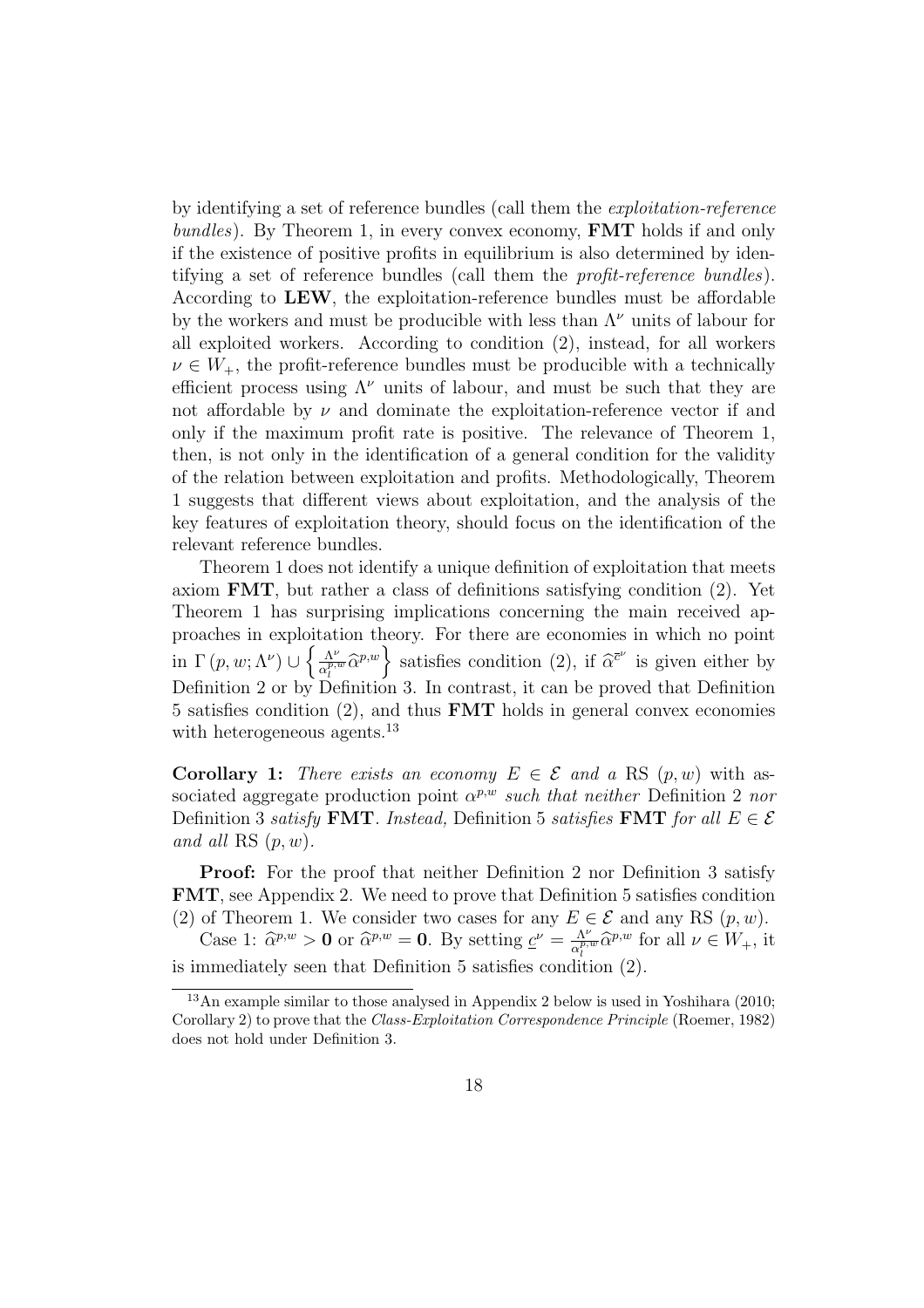by identifying a set of reference bundles (call them the *exploitation-reference bundles*). By Theorem 1, in every convex economy, **FMT** holds if and only if the existence of positive profits in equilibrium is also determined by identifying a set of reference bundles (call them the *profit-reference bundles*). According to **LEW**, the exploitation-reference bundles must be affordable by the workers and must be producible with less than $\Lambda^{\nu}$ units of labour for all exploited workers. According to condition (2), instead, for all workers $\nu \in W_{+}$, the profit-reference bundles must be producible with a technically efficient process using $\Lambda^{\nu}$ units of labour, and must be such that they are not affordable by $\nu$ and dominate the exploitation-reference vector if and only if the maximum profit rate is positive. The relevance of Theorem 1, then, is not only in the identification of a general condition for the validity of the relation between exploitation and profits. Methodologically, Theorem 1 suggests that different views about exploitation, and the analysis of the key features of exploitation theory, should focus on the identification of the relevant reference bundles.

Theorem 1 does not identify a unique definition of exploitation that meets axiom **FMT**, but rather a class of definitions satisfying condition (2). Yet Theorem 1 has surprising implications concerning the main received approaches in exploitation theory. For there are economies in which no point in $\Gamma(p, w; \Lambda^{\nu}) \cup \left\{ \frac{\Lambda^{\nu}}{\alpha_{l}^{p,w}} \widehat{\alpha}^{p,w} \right\}$ satisfies condition (2), if $\widehat{\alpha}^{\overline{c}^{\nu}}$ is given either by Definition 2 or by Definition 3. In contrast, it can be proved that Definition 5 satisfies condition (2), and thus **FMT** holds in general convex economies with heterogeneous agents.[13]

**Corollary 1:** *There exists an economy $E \in \mathcal{E}$ and a* RS $(p, w)$ *with associated aggregate production point $\alpha^{p,w}$ such that neither* Definition 2 *nor* Definition 3 *satisfy* **FMT**. *Instead,* Definition 5 *satisfies* **FMT** *for all $E \in \mathcal{E}$ and all* RS $(p, w)$.

**Proof:** For the proof that neither Definition 2 nor Definition 3 satisfy **FMT**, see Appendix 2. We need to prove that Definition 5 satisfies condition (2) of Theorem 1. We consider two cases for any $E \in \mathcal{E}$ and any RS $(p, w)$.

Case 1: $\widehat{\alpha}^{p,w} > \mathbf{0}$ or $\widehat{\alpha}^{p,w} = \mathbf{0}$. By setting $\underline{c}^{\nu} = \frac{\Lambda^{\nu}}{\alpha_{l}^{p,w}} \widehat{\alpha}^{p,w}$ for all $\nu \in W_{+}$, it is immediately seen that Definition 5 satisfies condition (2).

[13] An example similar to those analysed in Appendix 2 below is used in Yoshihara (2010; Corollary 2) to prove that the *Class-Exploitation Correspondence Principle* (Roemer, 1982) does not hold under Definition 3.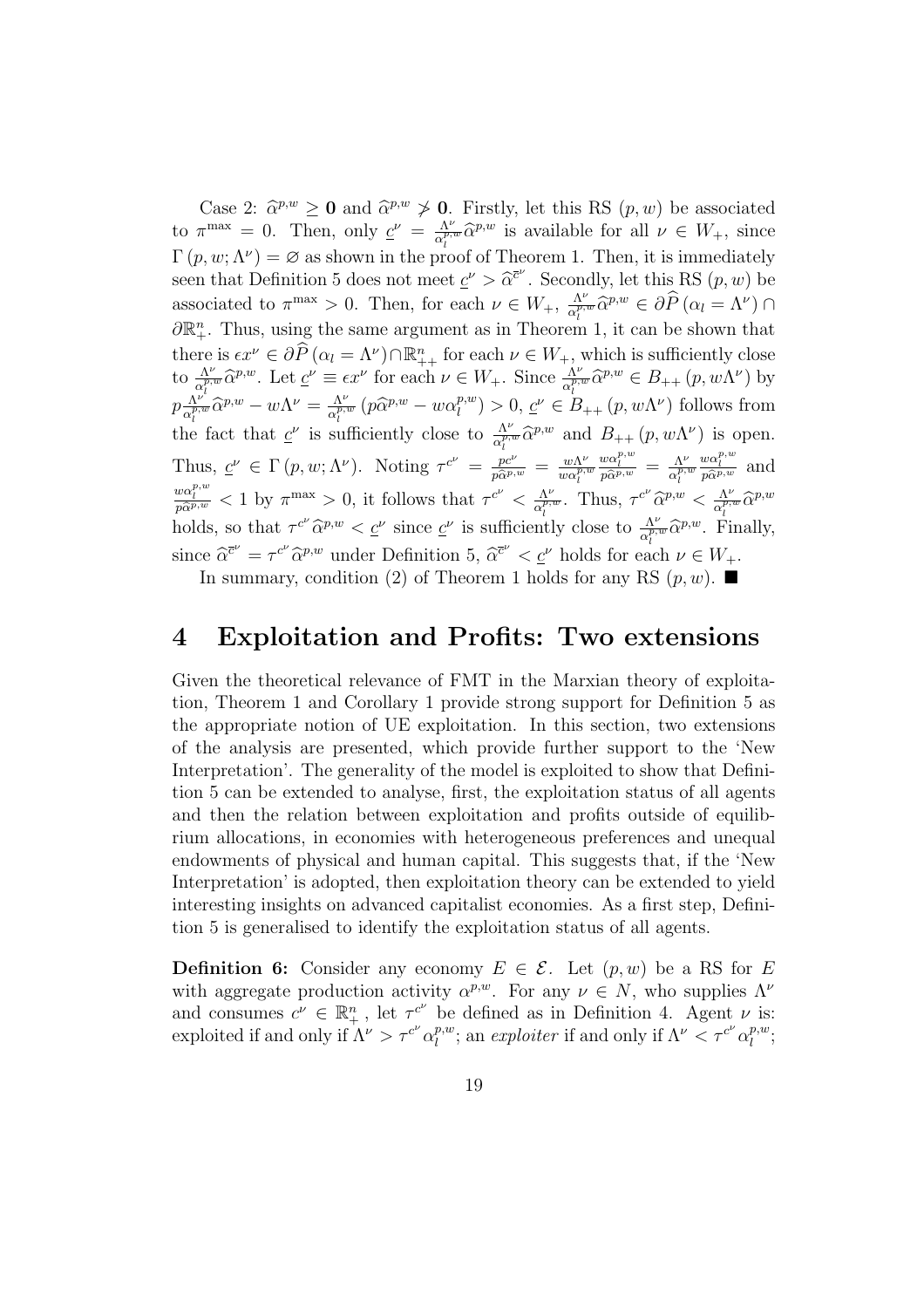Case 2: $\widehat{\alpha}^{p,w} \geq \mathbf{0}$ and $\widehat{\alpha}^{p,w} \ngtr \mathbf{0}$. Firstly, let this RS $(p,w)$ be associated to $\pi^{\max} = 0$. Then, only $\underline{c}^{\nu} = \frac{\Lambda^{\nu}}{\alpha_l^{p,w}} \widehat{\alpha}^{p,w}$ is available for all $\nu \in W_+$, since $\Gamma(p, w; \Lambda^{\nu}) = \varnothing$ as shown in the proof of Theorem 1. Then, it is immediately seen that Definition 5 does not meet $\underline{c}^{\nu} > \widehat{\alpha}^{\overline{c}^{\nu}}$. Secondly, let this RS $(p,w)$ be associated to $\pi^{\max} > 0$. Then, for each $\nu \in W_+$, $\frac{\Lambda^{\nu}}{\alpha_l^{p,w}} \widehat{\alpha}^{p,w} \in \partial \widehat{P}(\alpha_l = \Lambda^{\nu}) \cap \partial \mathbb{R}_+^n$. Thus, using the same argument as in Theorem 1, it can be shown that there is $\epsilon x^{\nu} \in \partial \widehat{P}(\alpha_l = \Lambda^{\nu}) \cap \mathbb{R}_{++}^n$ for each $\nu \in W_+$, which is sufficiently close to $\frac{\Lambda^{\nu}}{\alpha_l^{p,w}} \widehat{\alpha}^{p,w}$. Let $\underline{c}^{\nu} \equiv \epsilon x^{\nu}$ for each $\nu \in W_+$. Since $\frac{\Lambda^{\nu}}{\alpha_l^{p,w}} \widehat{\alpha}^{p,w} \in B_{++}(p, w\Lambda^{\nu})$ by $p\frac{\Lambda^{\nu}}{\alpha_l^{p,w}} \widehat{\alpha}^{p,w} - w\Lambda^{\nu} = \frac{\Lambda^{\nu}}{\alpha_l^{p,w}} (p\widehat{\alpha}^{p,w} - w\alpha_l^{p,w}) > 0$, $\underline{c}^{\nu} \in B_{++}(p, w\Lambda^{\nu})$ follows from the fact that $\underline{c}^{\nu}$ is sufficiently close to $\frac{\Lambda^{\nu}}{\alpha_l^{p,w}} \widehat{\alpha}^{p,w}$ and $B_{++}(p, w\Lambda^{\nu})$ is open. Thus, $\underline{c}^{\nu} \in \Gamma(p, w; \Lambda^{\nu})$. Noting $\tau^{c^{\nu}} = \frac{pc^{\nu}}{p\widehat{\alpha}^{p,w}} = \frac{w\Lambda^{\nu}}{w\alpha_l^{p,w}} \frac{w\alpha_l^{p,w}}{p\widehat{\alpha}^{p,w}} = \frac{\Lambda^{\nu}}{\alpha_l^{p,w}} \frac{w\alpha_l^{p,w}}{p\widehat{\alpha}^{p,w}}$ and $\frac{w\alpha_l^{p,w}}{p\widehat{\alpha}^{p,w}} < 1$ by $\pi^{\max} > 0$, it follows that $\tau^{c^{\nu}} < \frac{\Lambda^{\nu}}{\alpha_l^{p,w}}$. Thus, $\tau^{c^{\nu}} \widehat{\alpha}^{p,w} < \frac{\Lambda^{\nu}}{\alpha_l^{p,w}} \widehat{\alpha}^{p,w}$ holds, so that $\tau^{c^{\nu}} \widehat{\alpha}^{p,w} < \underline{c}^{\nu}$ since $\underline{c}^{\nu}$ is sufficiently close to $\frac{\Lambda^{\nu}}{\alpha_l^{p,w}} \widehat{\alpha}^{p,w}$. Finally, since $\widehat{\alpha}^{\overline{c}^{\nu}} = \tau^{c^{\nu}} \widehat{\alpha}^{p,w}$ under Definition 5, $\widehat{\alpha}^{\overline{c}^{\nu}} < \underline{c}^{\nu}$ holds for each $\nu \in W_+$.

In summary, condition (2) of Theorem 1 holds for any RS $(p,w)$. ■

# 4 Exploitation and Profits: Two extensions

Given the theoretical relevance of FMT in the Marxian theory of exploitation, Theorem 1 and Corollary 1 provide strong support for Definition 5 as the appropriate notion of UE exploitation. In this section, two extensions of the analysis are presented, which provide further support to the 'New Interpretation'. The generality of the model is exploited to show that Definition 5 can be extended to analyse, first, the exploitation status of all agents and then the relation between exploitation and profits outside of equilibrium allocations, in economies with heterogeneous preferences and unequal endowments of physical and human capital. This suggests that, if the 'New Interpretation' is adopted, then exploitation theory can be extended to yield interesting insights on advanced capitalist economies. As a first step, Definition 5 is generalised to identify the exploitation status of all agents.

**Definition 6:** Consider any economy $E \in \mathcal{E}$. Let $(p,w)$ be a RS for $E$ with aggregate production activity $\alpha^{p,w}$. For any $\nu \in N$, who supplies $\Lambda^{\nu}$ and consumes $c^{\nu} \in \mathbb{R}_+^n$, let $\tau^{c^{\nu}}$ be defined as in Definition 4. Agent $\nu$ is: exploited if and only if $\Lambda^{\nu} > \tau^{c^{\nu}} \alpha_l^{p,w}$; an *exploiter* if and only if $\Lambda^{\nu} < \tau^{c^{\nu}} \alpha_l^{p,w}$;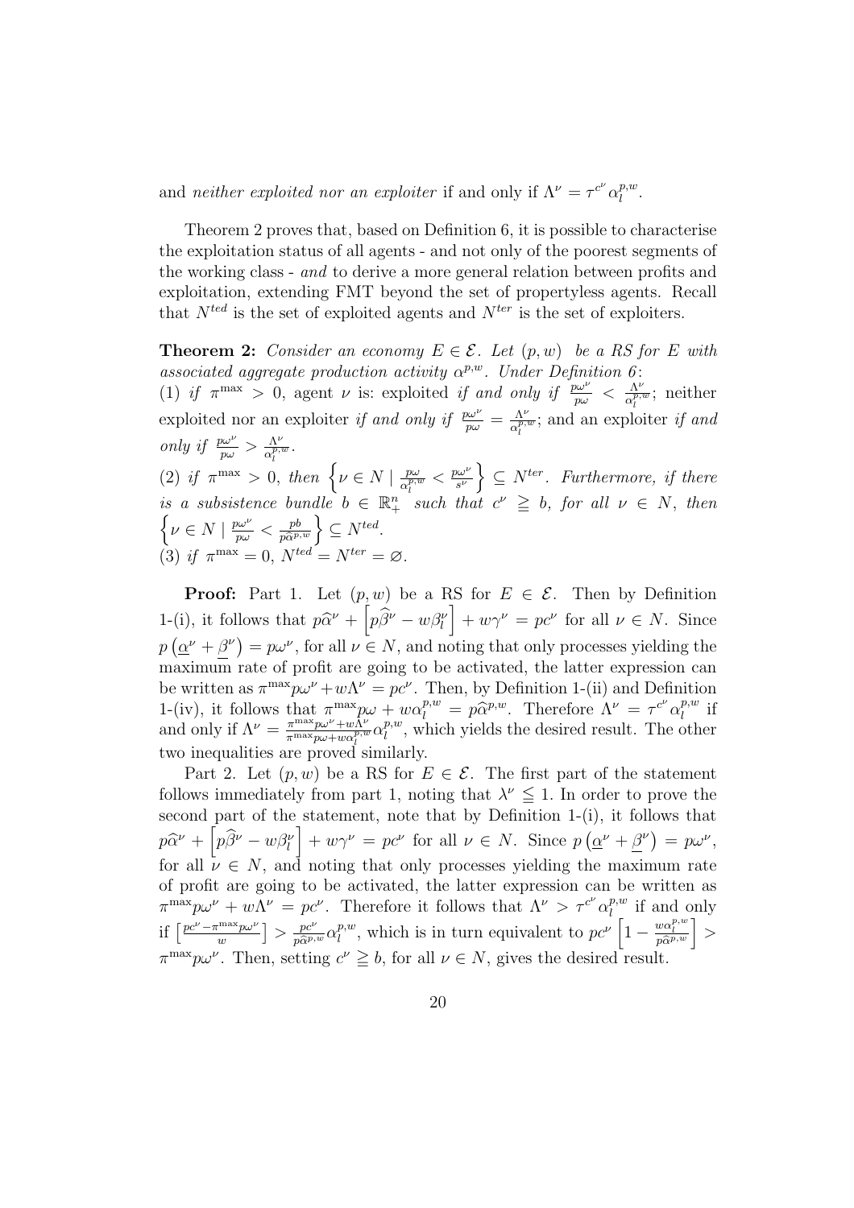and *neither exploited nor an exploiter* if and only if $\Lambda^\nu = \tau^{c^\nu} \alpha_l^{p,w}$.

Theorem 2 proves that, based on Definition 6, it is possible to characterise the exploitation status of all agents - and not only of the poorest segments of the working class - *and* to derive a more general relation between profits and exploitation, extending FMT beyond the set of propertyless agents. Recall that $N^{ted}$ is the set of exploited agents and $N^{ter}$ is the set of exploiters.

**Theorem 2:** *Consider an economy $E \in \mathcal{E}$. Let $(p, w)$ be a RS for $E$ with associated aggregate production activity $\alpha^{p,w}$. Under Definition 6:*
(1) *if $\pi^{\max} > 0$,* agent $\nu$ is: exploited *if and only if* $\frac{p\omega^\nu}{p\omega} < \frac{\Lambda^\nu}{\alpha_l^{p,w}}$; neither exploited nor an exploiter *if and only if* $\frac{p\omega^\nu}{p\omega} = \frac{\Lambda^\nu}{\alpha_l^{p,w}}$; and an exploiter *if and only if $\frac{p\omega^\nu}{p\omega} > \frac{\Lambda^\nu}{\alpha_l^{p,w}}$.*
(2) *if $\pi^{\max} > 0$, then $\left\{ \nu \in N \mid \frac{p\omega}{\alpha_l^{p,w}} < \frac{p\omega^\nu}{s^\nu} \right\} \subseteq N^{ter}$. Furthermore, if there is a subsistence bundle $b \in \mathbb{R}_+^n$ such that $c^\nu \geqq b$, for all $\nu \in N$, then $\left\{ \nu \in N \mid \frac{p\omega^\nu}{p\omega} < \frac{pb}{p\widehat{\alpha}^{p,w}} \right\} \subseteq N^{ted}$.*
(3) *if $\pi^{\max} = 0$, $N^{ted} = N^{ter} = \varnothing$.*

**Proof:** Part 1. Let $(p, w)$ be a RS for $E \in \mathcal{E}$. Then by Definition 1-(i), it follows that $p\widehat{\alpha}^\nu + \left[ p\widehat{\beta}^\nu - w\beta_l^\nu \right] + w\gamma^\nu = pc^\nu$ for all $\nu \in N$. Since $p\left(\underline{\alpha}^\nu + \underline{\beta}^\nu\right) = p\omega^\nu$, for all $\nu \in N$, and noting that only processes yielding the maximum rate of profit are going to be activated, the latter expression can be written as $\pi^{\max} p\omega^\nu + w\Lambda^\nu = pc^\nu$. Then, by Definition 1-(ii) and Definition 1-(iv), it follows that $\pi^{\max} p\omega + w\alpha_l^{p,w} = p\widehat{\alpha}^{p,w}$. Therefore $\Lambda^\nu = \tau^{c^\nu} \alpha_l^{p,w}$ if and only if $\Lambda^\nu = \frac{\pi^{\max} p\omega^\nu + w\Lambda^\nu}{\pi^{\max} p\omega + w\alpha_l^{p,w}} \alpha_l^{p,w}$, which yields the desired result. The other two inequalities are proved similarly.

Part 2. Let $(p, w)$ be a RS for $E \in \mathcal{E}$. The first part of the statement follows immediately from part 1, noting that $\lambda^\nu \leqq 1$. In order to prove the second part of the statement, note that by Definition 1-(i), it follows that $p\widehat{\alpha}^\nu + \left[ p\widehat{\beta}^\nu - w\beta_l^\nu \right] + w\gamma^\nu = pc^\nu$ for all $\nu \in N$. Since $p\left(\underline{\alpha}^\nu + \underline{\beta}^\nu\right) = p\omega^\nu$, for all $\nu \in N$, and noting that only processes yielding the maximum rate of profit are going to be activated, the latter expression can be written as $\pi^{\max} p\omega^\nu + w\Lambda^\nu = pc^\nu$. Therefore it follows that $\Lambda^\nu > \tau^{c^\nu} \alpha_l^{p,w}$ if and only if $\left[ \frac{pc^\nu - \pi^{\max} p\omega^\nu}{w} \right] > \frac{pc^\nu}{p\widehat{\alpha}^{p,w}} \alpha_l^{p,w}$, which is in turn equivalent to $pc^\nu \left[ 1 - \frac{w\alpha_l^{p,w}}{p\widehat{\alpha}^{p,w}} \right] > \pi^{\max} p\omega^\nu$. Then, setting $c^\nu \geqq b$, for all $\nu \in N$, gives the desired result.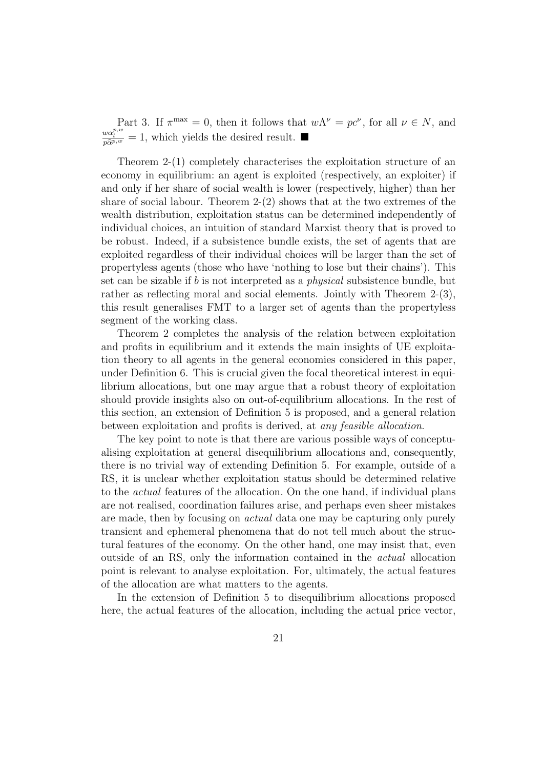Part 3. If $\pi^{\max} = 0$, then it follows that $w\Lambda^{\nu} = pc^{\nu}$, for all $\nu \in N$, and $\frac{w\alpha_l^{p,w}}{p\widehat{\alpha}^{p,w}} = 1$, which yields the desired result. ■

Theorem 2-(1) completely characterises the exploitation structure of an economy in equilibrium: an agent is exploited (respectively, an exploiter) if and only if her share of social wealth is lower (respectively, higher) than her share of social labour. Theorem 2-(2) shows that at the two extremes of the wealth distribution, exploitation status can be determined independently of individual choices, an intuition of standard Marxist theory that is proved to be robust. Indeed, if a subsistence bundle exists, the set of agents that are exploited regardless of their individual choices will be larger than the set of propertyless agents (those who have 'nothing to lose but their chains'). This set can be sizable if $b$ is not interpreted as a *physical* subsistence bundle, but rather as reflecting moral and social elements. Jointly with Theorem 2-(3), this result generalises FMT to a larger set of agents than the propertyless segment of the working class.

Theorem 2 completes the analysis of the relation between exploitation and profits in equilibrium and it extends the main insights of UE exploitation theory to all agents in the general economies considered in this paper, under Definition 6. This is crucial given the focal theoretical interest in equilibrium allocations, but one may argue that a robust theory of exploitation should provide insights also on out-of-equilibrium allocations. In the rest of this section, an extension of Definition 5 is proposed, and a general relation between exploitation and profits is derived, at *any feasible allocation*.

The key point to note is that there are various possible ways of conceptualising exploitation at general disequilibrium allocations and, consequently, there is no trivial way of extending Definition 5. For example, outside of a RS, it is unclear whether exploitation status should be determined relative to the *actual* features of the allocation. On the one hand, if individual plans are not realised, coordination failures arise, and perhaps even sheer mistakes are made, then by focusing on *actual* data one may be capturing only purely transient and ephemeral phenomena that do not tell much about the structural features of the economy. On the other hand, one may insist that, even outside of an RS, only the information contained in the *actual* allocation point is relevant to analyse exploitation. For, ultimately, the actual features of the allocation are what matters to the agents.

In the extension of Definition 5 to disequilibrium allocations proposed here, the actual features of the allocation, including the actual price vector,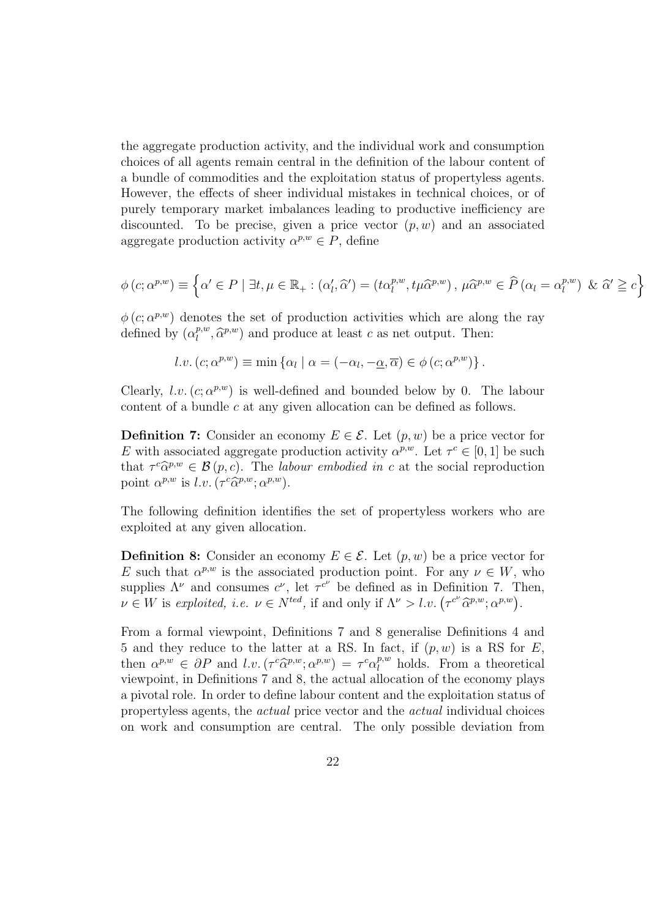the aggregate production activity, and the individual work and consumption choices of all agents remain central in the definition of the labour content of a bundle of commodities and the exploitation status of propertyless agents. However, the effects of sheer individual mistakes in technical choices, or of purely temporary market imbalances leading to productive inefficiency are discounted. To be precise, given a price vector $(p, w)$ and an associated aggregate production activity $\alpha^{p,w} \in P$, define

$$\phi\left(c; \alpha^{p,w}\right) \equiv \left\{ \alpha' \in P \mid \exists t, \mu \in \mathbb{R}_+ : \left(\alpha'_l, \widehat{\alpha}'\right) = \left(t\alpha_l^{p,w}, t\mu\widehat{\alpha}^{p,w}\right), \, \mu\widehat{\alpha}^{p,w} \in \widehat{P}\left(\alpha_l = \alpha_l^{p,w}\right) \, \& \, \widehat{\alpha}' \geqq c \right\}$$

$\phi\left(c; \alpha^{p,w}\right)$ denotes the set of production activities which are along the ray defined by $\left(\alpha_l^{p,w}, \widehat{\alpha}^{p,w}\right)$ and produce at least $c$ as net output. Then:

$$l.v.\left(c; \alpha^{p,w}\right) \equiv \min\left\{ \alpha_l \mid \alpha = \left(-\alpha_l, -\underline{\alpha}, \overline{\alpha}\right) \in \phi\left(c; \alpha^{p,w}\right) \right\}.$$

Clearly, $l.v.\left(c; \alpha^{p,w}\right)$ is well-defined and bounded below by 0. The labour content of a bundle $c$ at any given allocation can be defined as follows.

**Definition 7:** Consider an economy $E \in \mathcal{E}$. Let $(p, w)$ be a price vector for $E$ with associated aggregate production activity $\alpha^{p,w}$. Let $\tau^c \in [0, 1]$ be such that $\tau^c\widehat{\alpha}^{p,w} \in \mathcal{B}(p, c)$. The *labour embodied in* $c$ at the social reproduction point $\alpha^{p,w}$ is $l.v.\left(\tau^c\widehat{\alpha}^{p,w}; \alpha^{p,w}\right)$.

The following definition identifies the set of propertyless workers who are exploited at any given allocation.

**Definition 8:** Consider an economy $E \in \mathcal{E}$. Let $(p, w)$ be a price vector for $E$ such that $\alpha^{p,w}$ is the associated production point. For any $\nu \in W$, who supplies $\Lambda^\nu$ and consumes $c^\nu$, let $\tau^{c^\nu}$ be defined as in Definition 7. Then, $\nu \in W$ is *exploited, i.e.* $\nu \in N^{ted}$, if and only if $\Lambda^\nu > l.v.\left(\tau^{c^\nu}\widehat{\alpha}^{p,w}; \alpha^{p,w}\right)$.

From a formal viewpoint, Definitions 7 and 8 generalise Definitions 4 and 5 and they reduce to the latter at a RS. In fact, if $(p, w)$ is a RS for $E$, then $\alpha^{p,w} \in \partial P$ and $l.v.\left(\tau^c\widehat{\alpha}^{p,w}; \alpha^{p,w}\right) = \tau^c\alpha_l^{p,w}$ holds. From a theoretical viewpoint, in Definitions 7 and 8, the actual allocation of the economy plays a pivotal role. In order to define labour content and the exploitation status of propertyless agents, the *actual* price vector and the *actual* individual choices on work and consumption are central. The only possible deviation from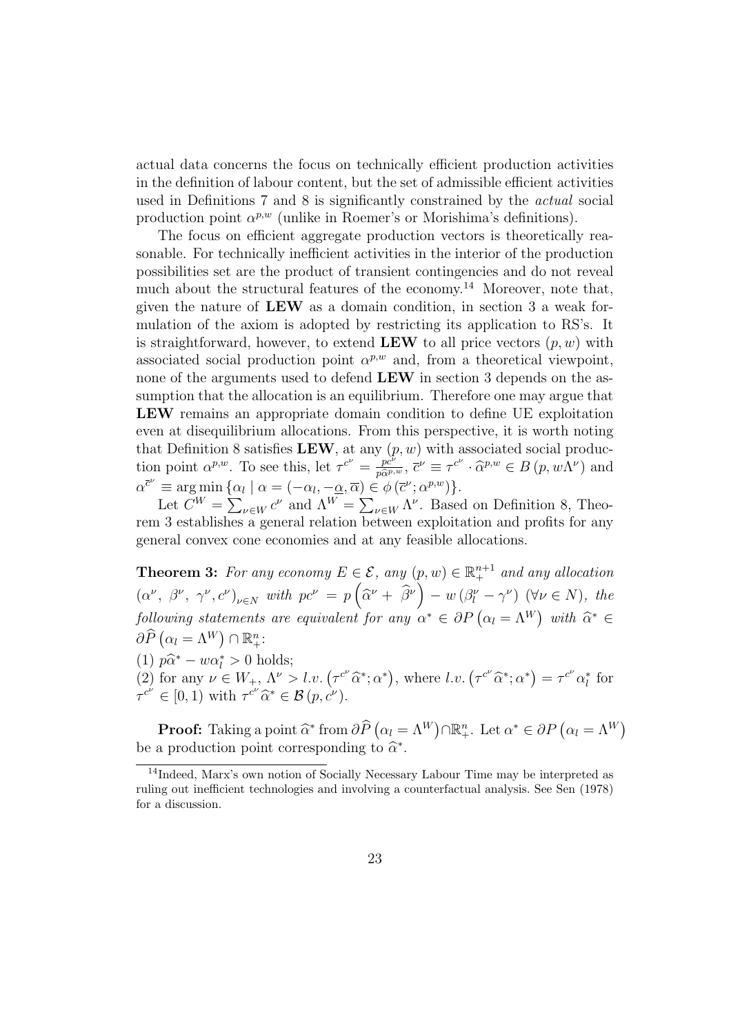actual data concerns the focus on technically efficient production activities in the definition of labour content, but the set of admissible efficient activities used in Definitions 7 and 8 is significantly constrained by the *actual* social production point $\alpha^{p,w}$ (unlike in Roemer's or Morishima's definitions).

The focus on efficient aggregate production vectors is theoretically reasonable. For technically inefficient activities in the interior of the production possibilities set are the product of transient contingencies and do not reveal much about the structural features of the economy.[14] Moreover, note that, given the nature of **LEW** as a domain condition, in section 3 a weak formulation of the axiom is adopted by restricting its application to RS's. It is straightforward, however, to extend **LEW** to all price vectors $(p, w)$ with associated social production point $\alpha^{p,w}$ and, from a theoretical viewpoint, none of the arguments used to defend **LEW** in section 3 depends on the assumption that the allocation is an equilibrium. Therefore one may argue that **LEW** remains an appropriate domain condition to define UE exploitation even at disequilibrium allocations. From this perspective, it is worth noting that Definition 8 satisfies **LEW**, at any $(p, w)$ with associated social production point $\alpha^{p,w}$. To see this, let $\tau^{c^\nu} = \frac{pc^\nu}{p\widehat{\alpha}^{p,w}}$, $\overline{c}^\nu \equiv \tau^{c^\nu} \cdot \widehat{\alpha}^{p,w} \in B(p, w\Lambda^\nu)$ and $\alpha^{\overline{c}^\nu} \equiv \arg\min \{\alpha_l \mid \alpha = (-\alpha_l, -\underline{\alpha}, \overline{\alpha}) \in \phi(\overline{c}^\nu; \alpha^{p,w})\}$.

Let $C^W = \sum_{\nu \in W} c^\nu$ and $\Lambda^W = \sum_{\nu \in W} \Lambda^\nu$. Based on Definition 8, Theorem 3 establishes a general relation between exploitation and profits for any general convex cone economies and at any feasible allocations.

**Theorem 3:** *For any economy $E \in \mathcal{E}$, any $(p, w) \in \mathbb{R}^{n+1}_+$ and any allocation $(\alpha^\nu,\ \beta^\nu,\ \gamma^\nu, c^\nu)_{\nu \in N}$ with $pc^\nu = p\left(\widehat{\alpha}^\nu + \ \widehat{\beta}^\nu\right) - w\left(\beta^\nu_l - \gamma^\nu\right)$ $(\forall \nu \in N)$, the following statements are equivalent for any $\alpha^* \in \partial P\left(\alpha_l = \Lambda^W\right)$ with $\widehat{\alpha}^* \in \partial\widehat{P}\left(\alpha_l = \Lambda^W\right) \cap \mathbb{R}^n_+$:*
(1) $p\widehat{\alpha}^* - w\alpha^*_l > 0$ holds;
(2) for any $\nu \in W_+$, $\Lambda^\nu > l.v.\left(\tau^{c^\nu}\widehat{\alpha}^*; \alpha^*\right)$, where $l.v.\left(\tau^{c^\nu}\widehat{\alpha}^*; \alpha^*\right) = \tau^{c^\nu}\alpha^*_l$ for $\tau^{c^\nu} \in [0, 1)$ with $\tau^{c^\nu}\widehat{\alpha}^* \in \mathcal{B}(p, c^\nu)$.

**Proof:** Taking a point $\widehat{\alpha}^*$ from $\partial\widehat{P}\left(\alpha_l = \Lambda^W\right) \cap \mathbb{R}^n_+$. Let $\alpha^* \in \partial P\left(\alpha_l = \Lambda^W\right)$ be a production point corresponding to $\widehat{\alpha}^*$.

---

[14] Indeed, Marx's own notion of Socially Necessary Labour Time may be interpreted as ruling out inefficient technologies and involving a counterfactual analysis. See Sen (1978) for a discussion.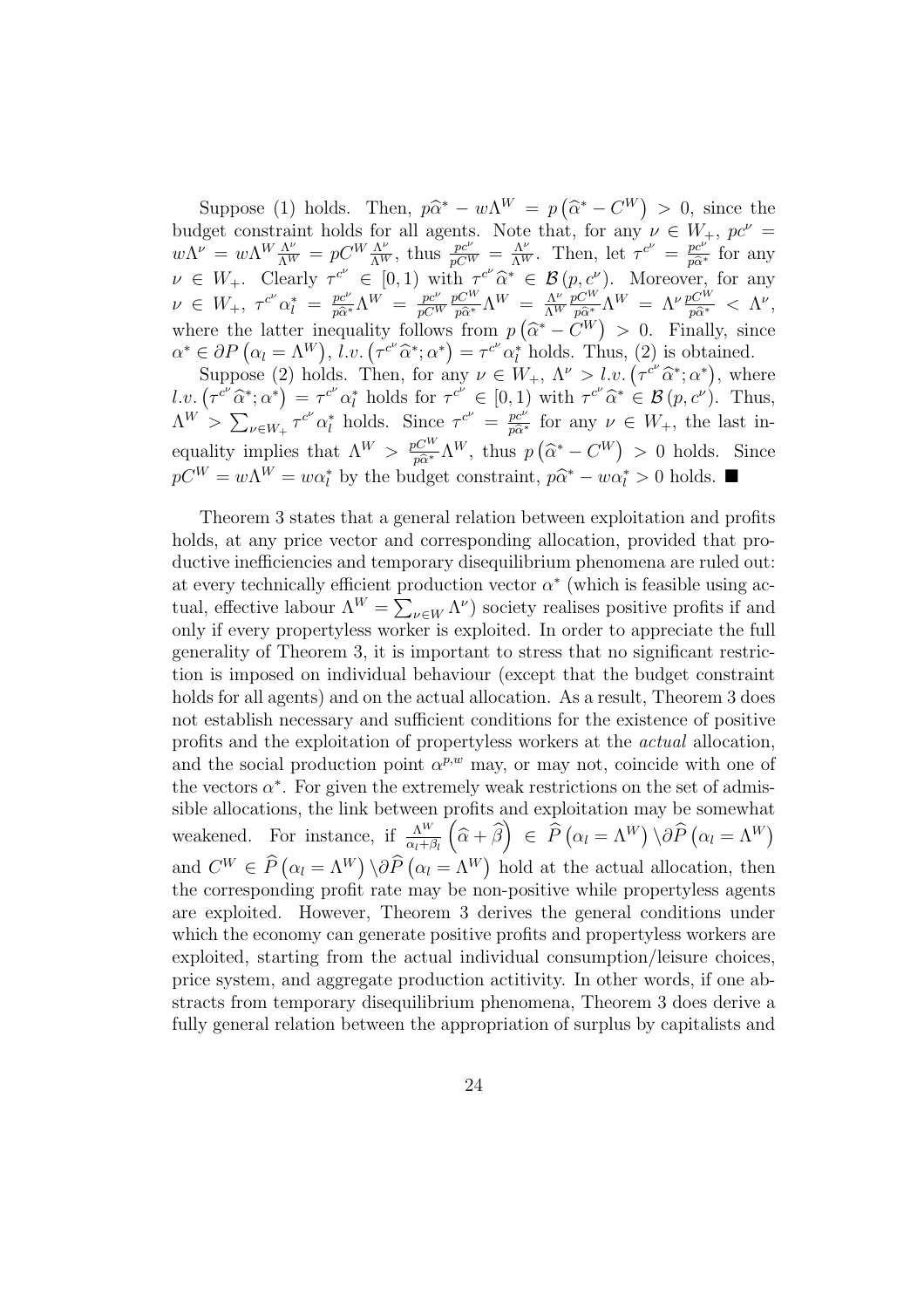Suppose (1) holds. Then, $p\widehat{\alpha}^* - w\Lambda^W = p\left(\widehat{\alpha}^* - C^W\right) > 0$, since the budget constraint holds for all agents. Note that, for any $\nu \in W_+$, $pc^\nu = w\Lambda^\nu = w\Lambda^W \frac{\Lambda^\nu}{\Lambda^W} = pC^W \frac{\Lambda^\nu}{\Lambda^W}$, thus $\frac{pc^\nu}{pC^W} = \frac{\Lambda^\nu}{\Lambda^W}$. Then, let $\tau^{c^\nu} = \frac{pc^\nu}{p\widehat{\alpha}^*}$ for any $\nu \in W_+$. Clearly $\tau^{c^\nu} \in [0,1)$ with $\tau^{c^\nu}\widehat{\alpha}^* \in \mathcal{B}(p, c^\nu)$. Moreover, for any $\nu \in W_+$, $\tau^{c^\nu}\alpha_l^* = \frac{pc^\nu}{p\widehat{\alpha}^*}\Lambda^W = \frac{pc^\nu}{pC^W}\frac{pC^W}{p\widehat{\alpha}^*}\Lambda^W = \frac{\Lambda^\nu}{\Lambda^W}\frac{pC^W}{p\widehat{\alpha}^*}\Lambda^W = \Lambda^\nu \frac{pC^W}{p\widehat{\alpha}^*} < \Lambda^\nu$, where the latter inequality follows from $p\left(\widehat{\alpha}^* - C^W\right) > 0$. Finally, since $\alpha^* \in \partial P\left(\alpha_l = \Lambda^W\right)$, $l.v.\left(\tau^{c^\nu}\widehat{\alpha}^*; \alpha^*\right) = \tau^{c^\nu}\alpha_l^*$ holds. Thus, (2) is obtained.

Suppose (2) holds. Then, for any $\nu \in W_+$, $\Lambda^\nu > l.v.\left(\tau^{c^\nu}\widehat{\alpha}^*; \alpha^*\right)$, where $l.v.\left(\tau^{c^\nu}\widehat{\alpha}^*; \alpha^*\right) = \tau^{c^\nu}\alpha_l^*$ holds for $\tau^{c^\nu} \in [0,1)$ with $\tau^{c^\nu}\widehat{\alpha}^* \in \mathcal{B}(p, c^\nu)$. Thus, $\Lambda^W > \sum_{\nu \in W_+} \tau^{c^\nu}\alpha_l^*$ holds. Since $\tau^{c^\nu} = \frac{pc^\nu}{p\widehat{\alpha}^*}$ for any $\nu \in W_+$, the last inequality implies that $\Lambda^W > \frac{pC^W}{p\widehat{\alpha}^*}\Lambda^W$, thus $p\left(\widehat{\alpha}^* - C^W\right) > 0$ holds. Since $pC^W = w\Lambda^W = w\alpha_l^*$ by the budget constraint, $p\widehat{\alpha}^* - w\alpha_l^* > 0$ holds. ■

Theorem 3 states that a general relation between exploitation and profits holds, at any price vector and corresponding allocation, provided that productive inefficiencies and temporary disequilibrium phenomena are ruled out: at every technically efficient production vector $\alpha^*$ (which is feasible using actual, effective labour $\Lambda^W = \sum_{\nu \in W} \Lambda^\nu$) society realises positive profits if and only if every propertyless worker is exploited. In order to appreciate the full generality of Theorem 3, it is important to stress that no significant restriction is imposed on individual behaviour (except that the budget constraint holds for all agents) and on the actual allocation. As a result, Theorem 3 does not establish necessary and sufficient conditions for the existence of positive profits and the exploitation of propertyless workers at the *actual* allocation, and the social production point $\alpha^{p,w}$ may, or may not, coincide with one of the vectors $\alpha^*$. For given the extremely weak restrictions on the set of admissible allocations, the link between profits and exploitation may be somewhat weakened. For instance, if $\frac{\Lambda^W}{\alpha_l + \beta_l}\left(\widehat{\alpha} + \widehat{\beta}\right) \in \widehat{P}\left(\alpha_l = \Lambda^W\right) \backslash \partial\widehat{P}\left(\alpha_l = \Lambda^W\right)$ and $C^W \in \widehat{P}\left(\alpha_l = \Lambda^W\right) \backslash \partial\widehat{P}\left(\alpha_l = \Lambda^W\right)$ hold at the actual allocation, then the corresponding profit rate may be non-positive while propertyless agents are exploited. However, Theorem 3 derives the general conditions under which the economy can generate positive profits and propertyless workers are exploited, starting from the actual individual consumption/leisure choices, price system, and aggregate production actitivity. In other words, if one abstracts from temporary disequilibrium phenomena, Theorem 3 does derive a fully general relation between the appropriation of surplus by capitalists and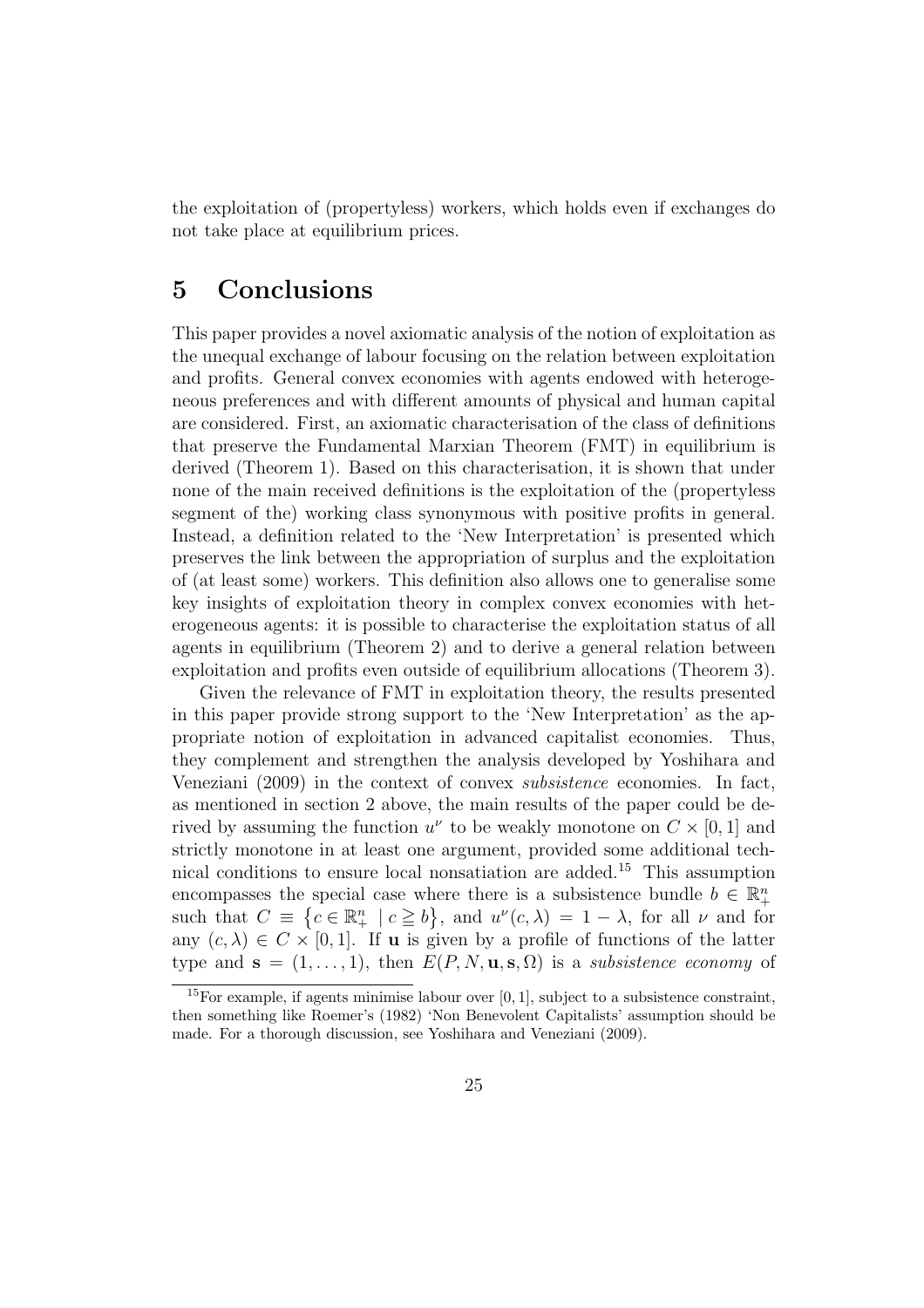the exploitation of (propertyless) workers, which holds even if exchanges do not take place at equilibrium prices.

# 5 Conclusions

This paper provides a novel axiomatic analysis of the notion of exploitation as the unequal exchange of labour focusing on the relation between exploitation and profits. General convex economies with agents endowed with heterogeneous preferences and with different amounts of physical and human capital are considered. First, an axiomatic characterisation of the class of definitions that preserve the Fundamental Marxian Theorem (FMT) in equilibrium is derived (Theorem 1). Based on this characterisation, it is shown that under none of the main received definitions is the exploitation of the (propertyless segment of the) working class synonymous with positive profits in general. Instead, a definition related to the 'New Interpretation' is presented which preserves the link between the appropriation of surplus and the exploitation of (at least some) workers. This definition also allows one to generalise some key insights of exploitation theory in complex convex economies with heterogeneous agents: it is possible to characterise the exploitation status of all agents in equilibrium (Theorem 2) and to derive a general relation between exploitation and profits even outside of equilibrium allocations (Theorem 3).

Given the relevance of FMT in exploitation theory, the results presented in this paper provide strong support to the 'New Interpretation' as the appropriate notion of exploitation in advanced capitalist economies. Thus, they complement and strengthen the analysis developed by Yoshihara and Veneziani (2009) in the context of convex *subsistence* economies. In fact, as mentioned in section 2 above, the main results of the paper could be derived by assuming the function $u^{\nu}$ to be weakly monotone on $C \times [0,1]$ and strictly monotone in at least one argument, provided some additional technical conditions to ensure local nonsatiation are added.[15] This assumption encompasses the special case where there is a subsistence bundle $b \in \mathbb{R}^n_+$ such that $C \equiv \left\{c \in \mathbb{R}^n_+ \mid c \geqq b\right\}$, and $u^{\nu}(c, \lambda) = 1 - \lambda$, for all $\nu$ and for any $(c, \lambda) \in C \times [0,1]$. If $\mathbf{u}$ is given by a profile of functions of the latter type and $\mathbf{s} = (1, \ldots, 1)$, then $E(P, N, \mathbf{u}, \mathbf{s}, \Omega)$ is a *subsistence economy* of

[15] For example, if agents minimise labour over $[0,1]$, subject to a subsistence constraint, then something like Roemer's (1982) 'Non Benevolent Capitalists' assumption should be made. For a thorough discussion, see Yoshihara and Veneziani (2009).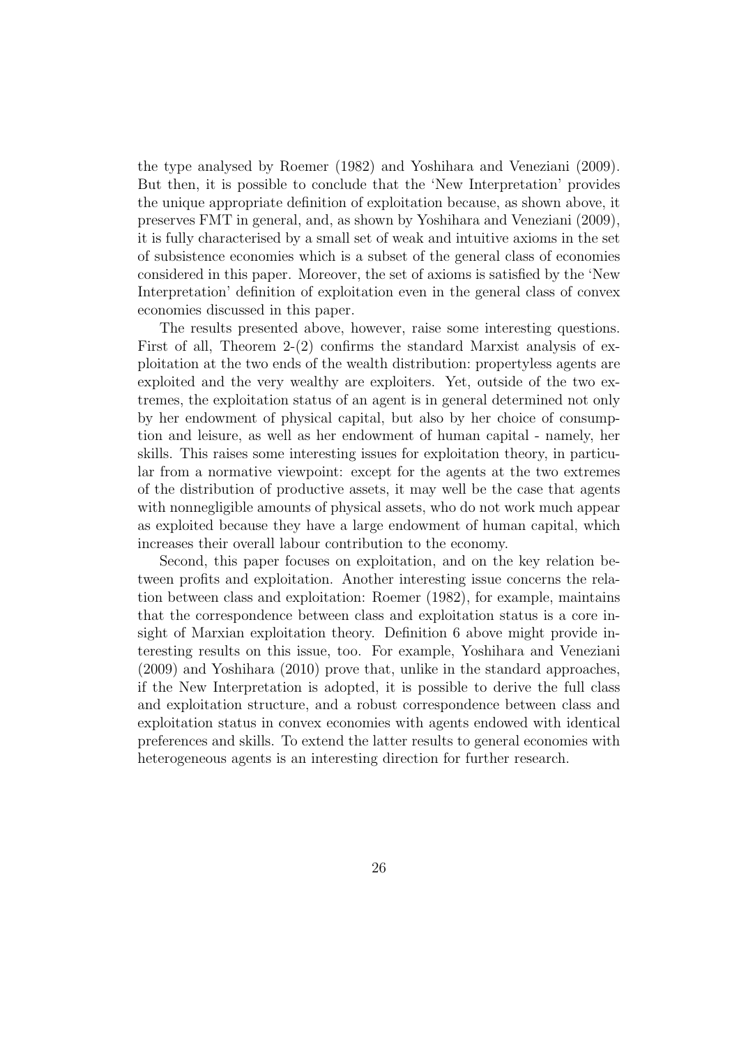the type analysed by Roemer (1982) and Yoshihara and Veneziani (2009). But then, it is possible to conclude that the 'New Interpretation' provides the unique appropriate definition of exploitation because, as shown above, it preserves FMT in general, and, as shown by Yoshihara and Veneziani (2009), it is fully characterised by a small set of weak and intuitive axioms in the set of subsistence economies which is a subset of the general class of economies considered in this paper. Moreover, the set of axioms is satisfied by the 'New Interpretation' definition of exploitation even in the general class of convex economies discussed in this paper.

The results presented above, however, raise some interesting questions. First of all, Theorem 2-(2) confirms the standard Marxist analysis of exploitation at the two ends of the wealth distribution: propertyless agents are exploited and the very wealthy are exploiters. Yet, outside of the two extremes, the exploitation status of an agent is in general determined not only by her endowment of physical capital, but also by her choice of consumption and leisure, as well as her endowment of human capital - namely, her skills. This raises some interesting issues for exploitation theory, in particular from a normative viewpoint: except for the agents at the two extremes of the distribution of productive assets, it may well be the case that agents with nonnegligible amounts of physical assets, who do not work much appear as exploited because they have a large endowment of human capital, which increases their overall labour contribution to the economy.

Second, this paper focuses on exploitation, and on the key relation between profits and exploitation. Another interesting issue concerns the relation between class and exploitation: Roemer (1982), for example, maintains that the correspondence between class and exploitation status is a core insight of Marxian exploitation theory. Definition 6 above might provide interesting results on this issue, too. For example, Yoshihara and Veneziani (2009) and Yoshihara (2010) prove that, unlike in the standard approaches, if the New Interpretation is adopted, it is possible to derive the full class and exploitation structure, and a robust correspondence between class and exploitation status in convex economies with agents endowed with identical preferences and skills. To extend the latter results to general economies with heterogeneous agents is an interesting direction for further research.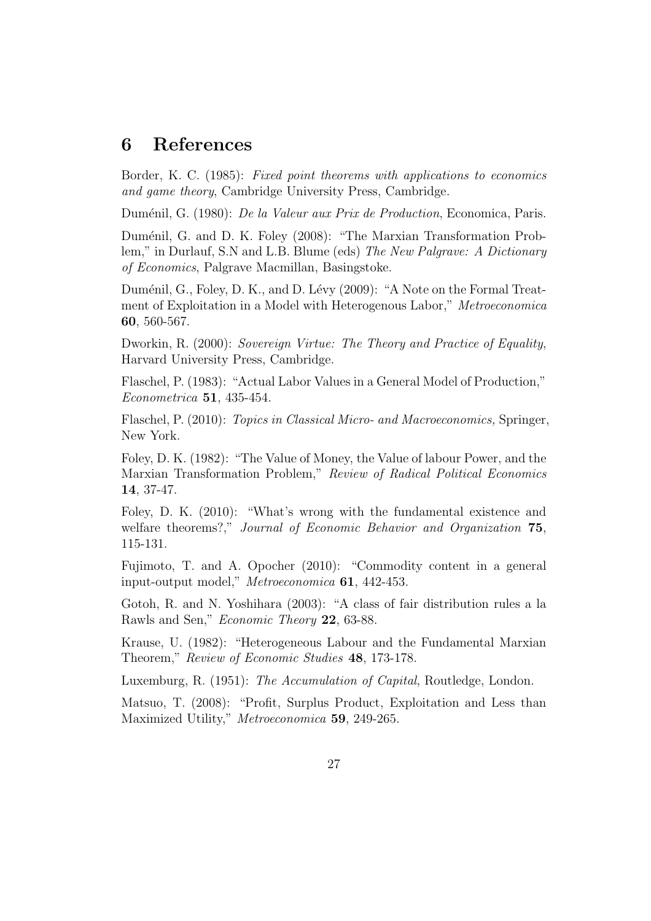# 6 References

Border, K. C. (1985): *Fixed point theorems with applications to economics and game theory*, Cambridge University Press, Cambridge.

Duménil, G. (1980): *De la Valeur aux Prix de Production*, Economica, Paris.

Duménil, G. and D. K. Foley (2008): "The Marxian Transformation Problem," in Durlauf, S.N and L.B. Blume (eds) *The New Palgrave: A Dictionary of Economics*, Palgrave Macmillan, Basingstoke.

Duménil, G., Foley, D. K., and D. Lévy (2009): "A Note on the Formal Treatment of Exploitation in a Model with Heterogenous Labor," *Metroeconomica* **60**, 560-567.

Dworkin, R. (2000): *Sovereign Virtue: The Theory and Practice of Equality*, Harvard University Press, Cambridge.

Flaschel, P. (1983): "Actual Labor Values in a General Model of Production," *Econometrica* **51**, 435-454.

Flaschel, P. (2010): *Topics in Classical Micro- and Macroeconomics,* Springer, New York.

Foley, D. K. (1982): "The Value of Money, the Value of labour Power, and the Marxian Transformation Problem," *Review of Radical Political Economics* **14**, 37-47.

Foley, D. K. (2010): "What's wrong with the fundamental existence and welfare theorems?," *Journal of Economic Behavior and Organization* **75**, 115-131.

Fujimoto, T. and A. Opocher (2010): "Commodity content in a general input-output model," *Metroeconomica* **61**, 442-453.

Gotoh, R. and N. Yoshihara (2003): "A class of fair distribution rules a la Rawls and Sen," *Economic Theory* **22**, 63-88.

Krause, U. (1982): "Heterogeneous Labour and the Fundamental Marxian Theorem," *Review of Economic Studies* **48**, 173-178.

Luxemburg, R. (1951): *The Accumulation of Capital*, Routledge, London.

Matsuo, T. (2008): "Profit, Surplus Product, Exploitation and Less than Maximized Utility," *Metroeconomica* **59**, 249-265.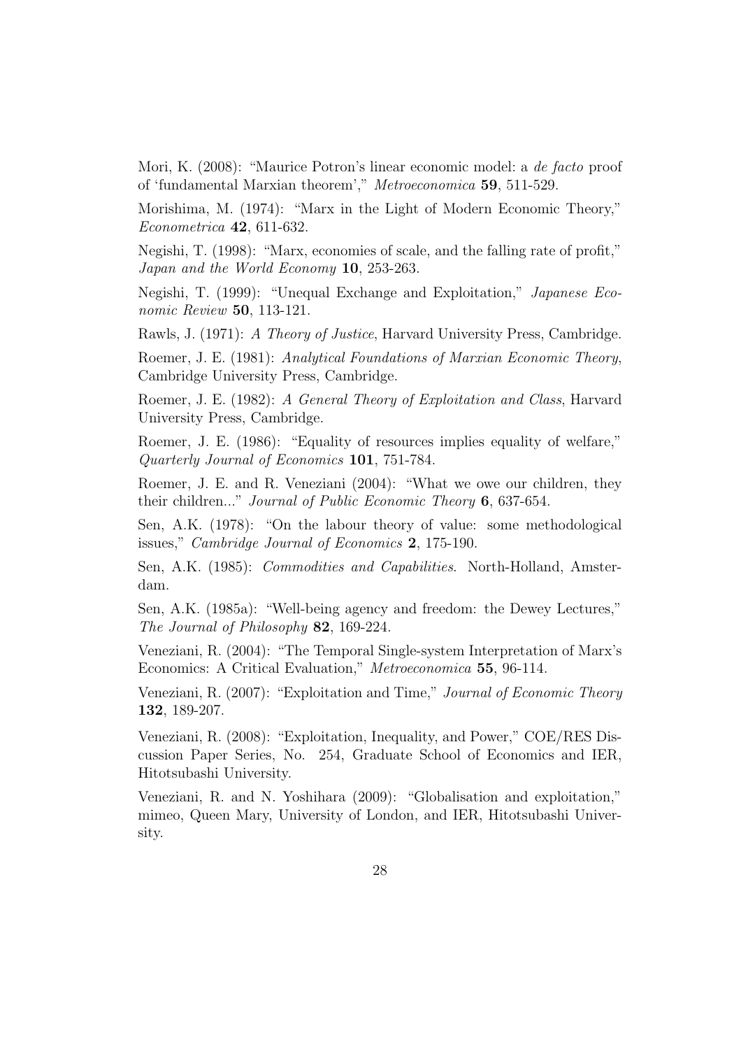Mori, K. (2008): "Maurice Potron's linear economic model: a *de facto* proof of 'fundamental Marxian theorem'," *Metroeconomica* **59**, 511-529.

Morishima, M. (1974): "Marx in the Light of Modern Economic Theory," *Econometrica* **42**, 611-632.

Negishi, T. (1998): "Marx, economies of scale, and the falling rate of profit," *Japan and the World Economy* **10**, 253-263.

Negishi, T. (1999): "Unequal Exchange and Exploitation," *Japanese Economic Review* **50**, 113-121.

Rawls, J. (1971): *A Theory of Justice*, Harvard University Press, Cambridge.

Roemer, J. E. (1981): *Analytical Foundations of Marxian Economic Theory*, Cambridge University Press, Cambridge.

Roemer, J. E. (1982): *A General Theory of Exploitation and Class*, Harvard University Press, Cambridge.

Roemer, J. E. (1986): "Equality of resources implies equality of welfare," *Quarterly Journal of Economics* **101**, 751-784.

Roemer, J. E. and R. Veneziani (2004): "What we owe our children, they their children..." *Journal of Public Economic Theory* **6**, 637-654.

Sen, A.K. (1978): "On the labour theory of value: some methodological issues," *Cambridge Journal of Economics* **2**, 175-190.

Sen, A.K. (1985): *Commodities and Capabilities*. North-Holland, Amsterdam.

Sen, A.K. (1985a): "Well-being agency and freedom: the Dewey Lectures," *The Journal of Philosophy* **82**, 169-224.

Veneziani, R. (2004): "The Temporal Single-system Interpretation of Marx's Economics: A Critical Evaluation," *Metroeconomica* **55**, 96-114.

Veneziani, R. (2007): "Exploitation and Time," *Journal of Economic Theory* **132**, 189-207.

Veneziani, R. (2008): "Exploitation, Inequality, and Power," COE/RES Discussion Paper Series, No. 254, Graduate School of Economics and IER, Hitotsubashi University.

Veneziani, R. and N. Yoshihara (2009): "Globalisation and exploitation," mimeo, Queen Mary, University of London, and IER, Hitotsubashi University.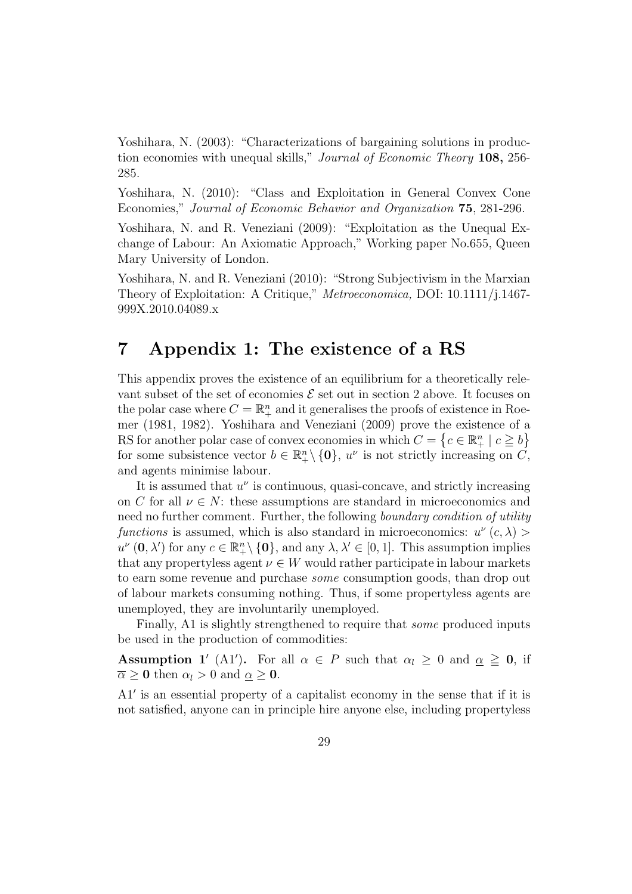Yoshihara, N. (2003): "Characterizations of bargaining solutions in production economies with unequal skills," *Journal of Economic Theory* **108,** 256-285.

Yoshihara, N. (2010): "Class and Exploitation in General Convex Cone Economies," *Journal of Economic Behavior and Organization* **75**, 281-296.

Yoshihara, N. and R. Veneziani (2009): "Exploitation as the Unequal Exchange of Labour: An Axiomatic Approach," Working paper No.655, Queen Mary University of London.

Yoshihara, N. and R. Veneziani (2010): "Strong Subjectivism in the Marxian Theory of Exploitation: A Critique," *Metroeconomica,* DOI: 10.1111/j.1467-999X.2010.04089.x

# 7 Appendix 1: The existence of a RS

This appendix proves the existence of an equilibrium for a theoretically relevant subset of the set of economies $\mathcal{E}$ set out in section 2 above. It focuses on the polar case where $C = \mathbb{R}^n_+$ and it generalises the proofs of existence in Roemer (1981, 1982). Yoshihara and Veneziani (2009) prove the existence of a RS for another polar case of convex economies in which $C = \left\{c \in \mathbb{R}^n_+ \mid c \geqq b\right\}$ for some subsistence vector $b \in \mathbb{R}^n_+ \setminus \{\mathbf{0}\}$, $u^\nu$ is not strictly increasing on $C$, and agents minimise labour.

It is assumed that $u^\nu$ is continuous, quasi-concave, and strictly increasing on $C$ for all $\nu \in N$: these assumptions are standard in microeconomics and need no further comment. Further, the following *boundary condition of utility functions* is assumed, which is also standard in microeconomics: $u^\nu(c, \lambda) > u^\nu(\mathbf{0}, \lambda')$ for any $c \in \mathbb{R}^n_+ \setminus \{\mathbf{0}\}$, and any $\lambda, \lambda' \in [0, 1]$. This assumption implies that any propertyless agent $\nu \in W$ would rather participate in labour markets to earn some revenue and purchase *some* consumption goods, than drop out of labour markets consuming nothing. Thus, if some propertyless agents are unemployed, they are involuntarily unemployed.

Finally, A1 is slightly strengthened to require that *some* produced inputs be used in the production of commodities:

**Assumption 1′** (A1′)**.** For all $\alpha \in P$ such that $\alpha_l \geq 0$ and $\underline{\alpha} \geqq \mathbf{0}$, if $\overline{\alpha} \geq \mathbf{0}$ then $\alpha_l > 0$ and $\underline{\alpha} \geq \mathbf{0}$.

A1′ is an essential property of a capitalist economy in the sense that if it is not satisfied, anyone can in principle hire anyone else, including propertyless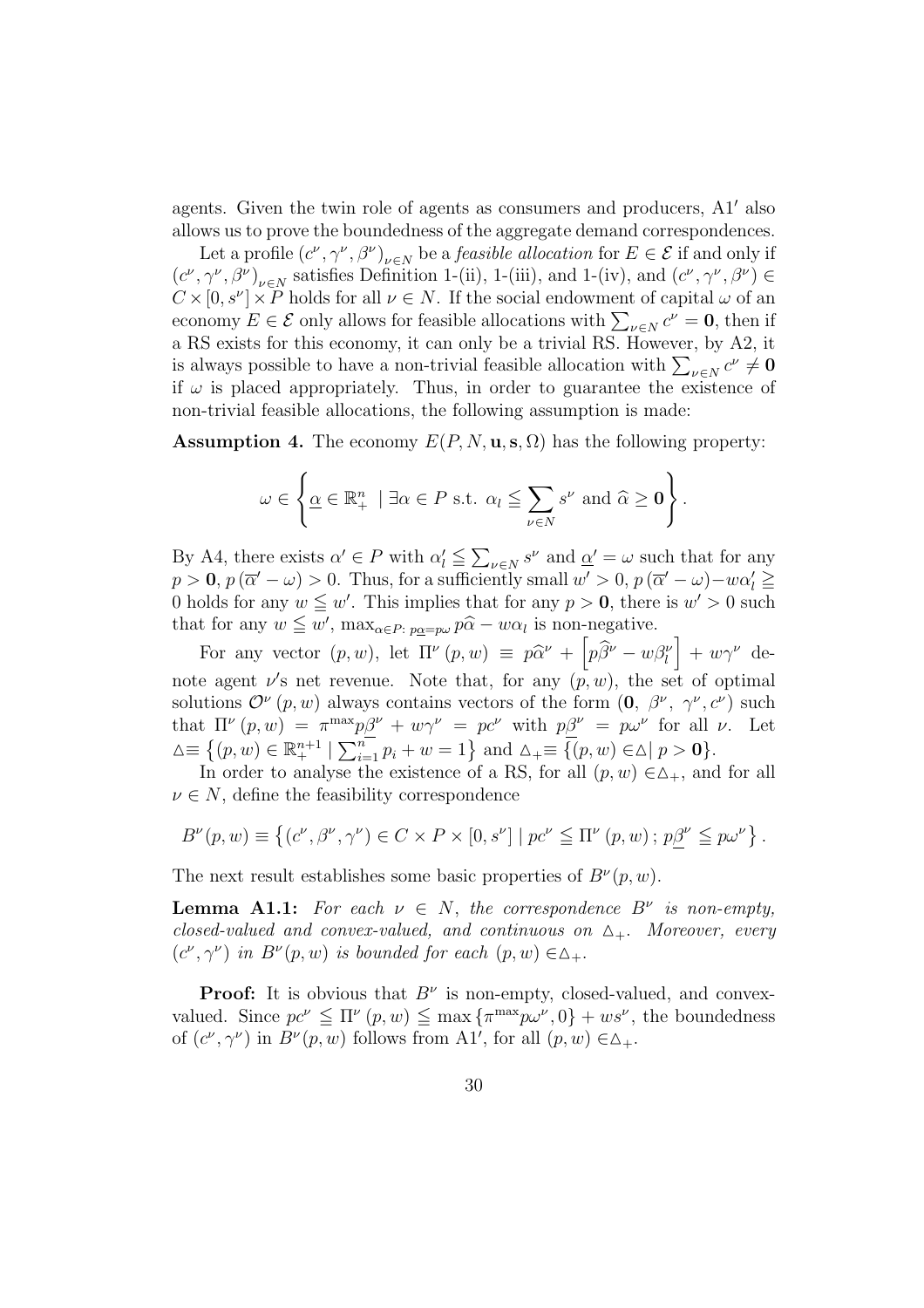agents. Given the twin role of agents as consumers and producers, A1$'$ also allows us to prove the boundedness of the aggregate demand correspondences.

Let a profile $(c^\nu, \gamma^\nu, \beta^\nu)_{\nu \in N}$ be a *feasible allocation* for $E \in \mathcal{E}$ if and only if $(c^\nu, \gamma^\nu, \beta^\nu)_{\nu \in N}$ satisfies Definition 1-(ii), 1-(iii), and 1-(iv), and $(c^\nu, \gamma^\nu, \beta^\nu) \in C \times [0, s^\nu] \times P$ holds for all $\nu \in N$. If the social endowment of capital $\omega$ of an economy $E \in \mathcal{E}$ only allows for feasible allocations with $\sum_{\nu \in N} c^\nu = \mathbf{0}$, then if a RS exists for this economy, it can only be a trivial RS. However, by A2, it is always possible to have a non-trivial feasible allocation with $\sum_{\nu \in N} c^\nu \neq \mathbf{0}$ if $\omega$ is placed appropriately. Thus, in order to guarantee the existence of non-trivial feasible allocations, the following assumption is made:

**Assumption 4.** The economy $E(P, N, \mathbf{u}, \mathbf{s}, \Omega)$ has the following property:

$$\omega \in \left\{ \underline{\alpha} \in \mathbb{R}^n_+ \mid \exists \alpha \in P \text{ s.t. } \alpha_l \leqq \sum_{\nu \in N} s^\nu \text{ and } \widehat{\alpha} \geq \mathbf{0} \right\}.$$

By A4, there exists $\alpha' \in P$ with $\alpha'_l \leqq \sum_{\nu \in N} s^\nu$ and $\underline{\alpha}' = \omega$ such that for any $p > \mathbf{0}$, $p\left(\overline{\alpha}' - \omega\right) > 0$. Thus, for a sufficiently small $w' > 0$, $p\left(\overline{\alpha}' - \omega\right) - w\alpha'_l \geqq 0$ holds for any $w \leqq w'$. This implies that for any $p > \mathbf{0}$, there is $w' > 0$ such that for any $w \leqq w'$, $\max_{\alpha \in P:\, p\underline{\alpha} = p\omega} p\widehat{\alpha} - w\alpha_l$ is non-negative.

For any vector $(p, w)$, let $\Pi^\nu(p, w) \equiv p\widehat{\alpha}^\nu + \left[p\widehat{\beta}^\nu - w\beta^\nu_l\right] + w\gamma^\nu$ denote agent $\nu$'s net revenue. Note that, for any $(p, w)$, the set of optimal solutions $\mathcal{O}^\nu(p, w)$ always contains vectors of the form $(\mathbf{0},\ \beta^\nu,\ \gamma^\nu, c^\nu)$ such that $\Pi^\nu(p, w) = \pi^{\max} p\underline{\beta}^\nu + w\gamma^\nu = pc^\nu$ with $p\underline{\beta}^\nu = p\omega^\nu$ for all $\nu$. Let $\triangle \equiv \left\{(p, w) \in \mathbb{R}^{n+1}_+ \mid \sum_{i=1}^n p_i + w = 1\right\}$ and $\triangle_+ \equiv \{(p, w) \in \triangle \mid p > \mathbf{0}\}$.

In order to analyse the existence of a RS, for all $(p, w) \in \triangle_+$, and for all $\nu \in N$, define the feasibility correspondence

$$B^\nu(p, w) \equiv \left\{(c^\nu, \beta^\nu, \gamma^\nu) \in C \times P \times [0, s^\nu] \mid pc^\nu \leqq \Pi^\nu(p, w)\, ;\, p\underline{\beta}^\nu \leqq p\omega^\nu \right\}.$$

The next result establishes some basic properties of $B^\nu(p, w)$.

**Lemma A1.1:** *For each $\nu \in N$, the correspondence $B^\nu$ is non-empty, closed-valued and convex-valued, and continuous on $\triangle_+$. Moreover, every $(c^\nu, \gamma^\nu)$ in $B^\nu(p, w)$ is bounded for each $(p, w) \in \triangle_+$.*

**Proof:** It is obvious that $B^\nu$ is non-empty, closed-valued, and convex-valued. Since $pc^\nu \leqq \Pi^\nu(p, w) \leqq \max\{\pi^{\max} p\omega^\nu, 0\} + ws^\nu$, the boundedness of $(c^\nu, \gamma^\nu)$ in $B^\nu(p, w)$ follows from A1$'$, for all $(p, w) \in \triangle_+$.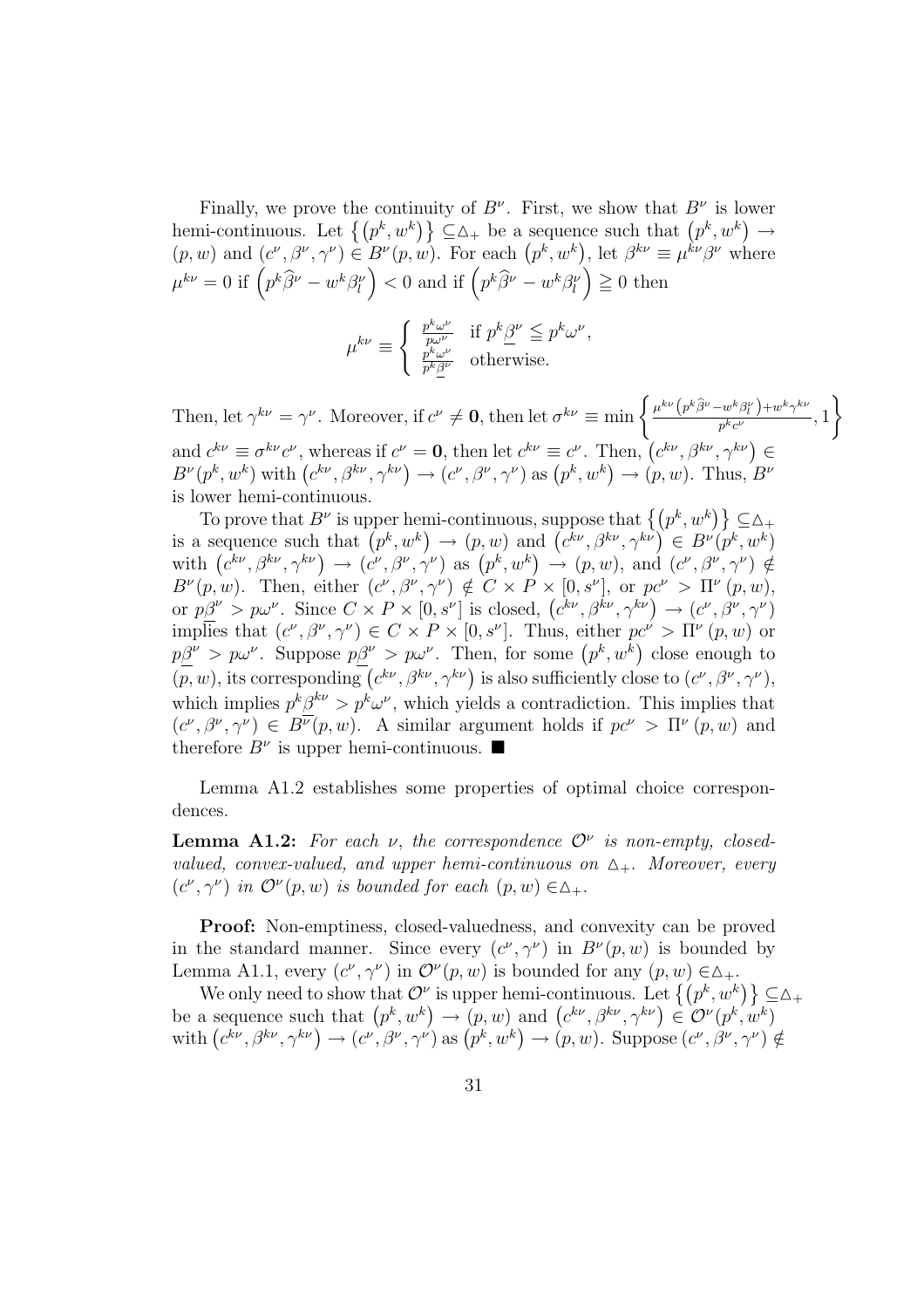Finally, we prove the continuity of $B^{\nu}$. First, we show that $B^{\nu}$ is lower hemi-continuous. Let $\{(p^k, w^k)\} \subseteq \triangle_+$ be a sequence such that $(p^k, w^k) \to (p, w)$ and $(c^{\nu}, \beta^{\nu}, \gamma^{\nu}) \in B^{\nu}(p, w)$. For each $(p^k, w^k)$, let $\beta^{k\nu} \equiv \mu^{k\nu}\beta^{\nu}$ where $\mu^{k\nu} = 0$ if $\left(p^k\widehat{\beta}^{\nu} - w^k\beta_l^{\nu}\right) < 0$ and if $\left(p^k\widehat{\beta}^{\nu} - w^k\beta_l^{\nu}\right) \geqq 0$ then

$$\mu^{k\nu} \equiv \begin{cases} \frac{p^k\omega^{\nu}}{p\omega^{\nu}} & \text{if } p^k\underline{\beta}^{\nu} \leqq p^k\omega^{\nu}, \\ \frac{p^k\omega^{\nu}}{p^k\underline{\beta}^{\nu}} & \text{otherwise.} \end{cases}$$

Then, let $\gamma^{k\nu} = \gamma^{\nu}$. Moreover, if $c^{\nu} \neq \mathbf{0}$, then let $\sigma^{k\nu} \equiv \min\left\{\frac{\mu^{k\nu}\left(p^k\widehat{\beta}^{\nu} - w^k\beta_l^{\nu}\right) + w^k\gamma^{k\nu}}{p^k c^{\nu}}, 1\right\}$ and $c^{k\nu} \equiv \sigma^{k\nu}c^{\nu}$, whereas if $c^{\nu} = \mathbf{0}$, then let $c^{k\nu} \equiv c^{\nu}$. Then, $\left(c^{k\nu}, \beta^{k\nu}, \gamma^{k\nu}\right) \in B^{\nu}(p^k, w^k)$ with $\left(c^{k\nu}, \beta^{k\nu}, \gamma^{k\nu}\right) \to (c^{\nu}, \beta^{\nu}, \gamma^{\nu})$ as $(p^k, w^k) \to (p, w)$. Thus, $B^{\nu}$ is lower hemi-continuous.

To prove that $B^{\nu}$ is upper hemi-continuous, suppose that $\{(p^k, w^k)\} \subseteq \triangle_+$ is a sequence such that $(p^k, w^k) \to (p, w)$ and $\left(c^{k\nu}, \beta^{k\nu}, \gamma^{k\nu}\right) \in B^{\nu}(p^k, w^k)$ with $\left(c^{k\nu}, \beta^{k\nu}, \gamma^{k\nu}\right) \to (c^{\nu}, \beta^{\nu}, \gamma^{\nu})$ as $(p^k, w^k) \to (p, w)$, and $(c^{\nu}, \beta^{\nu}, \gamma^{\nu}) \notin B^{\nu}(p, w)$. Then, either $(c^{\nu}, \beta^{\nu}, \gamma^{\nu}) \notin C \times P \times [0, s^{\nu}]$, or $pc^{\nu} > \Pi^{\nu}(p, w)$, or $p\underline{\beta}^{\nu} > p\omega^{\nu}$. Since $C \times P \times [0, s^{\nu}]$ is closed, $\left(c^{k\nu}, \beta^{k\nu}, \gamma^{k\nu}\right) \to (c^{\nu}, \beta^{\nu}, \gamma^{\nu})$ implies that $(c^{\nu}, \beta^{\nu}, \gamma^{\nu}) \in C \times P \times [0, s^{\nu}]$. Thus, either $pc^{\nu} > \Pi^{\nu}(p, w)$ or $p\underline{\beta}^{\nu} > p\omega^{\nu}$. Suppose $p\underline{\beta}^{\nu} > p\omega^{\nu}$. Then, for some $(p^k, w^k)$ close enough to $(p, w)$, its corresponding $\left(c^{k\nu}, \beta^{k\nu}, \gamma^{k\nu}\right)$ is also sufficiently close to $(c^{\nu}, \beta^{\nu}, \gamma^{\nu})$, which implies $p^k\underline{\beta}^{k\nu} > p^k\omega^{\nu}$, which yields a contradiction. This implies that $(c^{\nu}, \beta^{\nu}, \gamma^{\nu}) \in B^{\nu}(p, w)$. A similar argument holds if $pc^{\nu} > \Pi^{\nu}(p, w)$ and therefore $B^{\nu}$ is upper hemi-continuous. ■

Lemma A1.2 establishes some properties of optimal choice correspondences.

**Lemma A1.2:** *For each $\nu$, the correspondence $\mathcal{O}^{\nu}$ is non-empty, closed-valued, convex-valued, and upper hemi-continuous on $\triangle_+$. Moreover, every $(c^{\nu}, \gamma^{\nu})$ in $\mathcal{O}^{\nu}(p, w)$ is bounded for each $(p, w) \in \triangle_+$.*

**Proof:** Non-emptiness, closed-valuedness, and convexity can be proved in the standard manner. Since every $(c^{\nu}, \gamma^{\nu})$ in $B^{\nu}(p, w)$ is bounded by Lemma A1.1, every $(c^{\nu}, \gamma^{\nu})$ in $\mathcal{O}^{\nu}(p, w)$ is bounded for any $(p, w) \in \triangle_+$.

We only need to show that $\mathcal{O}^{\nu}$ is upper hemi-continuous. Let $\{(p^k, w^k)\} \subseteq \triangle_+$ be a sequence such that $(p^k, w^k) \to (p, w)$ and $\left(c^{k\nu}, \beta^{k\nu}, \gamma^{k\nu}\right) \in \mathcal{O}^{\nu}(p^k, w^k)$ with $\left(c^{k\nu}, \beta^{k\nu}, \gamma^{k\nu}\right) \to (c^{\nu}, \beta^{\nu}, \gamma^{\nu})$ as $(p^k, w^k) \to (p, w)$. Suppose $(c^{\nu}, \beta^{\nu}, \gamma^{\nu}) \notin$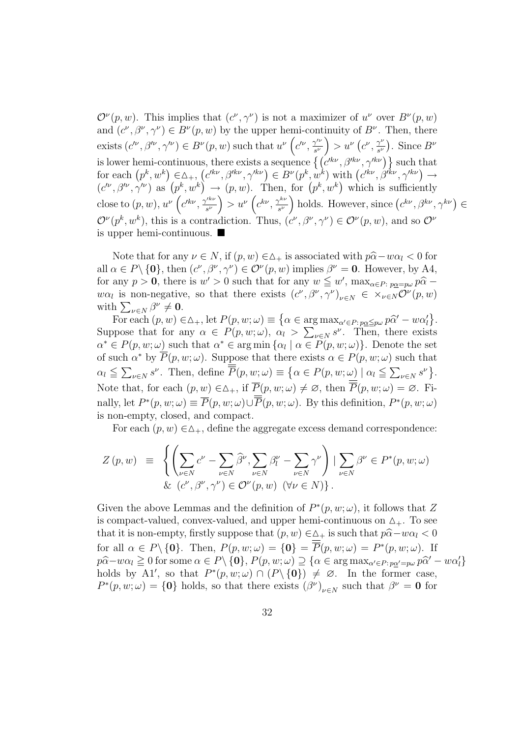$\mathcal{O}^{\nu}(p,w)$. This implies that $(c^{\nu},\gamma^{\nu})$ is not a maximizer of $u^{\nu}$ over $B^{\nu}(p,w)$ and $(c^{\nu},\beta^{\nu},\gamma^{\nu}) \in B^{\nu}(p,w)$ by the upper hemi-continuity of $B^{\nu}$. Then, there exists $(c'^{\nu},\beta'^{\nu},\gamma'^{\nu}) \in B^{\nu}(p,w)$ such that $u^{\nu}\left(c'^{\nu},\frac{\gamma'^{\nu}}{s^{\nu}}\right) > u^{\nu}\left(c^{\nu},\frac{\gamma^{\nu}}{s^{\nu}}\right)$. Since $B^{\nu}$ is lower hemi-continuous, there exists a sequence $\left\{\left(c'^{k\nu},\beta'^{k\nu},\gamma'^{k\nu}\right)\right\}$ such that for each $\left(p^{k},w^{k}\right) \in \triangle_{+}$, $\left(c'^{k\nu},\beta'^{k\nu},\gamma'^{k\nu}\right) \in B^{\nu}(p^{k},w^{k})$ with $\left(c'^{k\nu},\beta'^{k\nu},\gamma'^{k\nu}\right) \to (c'^{\nu},\beta'^{\nu},\gamma'^{\nu})$ as $\left(p^{k},w^{k}\right) \to (p,w)$. Then, for $\left(p^{k},w^{k}\right)$ which is sufficiently close to $(p,w)$, $u^{\nu}\left(c'^{k\nu},\frac{\gamma'^{k\nu}}{s^{\nu}}\right) > u^{\nu}\left(c^{k\nu},\frac{\gamma^{k\nu}}{s^{\nu}}\right)$ holds. However, since $\left(c^{k\nu},\beta^{k\nu},\gamma^{k\nu}\right) \in \mathcal{O}^{\nu}(p^{k},w^{k})$, this is a contradiction. Thus, $(c^{\nu},\beta^{\nu},\gamma^{\nu}) \in \mathcal{O}^{\nu}(p,w)$, and so $\mathcal{O}^{\nu}$ is upper hemi-continuous. ■

Note that for any $\nu \in N$, if $(p,w) \in \triangle_{+}$ is associated with $p\widehat{\alpha}-w\alpha_{l} < 0$ for all $\alpha \in P\backslash\{\mathbf{0}\}$, then $(c^{\nu},\beta^{\nu},\gamma^{\nu}) \in \mathcal{O}^{\nu}(p,w)$ implies $\beta^{\nu} = \mathbf{0}$. However, by A4, for any $p > \mathbf{0}$, there is $w' > 0$ such that for any $w \leqq w'$, $\max_{\alpha \in P:\, p\underline{\alpha}=p\omega} p\widehat{\alpha} - w\alpha_{l}$ is non-negative, so that there exists $(c^{\nu},\beta^{\nu},\gamma^{\nu})_{\nu\in N} \in \times_{\nu\in N}\mathcal{O}^{\nu}(p,w)$ with $\sum_{\nu\in N}\beta^{\nu} \neq \mathbf{0}$.

For each $(p,w) \in \triangle_{+}$, let $P(p,w;\omega) \equiv \left\{\alpha \in \arg\max_{\alpha'\in P:\, p\underline{\alpha}\leqq p\omega} p\widehat{\alpha}' - w\alpha'_{l}\right\}$. Suppose that for any $\alpha \in P(p,w;\omega)$, $\alpha_{l} > \sum_{\nu\in N} s^{\nu}$. Then, there exists $\alpha^{*} \in P(p,w;\omega)$ such that $\alpha^{*} \in \arg\min\left\{\alpha_{l} \mid \alpha \in P(p,w;\omega)\right\}$. Denote the set of such $\alpha^{*}$ by $\overline{P}(p,w;\omega)$. Suppose that there exists $\alpha \in P(p,w;\omega)$ such that $\alpha_{l} \leqq \sum_{\nu\in N} s^{\nu}$. Then, define $\overline{\overline{P}}(p,w;\omega) \equiv \left\{\alpha \in P(p,w;\omega) \mid \alpha_{l} \leqq \sum_{\nu\in N} s^{\nu}\right\}$. Note that, for each $(p,w) \in \triangle_{+}$, if $\overline{P}(p,w;\omega) \neq \varnothing$, then $\overline{\overline{P}}(p,w;\omega) = \varnothing$. Finally, let $P^{*}(p,w;\omega) \equiv \overline{P}(p,w;\omega) \cup \overline{\overline{P}}(p,w;\omega)$. By this definition, $P^{*}(p,w;\omega)$ is non-empty, closed, and compact.

For each $(p,w) \in \triangle_{+}$, define the aggregate excess demand correspondence:

$$
\begin{aligned}
Z\left(p,w\right) \equiv & \left\{\left(\sum_{\nu\in N} c^{\nu} - \sum_{\nu\in N}\widehat{\beta}^{\nu}, \sum_{\nu\in N}\beta_{l}^{\nu} - \sum_{\nu\in N}\gamma^{\nu}\right) \mid \sum_{\nu\in N}\beta^{\nu} \in P^{*}(p,w;\omega)\right. \\
& \left. \& \ (c^{\nu},\beta^{\nu},\gamma^{\nu}) \in \mathcal{O}^{\nu}(p,w) \ (\forall \nu \in N)\right\}.
\end{aligned}
$$

Given the above Lemmas and the definition of $P^{*}(p,w;\omega)$, it follows that $Z$ is compact-valued, convex-valued, and upper hemi-continuous on $\triangle_{+}$. To see that it is non-empty, firstly suppose that $(p,w) \in \triangle_{+}$ is such that $p\widehat{\alpha}-w\alpha_{l} < 0$ for all $\alpha \in P\backslash\{\mathbf{0}\}$. Then, $P(p,w;\omega) = \{\mathbf{0}\} = \overline{\overline{P}}(p,w;\omega) = P^{*}(p,w;\omega)$. If $p\widehat{\alpha}-w\alpha_{l} \geqq 0$ for some $\alpha \in P\backslash\{\mathbf{0}\}$, $P(p,w;\omega) \supseteq \left\{\alpha \in \arg\max_{\alpha'\in P:\, p\underline{\alpha}'=p\omega} p\widehat{\alpha}' - w\alpha'_{l}\right\}$ holds by A1$'$, so that $P^{*}(p,w;\omega) \cap (P\backslash\{\mathbf{0}\}) \neq \varnothing$. In the former case, $P^{*}(p,w;\omega) = \{\mathbf{0}\}$ holds, so that there exists $(\beta^{\nu})_{\nu\in N}$ such that $\beta^{\nu} = \mathbf{0}$ for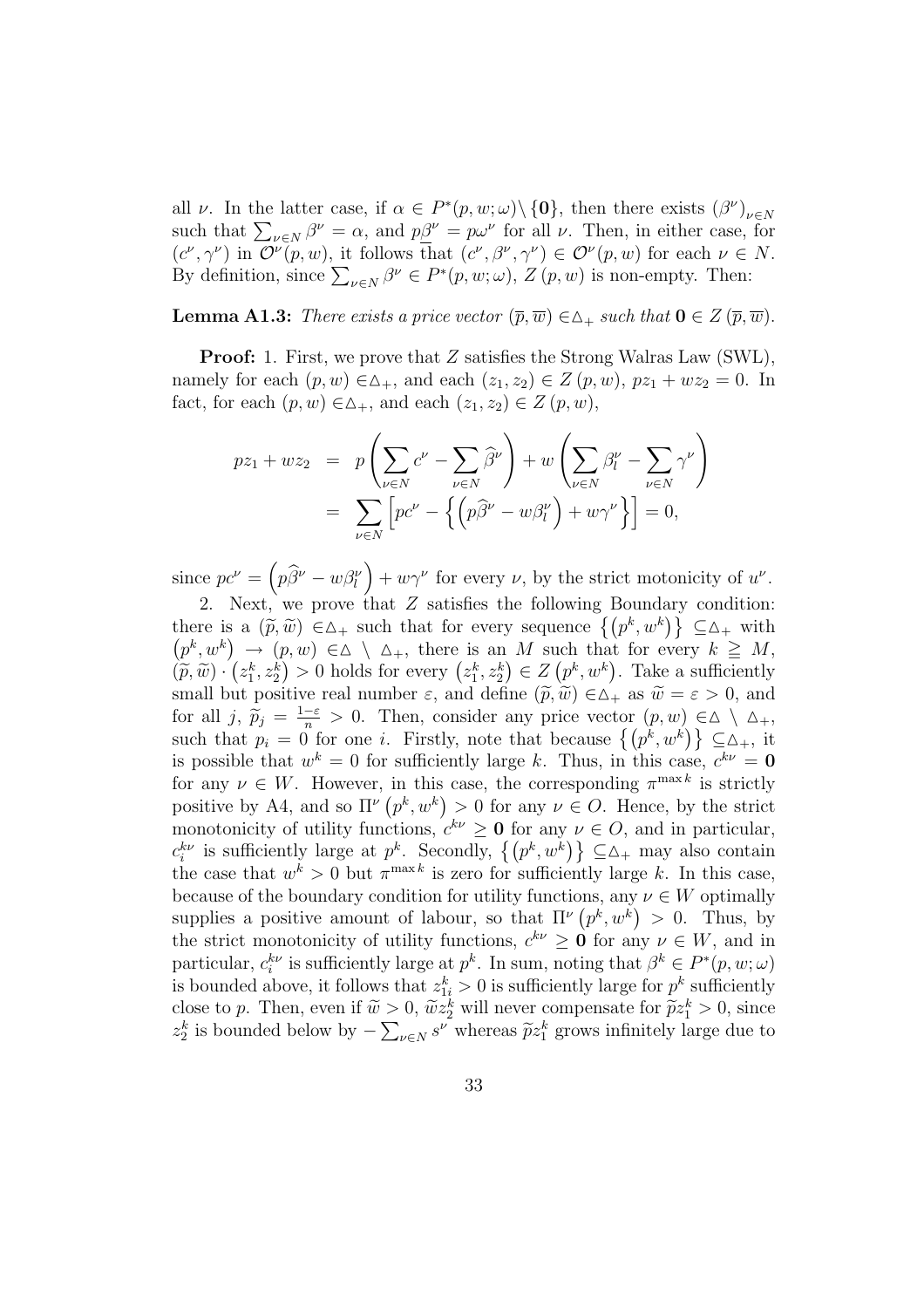all $\nu$. In the latter case, if $\alpha \in P^{*}(p, w; \omega) \backslash \{\mathbf{0}\}$, then there exists $(\beta^{\nu})_{\nu \in N}$ such that $\sum_{\nu \in N} \beta^{\nu} = \alpha$, and $p\underline{\beta}^{\nu} = p\omega^{\nu}$ for all $\nu$. Then, in either case, for $(c^{\nu}, \gamma^{\nu})$ in $\mathcal{O}^{\nu}(p, w)$, it follows that $(c^{\nu}, \beta^{\nu}, \gamma^{\nu}) \in \mathcal{O}^{\nu}(p, w)$ for each $\nu \in N$. By definition, since $\sum_{\nu \in N} \beta^{\nu} \in P^{*}(p, w; \omega)$, $Z(p, w)$ is non-empty. Then:

**Lemma A1.3:** *There exists a price vector $(\overline{p}, \overline{w}) \in \triangle_{+}$ such that $\mathbf{0} \in Z(\overline{p}, \overline{w})$.*

**Proof:** 1. First, we prove that $Z$ satisfies the Strong Walras Law (SWL), namely for each $(p, w) \in \triangle_{+}$, and each $(z_1, z_2) \in Z(p, w)$, $pz_1 + wz_2 = 0$. In fact, for each $(p, w) \in \triangle_{+}$, and each $(z_1, z_2) \in Z(p, w)$,

$$
\begin{aligned}
pz_1 + wz_2 &= p\left(\sum_{\nu \in N} c^{\nu} - \sum_{\nu \in N} \widehat{\beta}^{\nu}\right) + w\left(\sum_{\nu \in N} \beta_l^{\nu} - \sum_{\nu \in N} \gamma^{\nu}\right) \\
&= \sum_{\nu \in N} \left[pc^{\nu} - \left\{\left(p\widehat{\beta}^{\nu} - w\beta_l^{\nu}\right) + w\gamma^{\nu}\right\}\right] = 0,
\end{aligned}
$$

since $pc^{\nu} = \left(p\widehat{\beta}^{\nu} - w\beta_l^{\nu}\right) + w\gamma^{\nu}$ for every $\nu$, by the strict motonicity of $u^{\nu}$.

2. Next, we prove that $Z$ satisfies the following Boundary condition: there is a $(\widetilde{p}, \widetilde{w}) \in \triangle_{+}$ such that for every sequence $\left\{\left(p^k, w^k\right)\right\} \subseteq \triangle_{+}$ with $\left(p^k, w^k\right) \rightarrow (p, w) \in \triangle \setminus \triangle_{+}$, there is an $M$ such that for every $k \geqq M$, $(\widetilde{p}, \widetilde{w}) \cdot \left(z_1^k, z_2^k\right) > 0$ holds for every $\left(z_1^k, z_2^k\right) \in Z\left(p^k, w^k\right)$. Take a sufficiently small but positive real number $\varepsilon$, and define $(\widetilde{p}, \widetilde{w}) \in \triangle_{+}$ as $\widetilde{w} = \varepsilon > 0$, and for all $j$, $\widetilde{p}_j = \frac{1-\varepsilon}{n} > 0$. Then, consider any price vector $(p, w) \in \triangle \setminus \triangle_{+}$, such that $p_i = 0$ for one $i$. Firstly, note that because $\left\{\left(p^k, w^k\right)\right\} \subseteq \triangle_{+}$, it is possible that $w^k = 0$ for sufficiently large $k$. Thus, in this case, $c^{k\nu} = \mathbf{0}$ for any $\nu \in W$. However, in this case, the corresponding $\pi^{\max k}$ is strictly positive by A4, and so $\Pi^{\nu}\left(p^k, w^k\right) > 0$ for any $\nu \in O$. Hence, by the strict monotonicity of utility functions, $c^{k\nu} \geq \mathbf{0}$ for any $\nu \in O$, and in particular, $c_i^{k\nu}$ is sufficiently large at $p^k$. Secondly, $\left\{\left(p^k, w^k\right)\right\} \subseteq \triangle_{+}$ may also contain the case that $w^k > 0$ but $\pi^{\max k}$ is zero for sufficiently large $k$. In this case, because of the boundary condition for utility functions, any $\nu \in W$ optimally supplies a positive amount of labour, so that $\Pi^{\nu}\left(p^k, w^k\right) > 0$. Thus, by the strict monotonicity of utility functions, $c^{k\nu} \geq \mathbf{0}$ for any $\nu \in W$, and in particular, $c_i^{k\nu}$ is sufficiently large at $p^k$. In sum, noting that $\beta^k \in P^{*}(p, w; \omega)$ is bounded above, it follows that $z_{1i}^k > 0$ is sufficiently large for $p^k$ sufficiently close to $p$. Then, even if $\widetilde{w} > 0$, $\widetilde{w}z_2^k$ will never compensate for $\widetilde{p}z_1^k > 0$, since $z_2^k$ is bounded below by $-\sum_{\nu \in N} s^{\nu}$ whereas $\widetilde{p}z_1^k$ grows infinitely large due to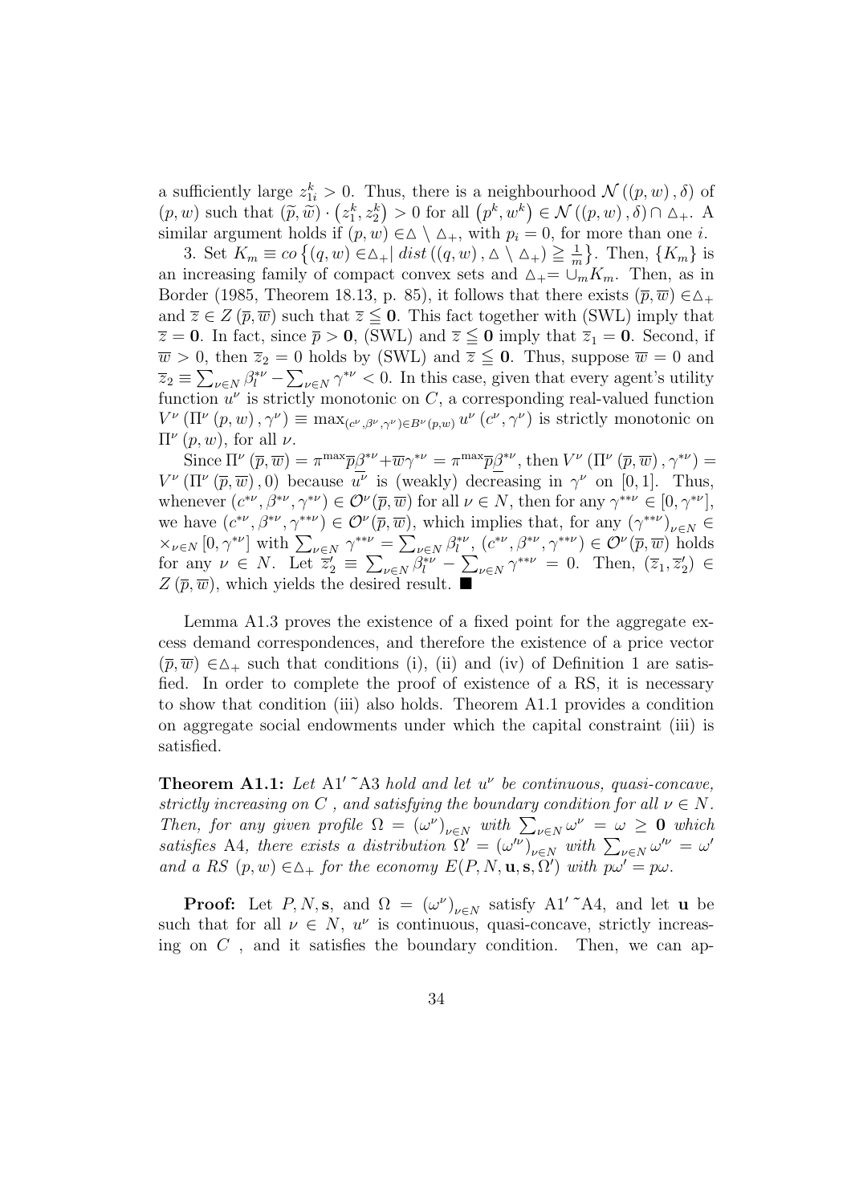a sufficiently large $z_{1i}^k > 0$. Thus, there is a neighbourhood $\mathcal{N}((p,w),\delta)$ of $(p,w)$ such that $(\widetilde{p},\widetilde{w}) \cdot (z_1^k, z_2^k) > 0$ for all $(p^k, w^k) \in \mathcal{N}((p,w),\delta) \cap \triangle_+$. A similar argument holds if $(p,w) \in \triangle \setminus \triangle_+$, with $p_i = 0$, for more than one $i$.

3. Set $K_m \equiv co\left\{(q,w) \in \triangle_+ \mid dist\left((q,w), \triangle \setminus \triangle_+\right) \geqq \frac{1}{m}\right\}$. Then, $\{K_m\}$ is an increasing family of compact convex sets and $\triangle_+ = \cup_m K_m$. Then, as in Border (1985, Theorem 18.13, p. 85), it follows that there exists $(\overline{p},\overline{w}) \in \triangle_+$ and $\overline{z} \in Z(\overline{p},\overline{w})$ such that $\overline{z} \leqq \mathbf{0}$. This fact together with (SWL) imply that $\overline{z} = \mathbf{0}$. In fact, since $\overline{p} > \mathbf{0}$, (SWL) and $\overline{z} \leqq \mathbf{0}$ imply that $\overline{z}_1 = \mathbf{0}$. Second, if $\overline{w} > 0$, then $\overline{z}_2 = 0$ holds by (SWL) and $\overline{z} \leqq \mathbf{0}$. Thus, suppose $\overline{w} = 0$ and $\overline{z}_2 \equiv \sum_{\nu \in N} \beta_l^{*\nu} - \sum_{\nu \in N} \gamma^{*\nu} < 0$. In this case, given that every agent's utility function $u^\nu$ is strictly monotonic on $C$, a corresponding real-valued function $V^\nu(\Pi^\nu(p,w), \gamma^\nu) \equiv \max_{(c^\nu, \beta^\nu, \gamma^\nu) \in B^\nu(p,w)} u^\nu(c^\nu, \gamma^\nu)$ is strictly monotonic on $\Pi^\nu(p,w)$, for all $\nu$.

Since $\Pi^\nu(\overline{p},\overline{w}) = \pi^{\max}\overline{p}\underline{\beta}^{*\nu} + \overline{w}\gamma^{*\nu} = \pi^{\max}\overline{p}\underline{\beta}^{*\nu}$, then $V^\nu(\Pi^\nu(\overline{p},\overline{w}), \gamma^{*\nu}) = V^\nu(\Pi^\nu(\overline{p},\overline{w}), 0)$ because $u^\nu$ is (weakly) decreasing in $\gamma^\nu$ on $[0,1]$. Thus, whenever $(c^{*\nu}, \beta^{*\nu}, \gamma^{*\nu}) \in \mathcal{O}^\nu(\overline{p},\overline{w})$ for all $\nu \in N$, then for any $\gamma^{**\nu} \in [0, \gamma^{*\nu}]$, we have $(c^{*\nu}, \beta^{*\nu}, \gamma^{**\nu}) \in \mathcal{O}^\nu(\overline{p},\overline{w})$, which implies that, for any $(\gamma^{**\nu})_{\nu \in N} \in \times_{\nu \in N}[0, \gamma^{*\nu}]$ with $\sum_{\nu \in N} \gamma^{**\nu} = \sum_{\nu \in N} \beta_l^{*\nu}$, $(c^{*\nu}, \beta^{*\nu}, \gamma^{**\nu}) \in \mathcal{O}^\nu(\overline{p},\overline{w})$ holds for any $\nu \in N$. Let $\overline{z}'_2 \equiv \sum_{\nu \in N} \beta_l^{*\nu} - \sum_{\nu \in N} \gamma^{**\nu} = 0$. Then, $(\overline{z}_1, \overline{z}'_2) \in Z(\overline{p},\overline{w})$, which yields the desired result. ∎

Lemma A1.3 proves the existence of a fixed point for the aggregate excess demand correspondences, and therefore the existence of a price vector $(\overline{p},\overline{w}) \in \triangle_+$ such that conditions (i), (ii) and (iv) of Definition 1 are satisfied. In order to complete the proof of existence of a RS, it is necessary to show that condition (iii) also holds. Theorem A1.1 provides a condition on aggregate social endowments under which the capital constraint (iii) is satisfied.

**Theorem A1.1:** *Let* A1′ ˜A3 *hold and let $u^\nu$ be continuous, quasi-concave, strictly increasing on $C$ , and satisfying the boundary condition for all $\nu \in N$. Then, for any given profile $\Omega = (\omega^\nu)_{\nu \in N}$ with $\sum_{\nu \in N} \omega^\nu = \omega \geq \mathbf{0}$ which satisfies* A4*, there exists a distribution $\Omega' = (\omega'^\nu)_{\nu \in N}$ with $\sum_{\nu \in N} \omega'^\nu = \omega'$ and a RS $(p,w) \in \triangle_+$ for the economy $E(P, N, \mathbf{u}, \mathbf{s}, \Omega')$ with $p\omega' = p\omega$.*

**Proof:** Let $P, N, \mathbf{s}$, and $\Omega = (\omega^\nu)_{\nu \in N}$ satisfy A1′ ˜A4, and let $\mathbf{u}$ be such that for all $\nu \in N$, $u^\nu$ is continuous, quasi-concave, strictly increasing on $C$ , and it satisfies the boundary condition. Then, we can ap-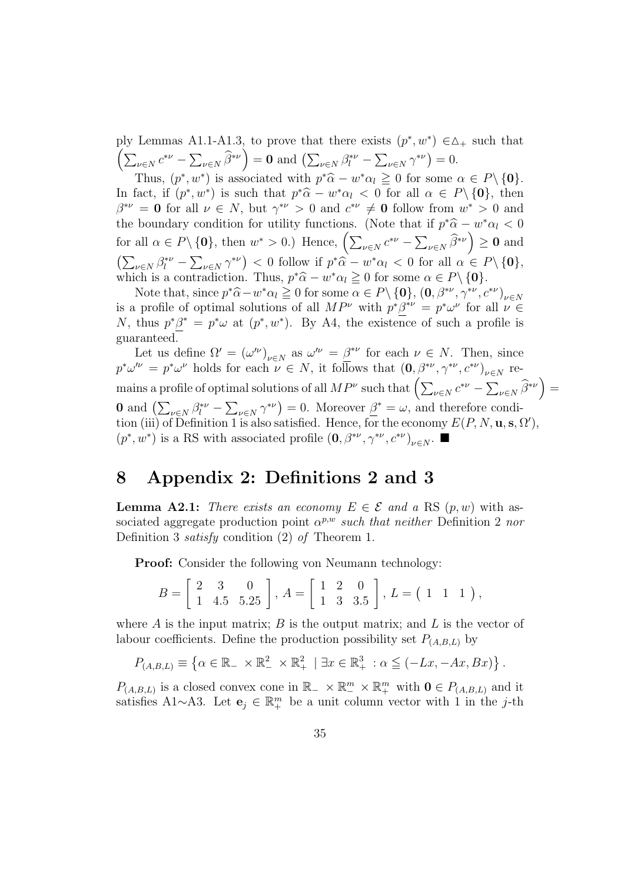ply Lemmas A1.1-A1.3, to prove that there exists $(p^*, w^*) \in \Delta_+$ such that $\left(\sum_{\nu \in N} c^{*\nu} - \sum_{\nu \in N} \widehat{\beta}^{*\nu}\right) = \mathbf{0}$ and $\left(\sum_{\nu \in N} \beta_l^{*\nu} - \sum_{\nu \in N} \gamma^{*\nu}\right) = 0$.

Thus, $(p^*, w^*)$ is associated with $p^* \widehat{\alpha} - w^* \alpha_l \geqq 0$ for some $\alpha \in P \setminus \{\mathbf{0}\}$. In fact, if $(p^*, w^*)$ is such that $p^* \widehat{\alpha} - w^* \alpha_l < 0$ for all $\alpha \in P \setminus \{\mathbf{0}\}$, then $\beta^{*\nu} = \mathbf{0}$ for all $\nu \in N$, but $\gamma^{*\nu} > 0$ and $c^{*\nu} \neq \mathbf{0}$ follow from $w^* > 0$ and the boundary condition for utility functions. (Note that if $p^* \widehat{\alpha} - w^* \alpha_l < 0$ for all $\alpha \in P \setminus \{\mathbf{0}\}$, then $w^* > 0$.) Hence, $\left(\sum_{\nu \in N} c^{*\nu} - \sum_{\nu \in N} \widehat{\beta}^{*\nu}\right) \geq \mathbf{0}$ and $\left(\sum_{\nu \in N} \beta_l^{*\nu} - \sum_{\nu \in N} \gamma^{*\nu}\right) < 0$ follow if $p^* \widehat{\alpha} - w^* \alpha_l < 0$ for all $\alpha \in P \setminus \{\mathbf{0}\}$, which is a contradiction. Thus, $p^* \widehat{\alpha} - w^* \alpha_l \geqq 0$ for some $\alpha \in P \setminus \{\mathbf{0}\}$.

Note that, since $p^* \widehat{\alpha} - w^* \alpha_l \geqq 0$ for some $\alpha \in P \setminus \{\mathbf{0}\}$, $\left(\mathbf{0}, \beta^{*\nu}, \gamma^{*\nu}, c^{*\nu}\right)_{\nu \in N}$ is a profile of optimal solutions of all $MP^\nu$ with $p^* \underline{\beta}^{*\nu} = p^* \omega^\nu$ for all $\nu \in N$, thus $p^* \underline{\beta}^* = p^* \omega$ at $(p^*, w^*)$. By A4, the existence of such a profile is guaranteed.

Let us define $\Omega' = \left(\omega'^\nu\right)_{\nu \in N}$ as $\omega'^\nu = \underline{\beta}^{*\nu}$ for each $\nu \in N$. Then, since $p^* \omega'^\nu = p^* \omega^\nu$ holds for each $\nu \in N$, it follows that $\left(\mathbf{0}, \beta^{*\nu}, \gamma^{*\nu}, c^{*\nu}\right)_{\nu \in N}$ remains a profile of optimal solutions of all $MP^\nu$ such that $\left(\sum_{\nu \in N} c^{*\nu} - \sum_{\nu \in N} \widehat{\beta}^{*\nu}\right) = \mathbf{0}$ and $\left(\sum_{\nu \in N} \beta_l^{*\nu} - \sum_{\nu \in N} \gamma^{*\nu}\right) = 0$. Moreover $\underline{\beta}^* = \omega$, and therefore condition (iii) of Definition 1 is also satisfied. Hence, for the economy $E(P, N, \mathbf{u}, \mathbf{s}, \Omega')$, $(p^*, w^*)$ is a RS with associated profile $\left(\mathbf{0}, \beta^{*\nu}, \gamma^{*\nu}, c^{*\nu}\right)_{\nu \in N}$. ■

# 8 Appendix 2: Definitions 2 and 3

**Lemma A2.1:** *There exists an economy $E \in \mathcal{E}$ and a* RS $(p, w)$ *with associated aggregate production point $\alpha^{p,w}$ such that neither* Definition 2 *nor* Definition 3 *satisfy* condition (2) *of* Theorem 1.

**Proof:** Consider the following von Neumann technology:

$$B = \begin{bmatrix} 2 & 3 & 0 \\ 1 & 4.5 & 5.25 \end{bmatrix}, \; A = \begin{bmatrix} 1 & 2 & 0 \\ 1 & 3 & 3.5 \end{bmatrix}, \; L = \begin{pmatrix} 1 & 1 & 1 \end{pmatrix},$$

where $A$ is the input matrix; $B$ is the output matrix; and $L$ is the vector of labour coefficients. Define the production possibility set $P_{(A,B,L)}$ by

$$P_{(A,B,L)} \equiv \left\{ \alpha \in \mathbb{R}_- \times \mathbb{R}^2_- \times \mathbb{R}^2_+ \mid \exists x \in \mathbb{R}^3_+ : \alpha \leqq (-Lx, -Ax, Bx) \right\}.$$

$P_{(A,B,L)}$ is a closed convex cone in $\mathbb{R}_- \times \mathbb{R}^m_- \times \mathbb{R}^m_+$ with $\mathbf{0} \in P_{(A,B,L)}$ and it satisfies A1$\sim$A3. Let $\mathbf{e}_j \in \mathbb{R}^m_+$ be a unit column vector with 1 in the $j$-th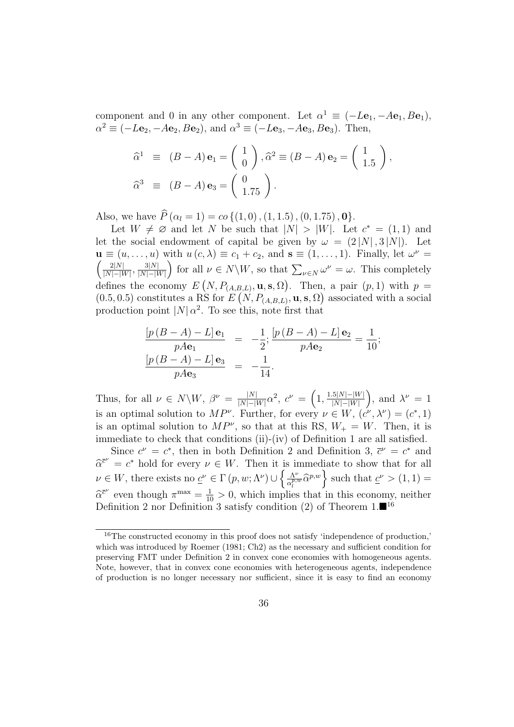component and 0 in any other component. Let $\alpha^1 \equiv (-L\mathbf{e}_1, -A\mathbf{e}_1, B\mathbf{e}_1)$, $\alpha^2 \equiv (-L\mathbf{e}_2, -A\mathbf{e}_2, B\mathbf{e}_2)$, and $\alpha^3 \equiv (-L\mathbf{e}_3, -A\mathbf{e}_3, B\mathbf{e}_3)$. Then,

$$\begin{aligned}
\widehat{\alpha}^1 &\equiv (B-A)\,\mathbf{e}_1 = \begin{pmatrix} 1 \\ 0 \end{pmatrix}, \widehat{\alpha}^2 \equiv (B-A)\,\mathbf{e}_2 = \begin{pmatrix} 1 \\ 1.5 \end{pmatrix}, \\
\widehat{\alpha}^3 &\equiv (B-A)\,\mathbf{e}_3 = \begin{pmatrix} 0 \\ 1.75 \end{pmatrix}.
\end{aligned}$$

Also, we have $\widehat{P}(\alpha_l = 1) = co\{(1,0), (1,1.5), (0,1.75), \mathbf{0}\}$.

Let $W \neq \varnothing$ and let $N$ be such that $|N| > |W|$. Let $c^* = (1,1)$ and let the social endowment of capital be given by $\omega = (2|N|, 3|N|)$. Let $\mathbf{u} \equiv (u, \ldots, u)$ with $u(c, \lambda) \equiv c_1 + c_2$, and $\mathbf{s} \equiv (1, \ldots, 1)$. Finally, let $\omega^\nu = \left(\frac{2|N|}{|N|-|W|}, \frac{3|N|}{|N|-|W|}\right)$ for all $\nu \in N \backslash W$, so that $\sum_{\nu \in N} \omega^\nu = \omega$. This completely defines the economy $E\left(N, P_{(A,B,L)}, \mathbf{u}, \mathbf{s}, \Omega\right)$. Then, a pair $(p, 1)$ with $p = (0.5, 0.5)$ constitutes a RS for $E\left(N, P_{(A,B,L)}, \mathbf{u}, \mathbf{s}, \Omega\right)$ associated with a social production point $|N|\,\alpha^2$. To see this, note first that

$$\begin{aligned}
\frac{[p(B-A)-L]\,\mathbf{e}_1}{pA\mathbf{e}_1} &= -\frac{1}{2}; \frac{[p(B-A)-L]\,\mathbf{e}_2}{pA\mathbf{e}_2} = \frac{1}{10}; \\
\frac{[p(B-A)-L]\,\mathbf{e}_3}{pA\mathbf{e}_3} &= -\frac{1}{14}.
\end{aligned}$$

Thus, for all $\nu \in N \backslash W$, $\beta^\nu = \frac{|N|}{|N|-|W|}\alpha^2$, $c^\nu = \left(1, \frac{1.5|N|-|W|}{|N|-|W|}\right)$, and $\lambda^\nu = 1$ is an optimal solution to $MP^\nu$. Further, for every $\nu \in W$, $(c^\nu, \lambda^\nu) = (c^*, 1)$ is an optimal solution to $MP^\nu$, so that at this RS, $W_+ = W$. Then, it is immediate to check that conditions (ii)-(iv) of Definition 1 are all satisfied.

Since $c^\nu = c^*$, then in both Definition 2 and Definition 3, $\overline{c}^\nu = c^*$ and $\widehat{\alpha}^{\overline{c}^\nu} = c^*$ hold for every $\nu \in W$. Then it is immediate to show that for all $\nu \in W$, there exists no $\underline{c}^\nu \in \Gamma(p, w; \Lambda^\nu) \cup \left\{\frac{\Lambda^\nu}{\alpha_l^{p,w}}\widehat{\alpha}^{p,w}\right\}$ such that $\underline{c}^\nu > (1,1) = \widehat{\alpha}^{\overline{c}^\nu}$ even though $\pi^{\max} = \frac{1}{10} > 0$, which implies that in this economy, neither Definition 2 nor Definition 3 satisfy condition (2) of Theorem 1.■[16]

---

[16] The constructed economy in this proof does not satisfy 'independence of production,' which was introduced by Roemer (1981; Ch2) as the necessary and sufficient condition for preserving FMT under Definition 2 in convex cone economies with homogeneous agents. Note, however, that in convex cone economies with heterogeneous agents, independence of production is no longer necessary nor sufficient, since it is easy to find an economy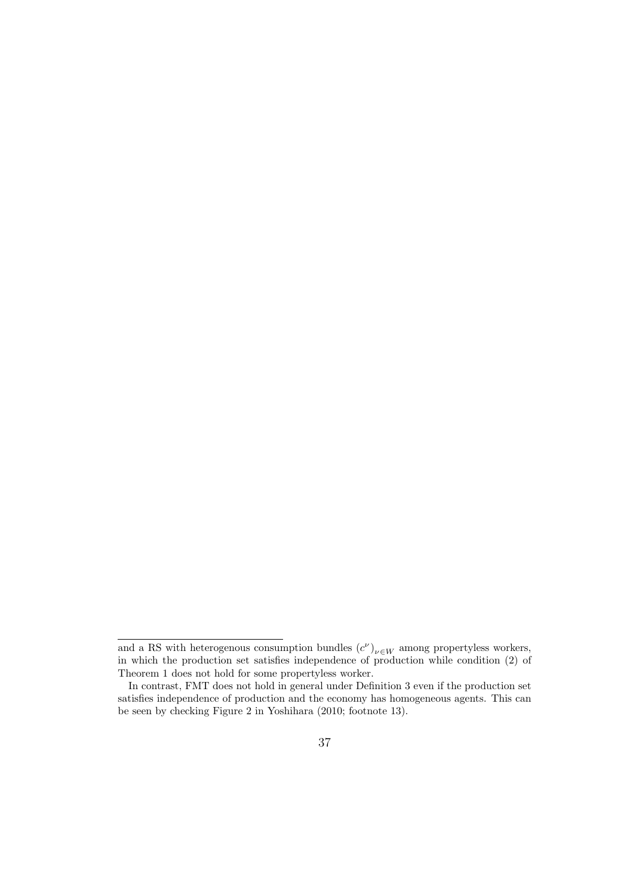and a RS with heterogenous consumption bundles $(c^{\nu})_{\nu \in W}$ among propertyless workers, in which the production set satisfies independence of production while condition (2) of Theorem 1 does not hold for some propertyless worker.

In contrast, FMT does not hold in general under Definition 3 even if the production set satisfies independence of production and the economy has homogeneous agents. This can be seen by checking Figure 2 in Yoshihara (2010; footnote 13).